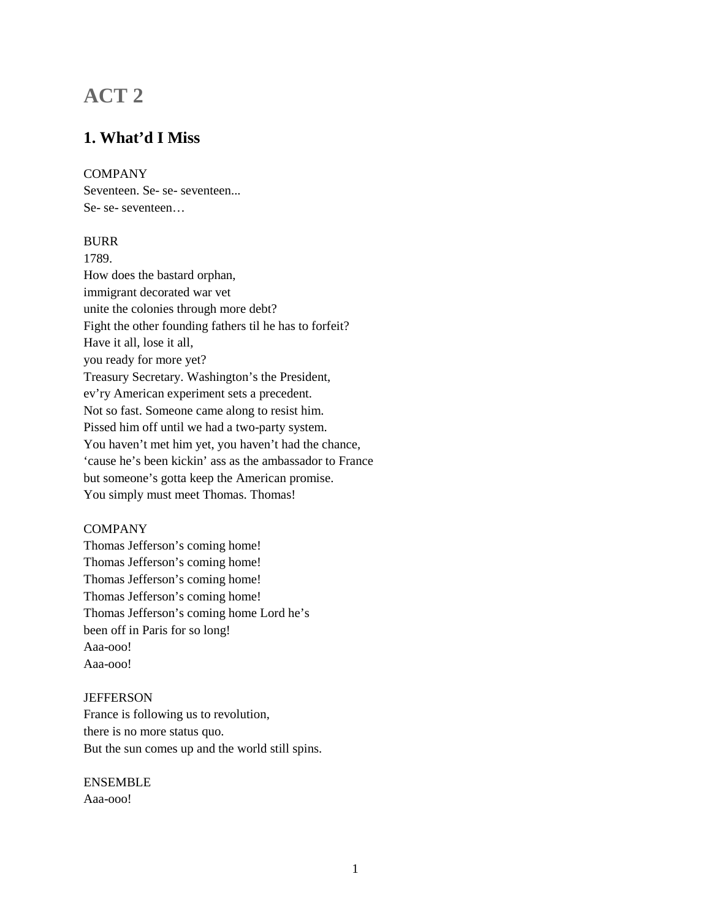# ACT 2

## 1. What'd I Miss

COMPANY
Seventeen. Se- se- seventeen...
Se- se- seventeen…

BURR
1789.
How does the bastard orphan,
immigrant decorated war vet
unite the colonies through more debt?
Fight the other founding fathers til he has to forfeit?
Have it all, lose it all,
you ready for more yet?
Treasury Secretary. Washington's the President,
ev'ry American experiment sets a precedent.
Not so fast. Someone came along to resist him.
Pissed him off until we had a two-party system.
You haven't met him yet, you haven't had the chance,
'cause he's been kickin' ass as the ambassador to France
but someone's gotta keep the American promise.
You simply must meet Thomas. Thomas!

COMPANY
Thomas Jefferson's coming home!
Thomas Jefferson's coming home!
Thomas Jefferson's coming home!
Thomas Jefferson's coming home!
Thomas Jefferson's coming home Lord he's
been off in Paris for so long!
Aaa-ooo!
Aaa-ooo!

JEFFERSON
France is following us to revolution,
there is no more status quo.
But the sun comes up and the world still spins.

ENSEMBLE
Aaa-ooo!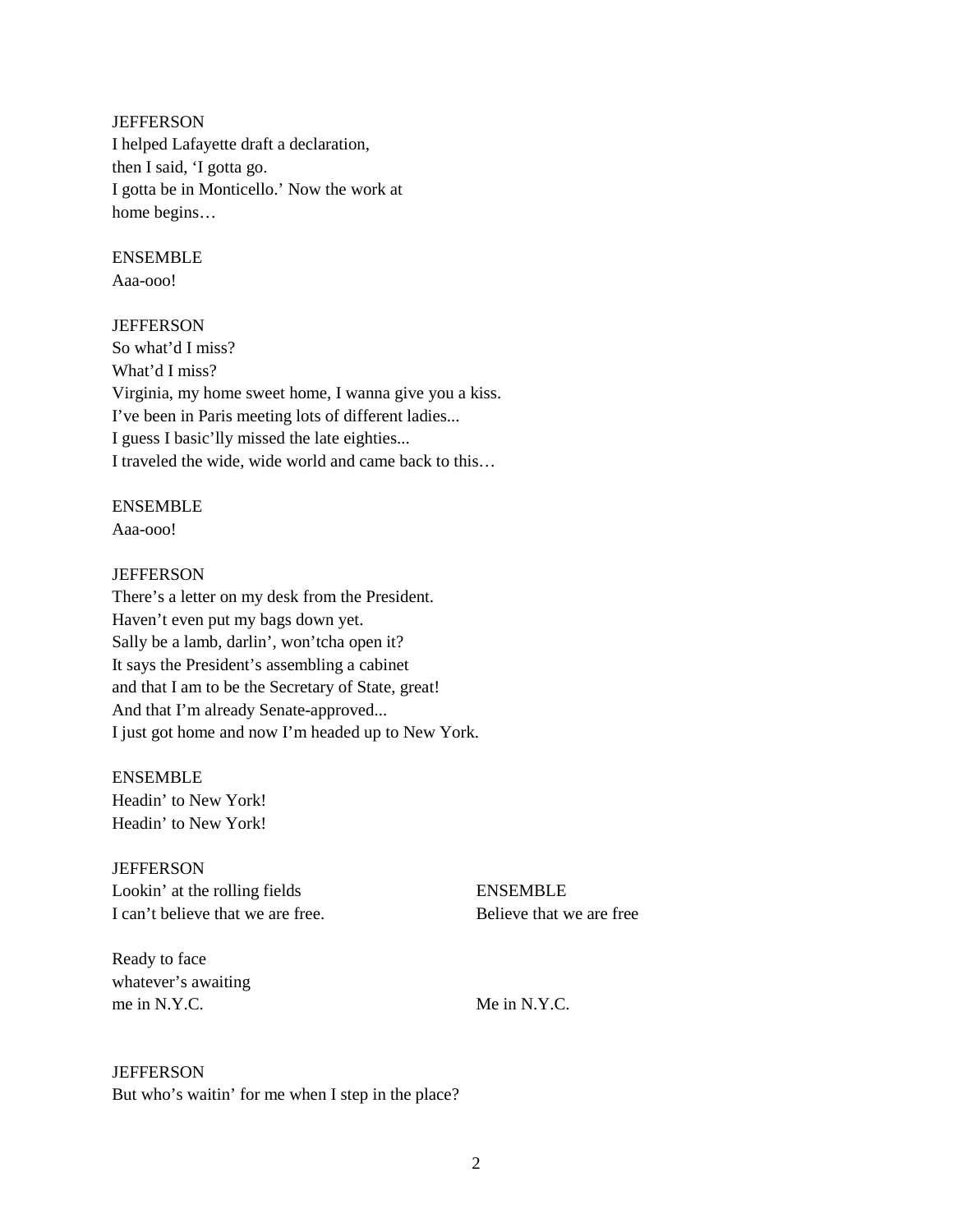JEFFERSON
I helped Lafayette draft a declaration,
then I said, 'I gotta go.
I gotta be in Monticello.' Now the work at
home begins…

ENSEMBLE
Aaa-ooo!

JEFFERSON
So what'd I miss?
What'd I miss?
Virginia, my home sweet home, I wanna give you a kiss.
I've been in Paris meeting lots of different ladies...
I guess I basic'lly missed the late eighties...
I traveled the wide, wide world and came back to this…

ENSEMBLE
Aaa-ooo!

JEFFERSON
There's a letter on my desk from the President.
Haven't even put my bags down yet.
Sally be a lamb, darlin', won'tcha open it?
It says the President's assembling a cabinet
and that I am to be the Secretary of State, great!
And that I'm already Senate-approved...
I just got home and now I'm headed up to New York.

ENSEMBLE
Headin' to New York!
Headin' to New York!

JEFFERSON
Lookin' at the rolling fields
I can't believe that we are free.

ENSEMBLE
Believe that we are free

JEFFERSON
Ready to face
whatever's awaiting
me in N.Y.C.

ENSEMBLE
Me in N.Y.C.

JEFFERSON
But who's waitin' for me when I step in the place?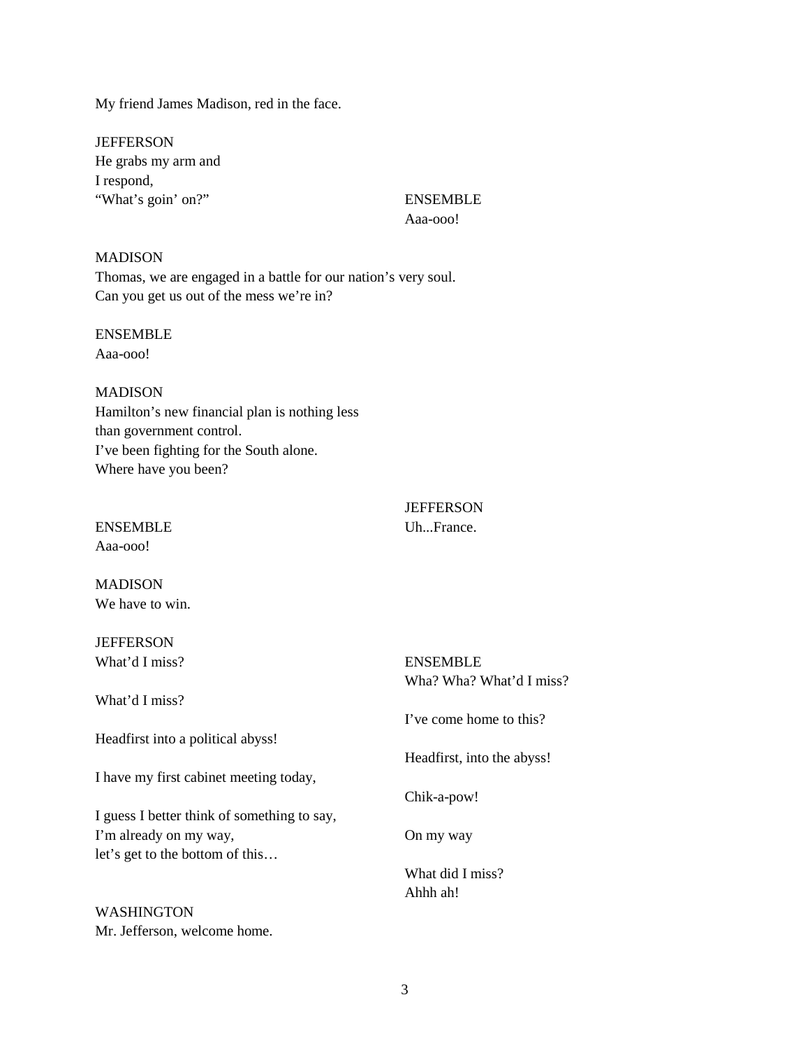My friend James Madison, red in the face.

JEFFERSON
He grabs my arm and
I respond,
"What's goin' on?"

ENSEMBLE
Aaa-ooo!

MADISON
Thomas, we are engaged in a battle for our nation's very soul.
Can you get us out of the mess we're in?

ENSEMBLE
Aaa-ooo!

MADISON
Hamilton's new financial plan is nothing less
than government control.
I've been fighting for the South alone.
Where have you been?

JEFFERSON
Uh...France.

ENSEMBLE
Aaa-ooo!

MADISON
We have to win.

JEFFERSON
What'd I miss?

ENSEMBLE
Wha? Wha? What'd I miss?

JEFFERSON
What'd I miss?

ENSEMBLE
I've come home to this?

JEFFERSON
Headfirst into a political abyss!

ENSEMBLE
Headfirst, into the abyss!

JEFFERSON
I have my first cabinet meeting today,

ENSEMBLE
Chik-a-pow!

JEFFERSON
I guess I better think of something to say,
I'm already on my way,

ENSEMBLE
On my way

JEFFERSON
let's get to the bottom of this…

ENSEMBLE
What did I miss?
Ahhh ah!

WASHINGTON
Mr. Jefferson, welcome home.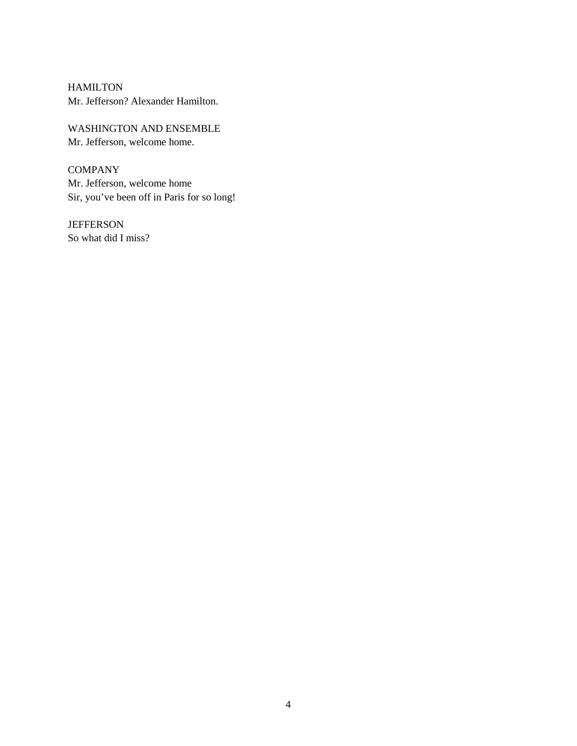HAMILTON
Mr. Jefferson? Alexander Hamilton.

WASHINGTON AND ENSEMBLE
Mr. Jefferson, welcome home.

COMPANY
Mr. Jefferson, welcome home
Sir, you've been off in Paris for so long!

JEFFERSON
So what did I miss?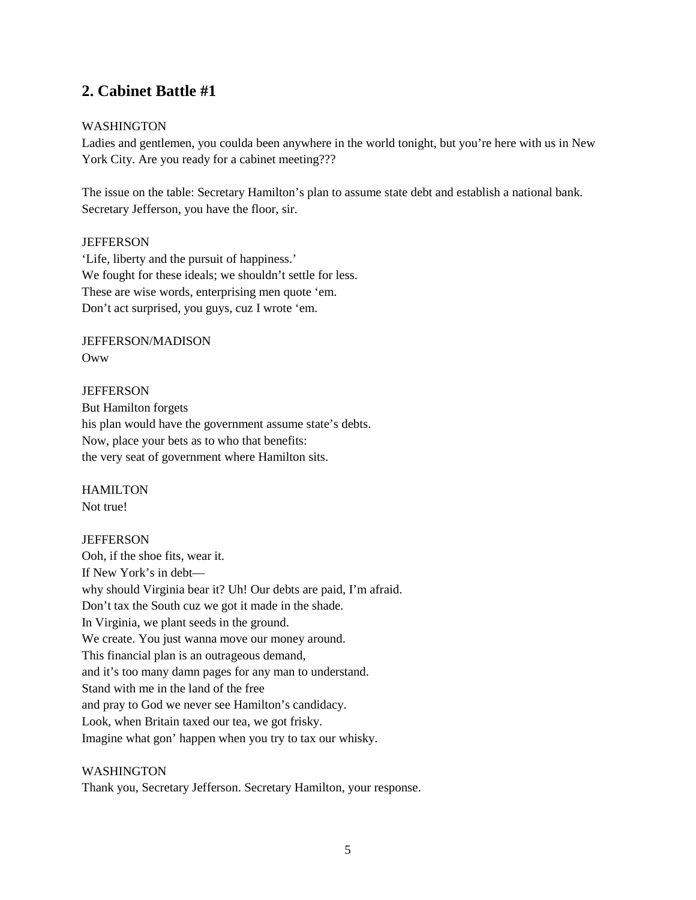## 2. Cabinet Battle #1

WASHINGTON
Ladies and gentlemen, you coulda been anywhere in the world tonight, but you're here with us in New York City. Are you ready for a cabinet meeting???

The issue on the table: Secretary Hamilton's plan to assume state debt and establish a national bank. Secretary Jefferson, you have the floor, sir.

JEFFERSON
'Life, liberty and the pursuit of happiness.'
We fought for these ideals; we shouldn't settle for less.
These are wise words, enterprising men quote 'em.
Don't act surprised, you guys, cuz I wrote 'em.

JEFFERSON/MADISON
Oww

JEFFERSON
But Hamilton forgets
his plan would have the government assume state's debts.
Now, place your bets as to who that benefits:
the very seat of government where Hamilton sits.

HAMILTON
Not true!

JEFFERSON
Ooh, if the shoe fits, wear it.
If New York's in debt—
why should Virginia bear it? Uh! Our debts are paid, I'm afraid.
Don't tax the South cuz we got it made in the shade.
In Virginia, we plant seeds in the ground.
We create. You just wanna move our money around.
This financial plan is an outrageous demand,
and it's too many damn pages for any man to understand.
Stand with me in the land of the free
and pray to God we never see Hamilton's candidacy.
Look, when Britain taxed our tea, we got frisky.
Imagine what gon' happen when you try to tax our whisky.

WASHINGTON
Thank you, Secretary Jefferson. Secretary Hamilton, your response.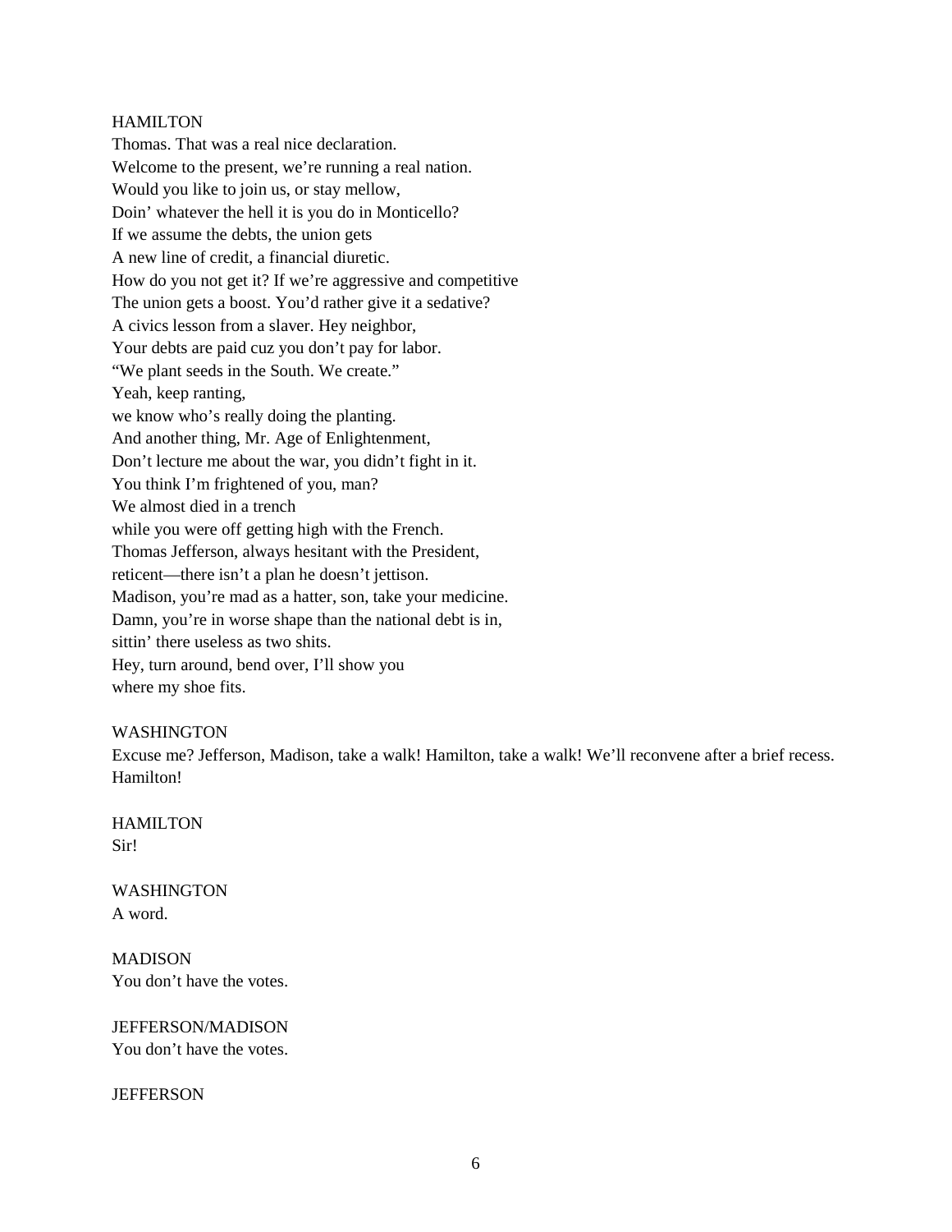HAMILTON
Thomas. That was a real nice declaration.
Welcome to the present, we're running a real nation.
Would you like to join us, or stay mellow,
Doin' whatever the hell it is you do in Monticello?
If we assume the debts, the union gets
A new line of credit, a financial diuretic.
How do you not get it? If we're aggressive and competitive
The union gets a boost. You'd rather give it a sedative?
A civics lesson from a slaver. Hey neighbor,
Your debts are paid cuz you don't pay for labor.
"We plant seeds in the South. We create."
Yeah, keep ranting,
we know who's really doing the planting.
And another thing, Mr. Age of Enlightenment,
Don't lecture me about the war, you didn't fight in it.
You think I'm frightened of you, man?
We almost died in a trench
while you were off getting high with the French.
Thomas Jefferson, always hesitant with the President,
reticent—there isn't a plan he doesn't jettison.
Madison, you're mad as a hatter, son, take your medicine.
Damn, you're in worse shape than the national debt is in,
sittin' there useless as two shits.
Hey, turn around, bend over, I'll show you
where my shoe fits.

WASHINGTON
Excuse me? Jefferson, Madison, take a walk! Hamilton, take a walk! We'll reconvene after a brief recess. Hamilton!

HAMILTON
Sir!

WASHINGTON
A word.

MADISON
You don't have the votes.

JEFFERSON/MADISON
You don't have the votes.

JEFFERSON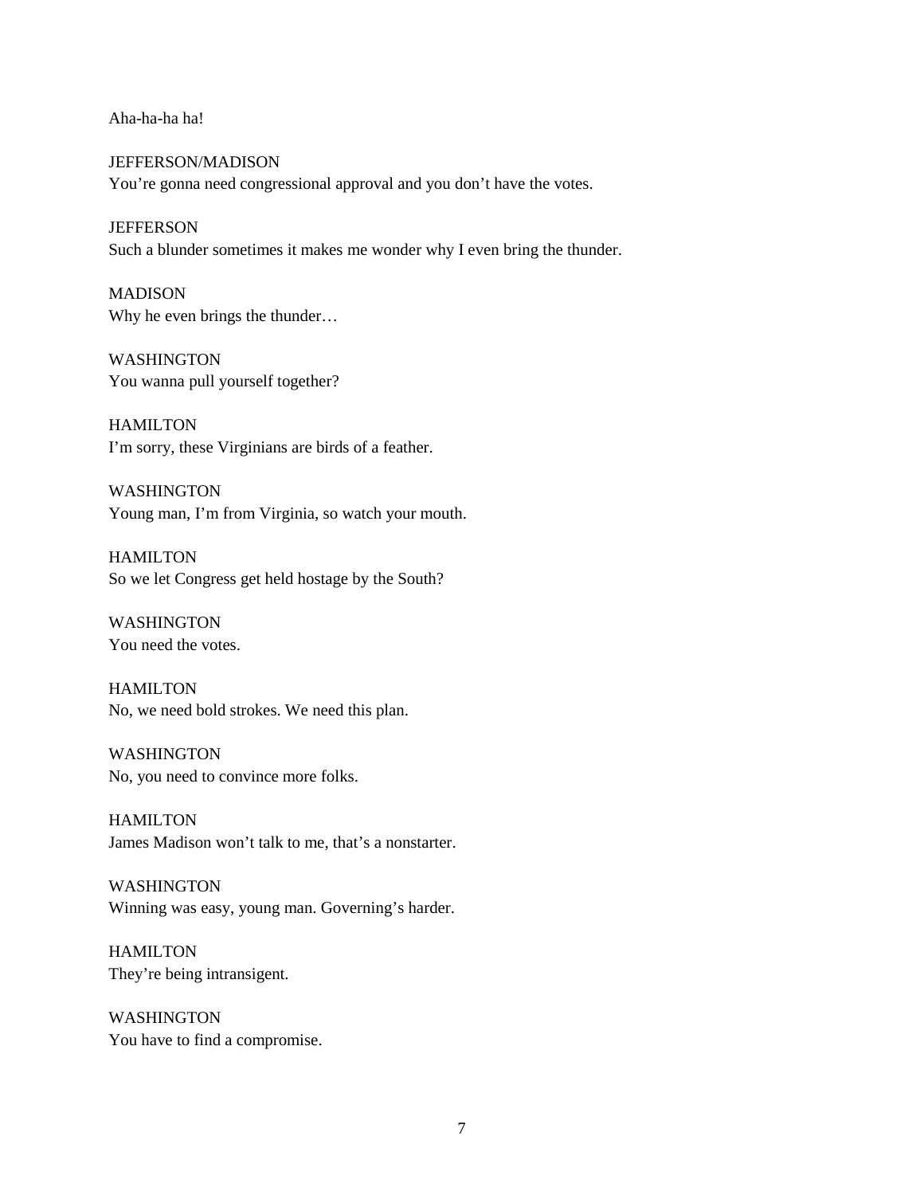Aha-ha-ha ha!

JEFFERSON/MADISON
You're gonna need congressional approval and you don't have the votes.

JEFFERSON
Such a blunder sometimes it makes me wonder why I even bring the thunder.

MADISON
Why he even brings the thunder…

WASHINGTON
You wanna pull yourself together?

HAMILTON
I'm sorry, these Virginians are birds of a feather.

WASHINGTON
Young man, I'm from Virginia, so watch your mouth.

HAMILTON
So we let Congress get held hostage by the South?

WASHINGTON
You need the votes.

HAMILTON
No, we need bold strokes. We need this plan.

WASHINGTON
No, you need to convince more folks.

HAMILTON
James Madison won't talk to me, that's a nonstarter.

WASHINGTON
Winning was easy, young man. Governing's harder.

HAMILTON
They're being intransigent.

WASHINGTON
You have to find a compromise.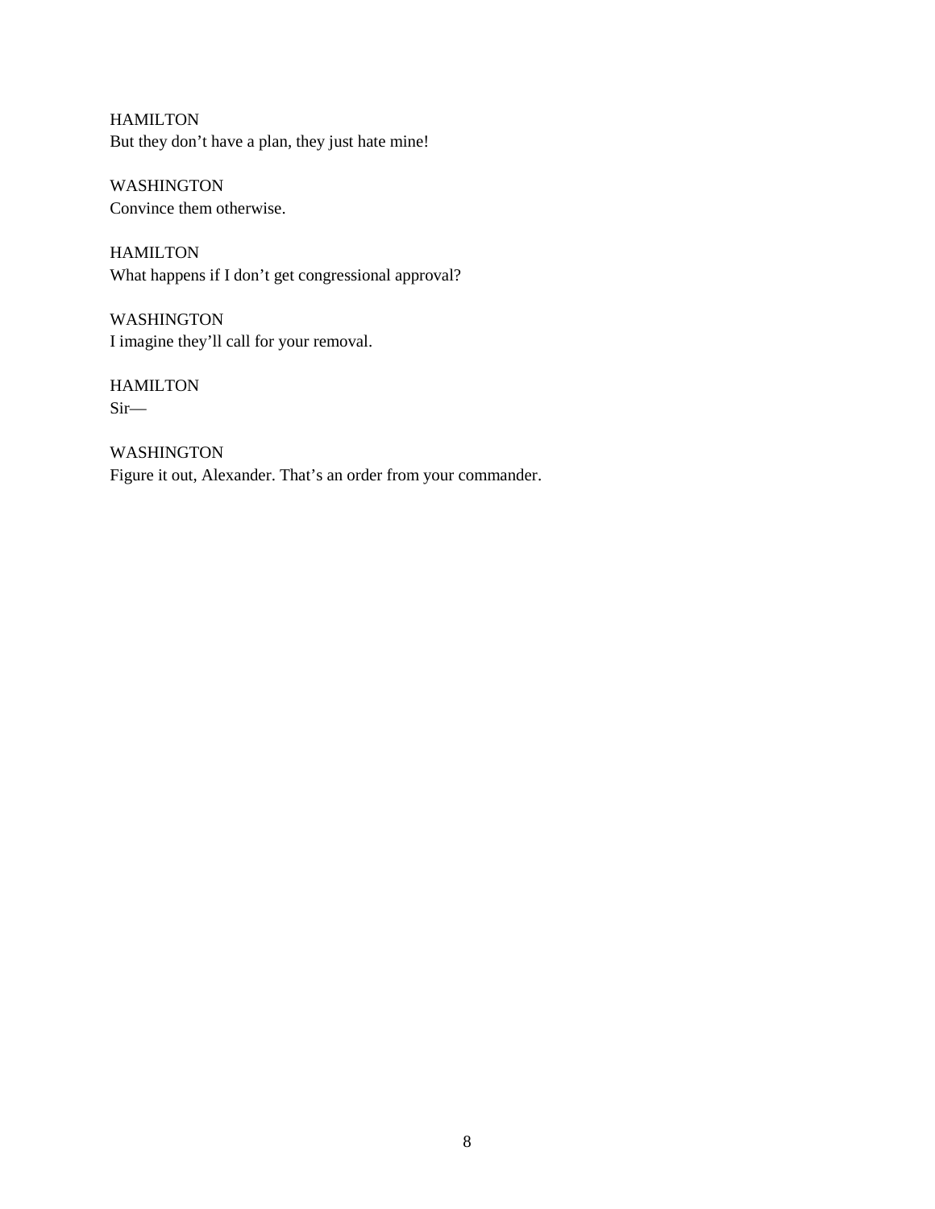HAMILTON
But they don't have a plan, they just hate mine!

WASHINGTON
Convince them otherwise.

HAMILTON
What happens if I don't get congressional approval?

WASHINGTON
I imagine they'll call for your removal.

HAMILTON
Sir—

WASHINGTON
Figure it out, Alexander. That's an order from your commander.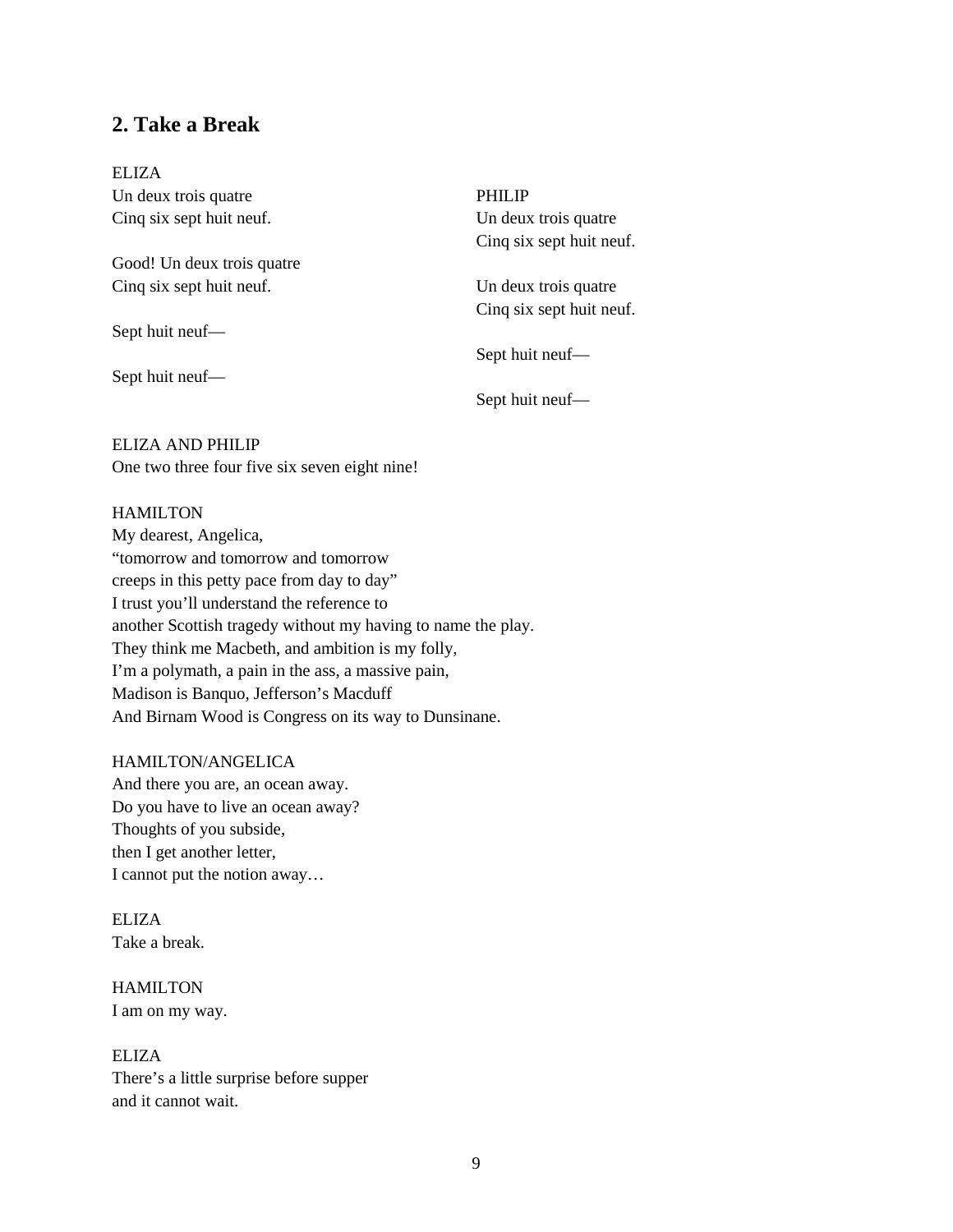## 2. Take a Break

ELIZA
Un deux trois quatre
Cinq six sept huit neuf.

PHILIP
Un deux trois quatre
Cinq six sept huit neuf.

ELIZA
Good! Un deux trois quatre
Cinq six sept huit neuf.

PHILIP
Un deux trois quatre
Cinq six sept huit neuf.

ELIZA
Sept huit neuf—

PHILIP
Sept huit neuf—

ELIZA
Sept huit neuf—

PHILIP
Sept huit neuf—

ELIZA AND PHILIP
One two three four five six seven eight nine!

HAMILTON
My dearest, Angelica,
"tomorrow and tomorrow and tomorrow
creeps in this petty pace from day to day"
I trust you'll understand the reference to
another Scottish tragedy without my having to name the play.
They think me Macbeth, and ambition is my folly,
I'm a polymath, a pain in the ass, a massive pain,
Madison is Banquo, Jefferson's Macduff
And Birnam Wood is Congress on its way to Dunsinane.

HAMILTON/ANGELICA
And there you are, an ocean away.
Do you have to live an ocean away?
Thoughts of you subside,
then I get another letter,
I cannot put the notion away…

ELIZA
Take a break.

HAMILTON
I am on my way.

ELIZA
There's a little surprise before supper
and it cannot wait.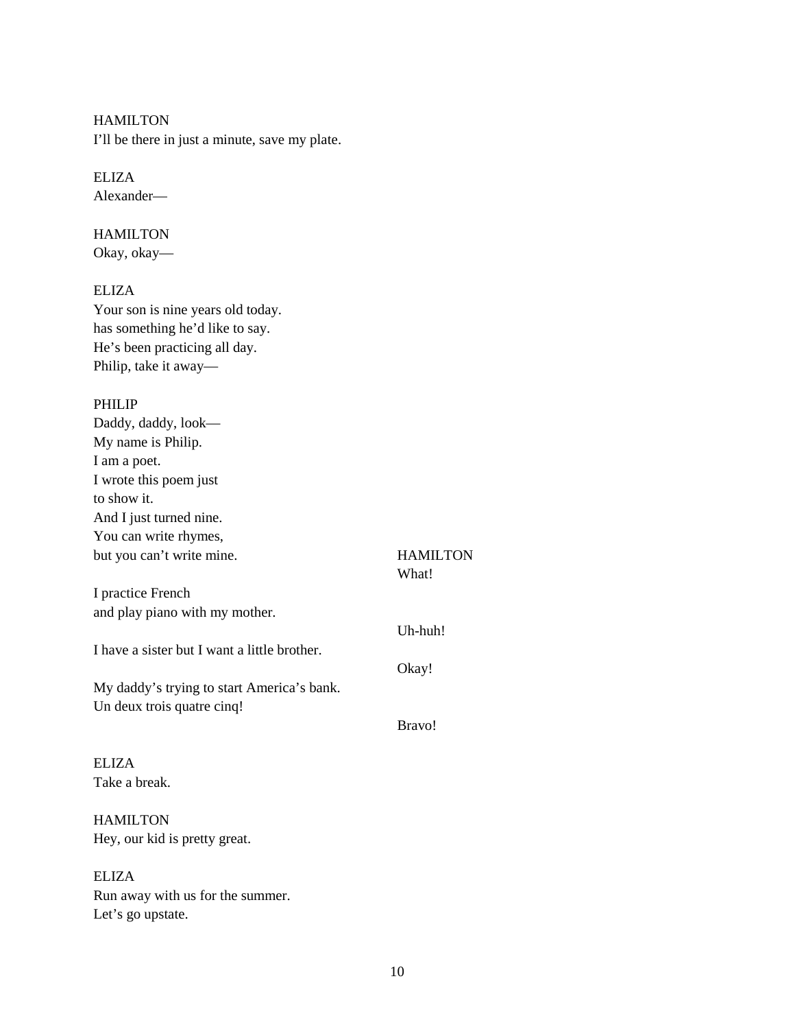HAMILTON
I'll be there in just a minute, save my plate.

ELIZA
Alexander—

HAMILTON
Okay, okay—

ELIZA
Your son is nine years old today.
has something he'd like to say.
He's been practicing all day.
Philip, take it away—

PHILIP
Daddy, daddy, look—
My name is Philip.
I am a poet.
I wrote this poem just
to show it.
And I just turned nine.
You can write rhymes,
but you can't write mine.

HAMILTON
What!

PHILIP
I practice French
and play piano with my mother.

HAMILTON
Uh-huh!

PHILIP
I have a sister but I want a little brother.

HAMILTON
Okay!

PHILIP
My daddy's trying to start America's bank.
Un deux trois quatre cinq!

HAMILTON
Bravo!

ELIZA
Take a break.

HAMILTON
Hey, our kid is pretty great.

ELIZA
Run away with us for the summer.
Let's go upstate.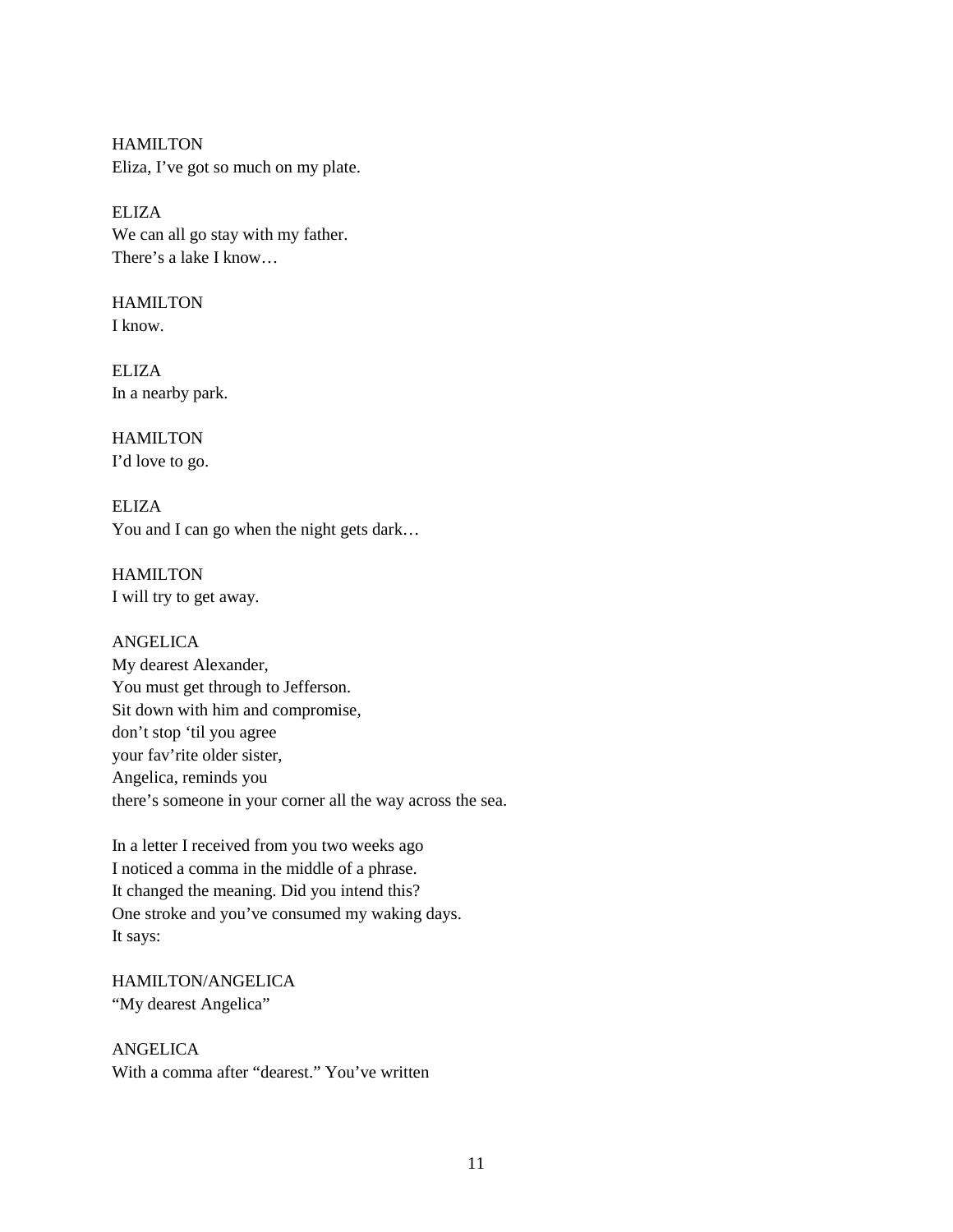HAMILTON
Eliza, I've got so much on my plate.

ELIZA
We can all go stay with my father.
There's a lake I know…

HAMILTON
I know.

ELIZA
In a nearby park.

HAMILTON
I'd love to go.

ELIZA
You and I can go when the night gets dark…

HAMILTON
I will try to get away.

ANGELICA
My dearest Alexander,
You must get through to Jefferson.
Sit down with him and compromise,
don't stop 'til you agree
your fav'rite older sister,
Angelica, reminds you
there's someone in your corner all the way across the sea.

In a letter I received from you two weeks ago
I noticed a comma in the middle of a phrase.
It changed the meaning. Did you intend this?
One stroke and you've consumed my waking days.
It says:

HAMILTON/ANGELICA
"My dearest Angelica"

ANGELICA
With a comma after "dearest." You've written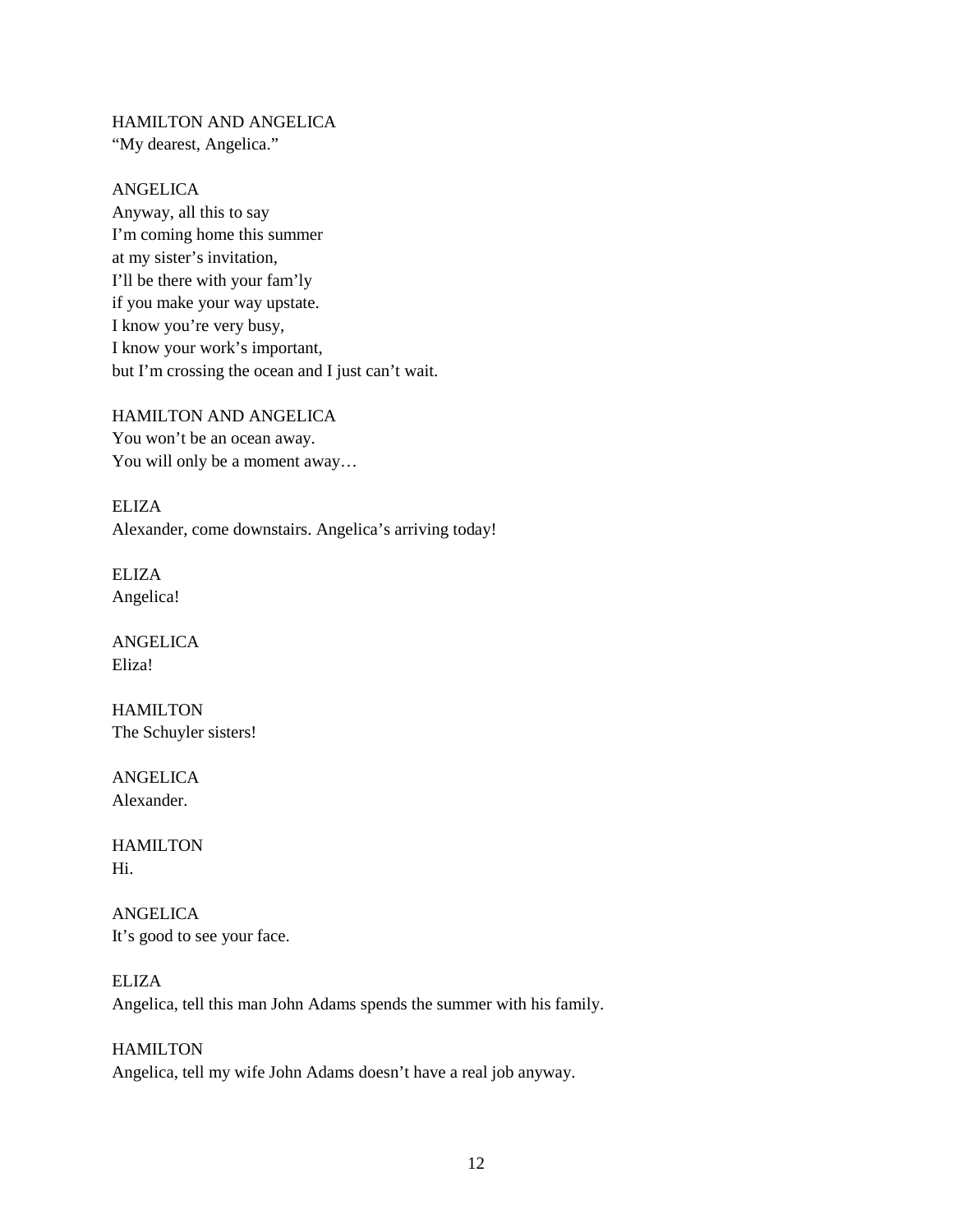HAMILTON AND ANGELICA
"My dearest, Angelica."

ANGELICA
Anyway, all this to say
I'm coming home this summer
at my sister's invitation,
I'll be there with your fam'ly
if you make your way upstate.
I know you're very busy,
I know your work's important,
but I'm crossing the ocean and I just can't wait.

HAMILTON AND ANGELICA
You won't be an ocean away.
You will only be a moment away…

ELIZA
Alexander, come downstairs. Angelica's arriving today!

ELIZA
Angelica!

ANGELICA
Eliza!

HAMILTON
The Schuyler sisters!

ANGELICA
Alexander.

HAMILTON
Hi.

ANGELICA
It's good to see your face.

ELIZA
Angelica, tell this man John Adams spends the summer with his family.

HAMILTON
Angelica, tell my wife John Adams doesn't have a real job anyway.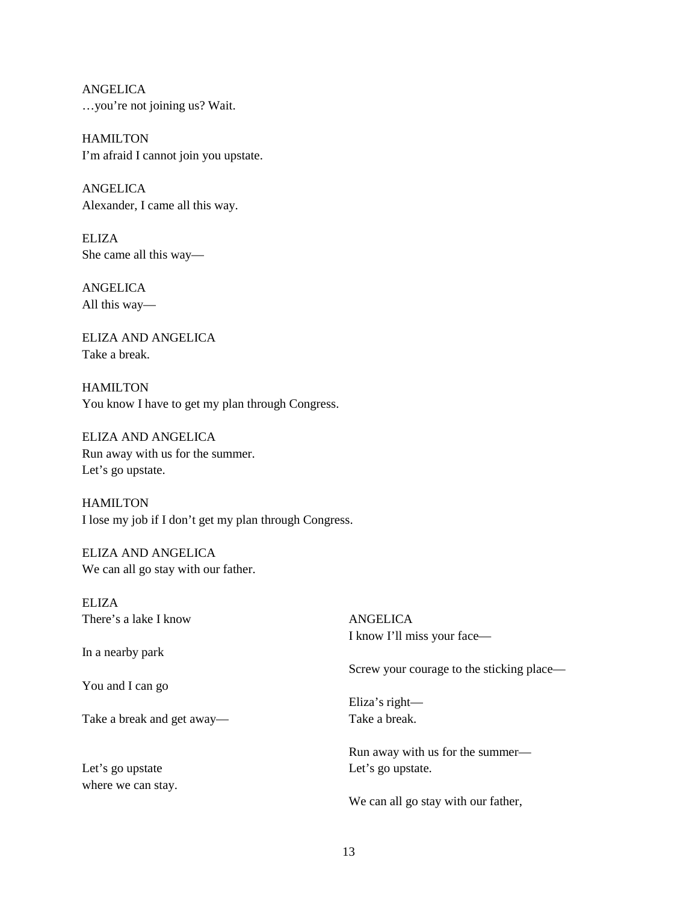ANGELICA
…you're not joining us? Wait.

HAMILTON
I'm afraid I cannot join you upstate.

ANGELICA
Alexander, I came all this way.

ELIZA
She came all this way—

ANGELICA
All this way—

ELIZA AND ANGELICA
Take a break.

HAMILTON
You know I have to get my plan through Congress.

ELIZA AND ANGELICA
Run away with us for the summer.
Let's go upstate.

HAMILTON
I lose my job if I don't get my plan through Congress.

ELIZA AND ANGELICA
We can all go stay with our father.

| ELIZA | ANGELICA |
|---|---|
| There's a lake I know | I know I'll miss your face— |
| In a nearby park | Screw your courage to the sticking place— |
| You and I can go | Eliza's right— |
| Take a break and get away— | Take a break. |
| | Run away with us for the summer— |
| Let's go upstate where we can stay. | Let's go upstate. |
| | We can all go stay with our father, |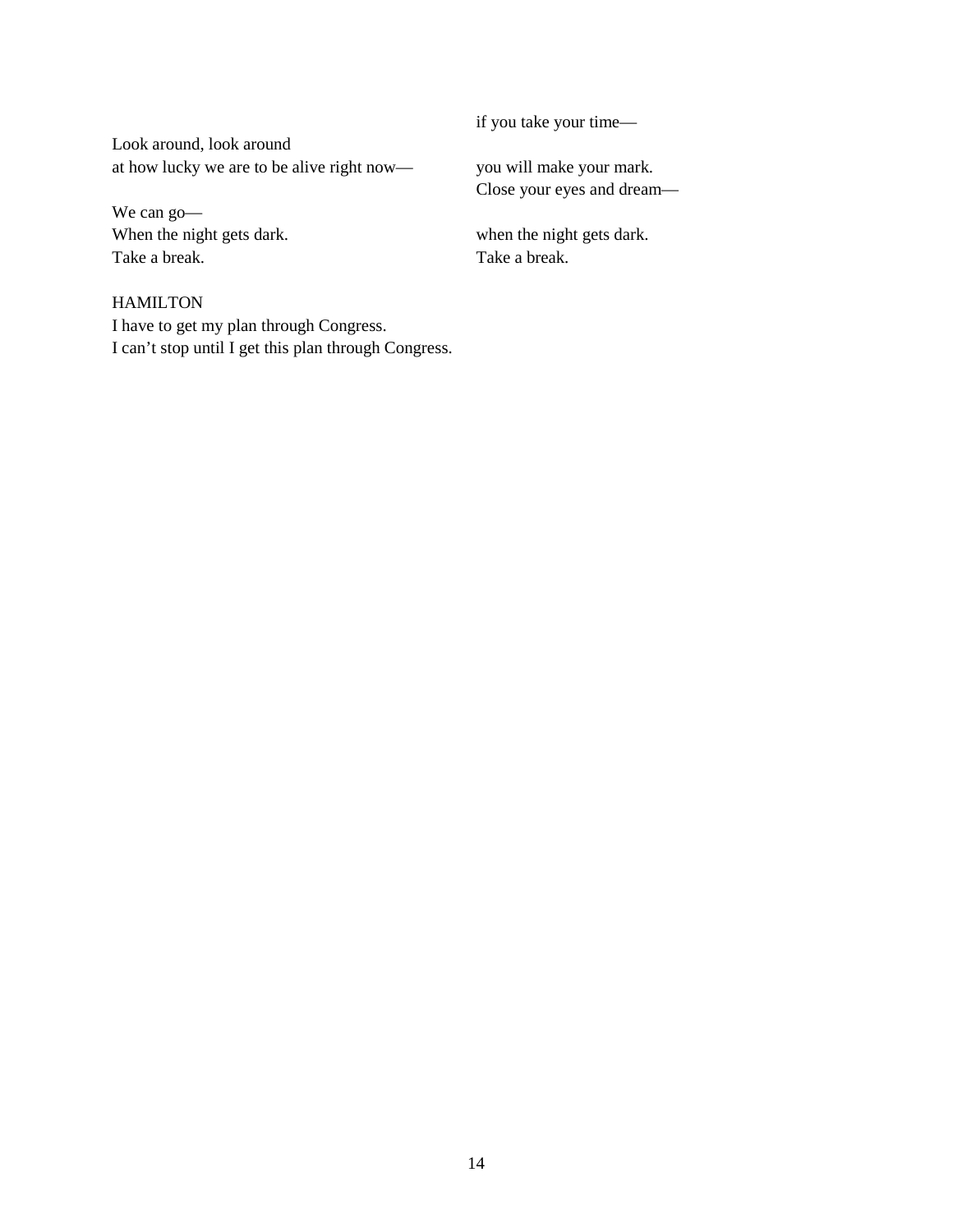Look around, look around
at how lucky we are to be alive right now—

We can go—
When the night gets dark.
Take a break.

if you take your time—

you will make your mark.
Close your eyes and dream—

when the night gets dark.
Take a break.

HAMILTON
I have to get my plan through Congress.
I can't stop until I get this plan through Congress.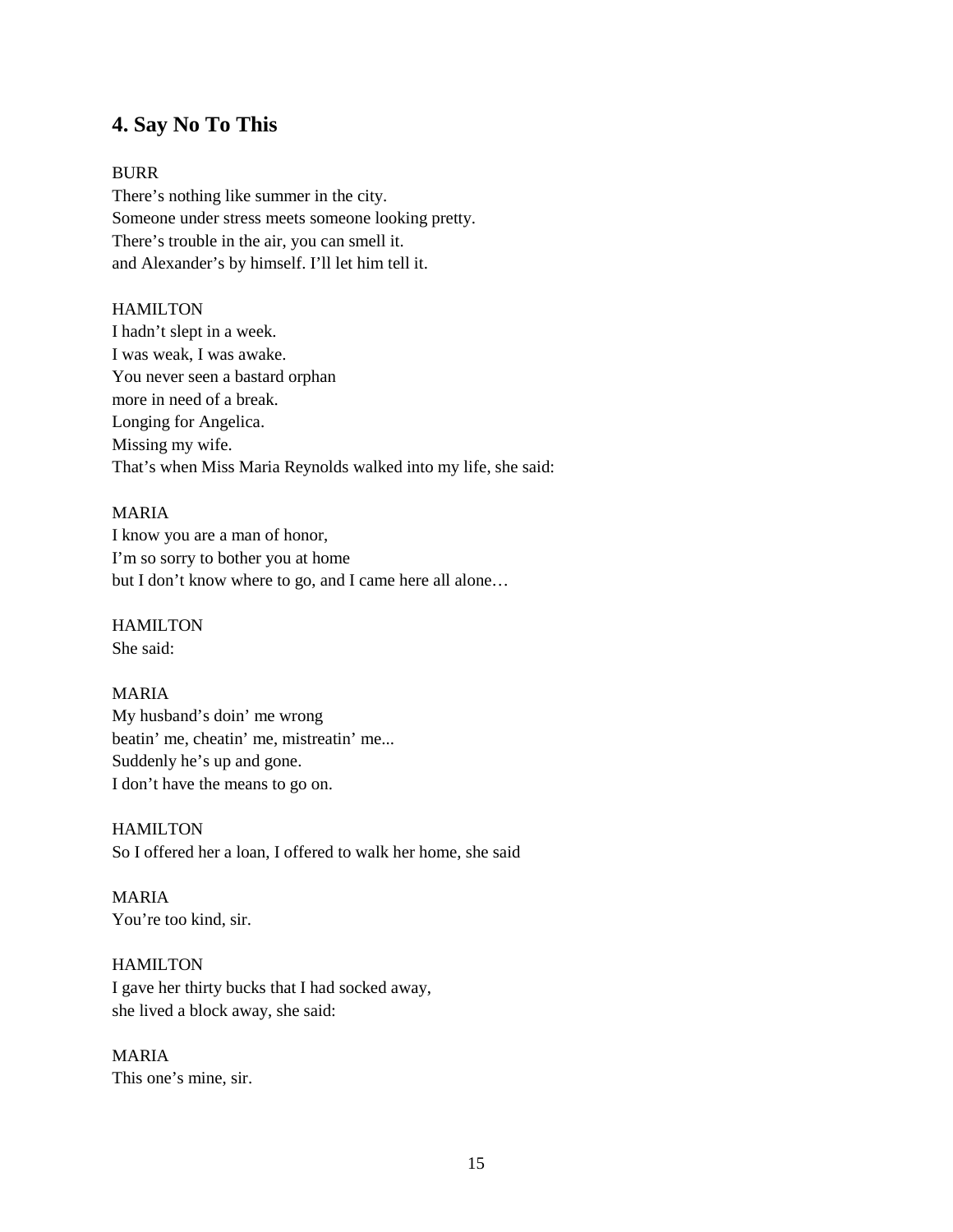## 4. Say No To This

BURR
There's nothing like summer in the city.
Someone under stress meets someone looking pretty.
There's trouble in the air, you can smell it.
and Alexander's by himself. I'll let him tell it.

HAMILTON
I hadn't slept in a week.
I was weak, I was awake.
You never seen a bastard orphan
more in need of a break.
Longing for Angelica.
Missing my wife.
That's when Miss Maria Reynolds walked into my life, she said:

MARIA
I know you are a man of honor,
I'm so sorry to bother you at home
but I don't know where to go, and I came here all alone…

HAMILTON
She said:

MARIA
My husband's doin' me wrong
beatin' me, cheatin' me, mistreatin' me...
Suddenly he's up and gone.
I don't have the means to go on.

HAMILTON
So I offered her a loan, I offered to walk her home, she said

MARIA
You're too kind, sir.

HAMILTON
I gave her thirty bucks that I had socked away,
she lived a block away, she said:

MARIA
This one's mine, sir.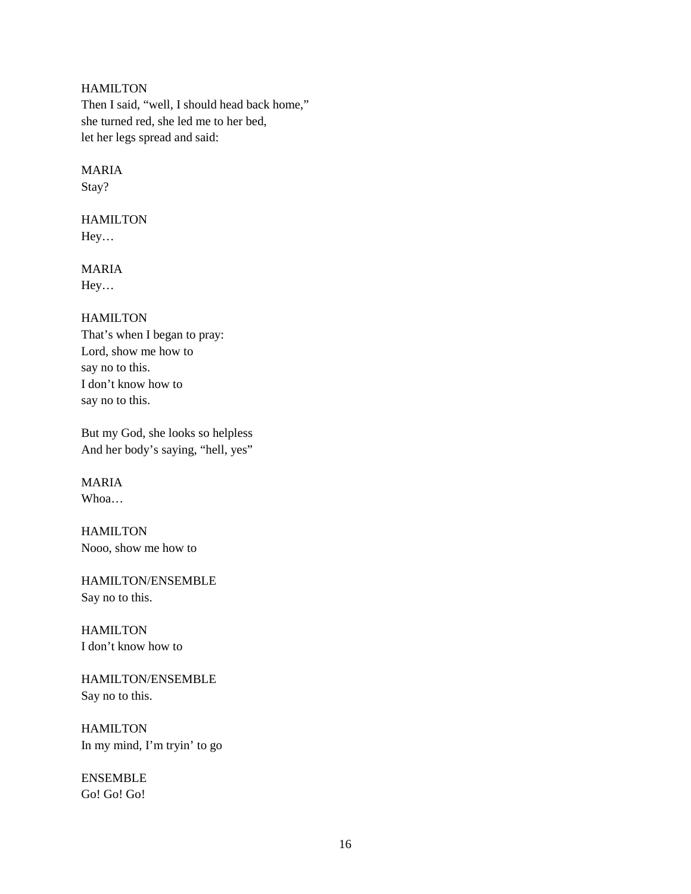HAMILTON
Then I said, "well, I should head back home,"
she turned red, she led me to her bed,
let her legs spread and said:

MARIA
Stay?

HAMILTON
Hey…

MARIA
Hey…

HAMILTON
That's when I began to pray:
Lord, show me how to
say no to this.
I don't know how to
say no to this.

But my God, she looks so helpless
And her body's saying, "hell, yes"

MARIA
Whoa…

HAMILTON
Nooo, show me how to

HAMILTON/ENSEMBLE
Say no to this.

HAMILTON
I don't know how to

HAMILTON/ENSEMBLE
Say no to this.

HAMILTON
In my mind, I'm tryin' to go

ENSEMBLE
Go! Go! Go!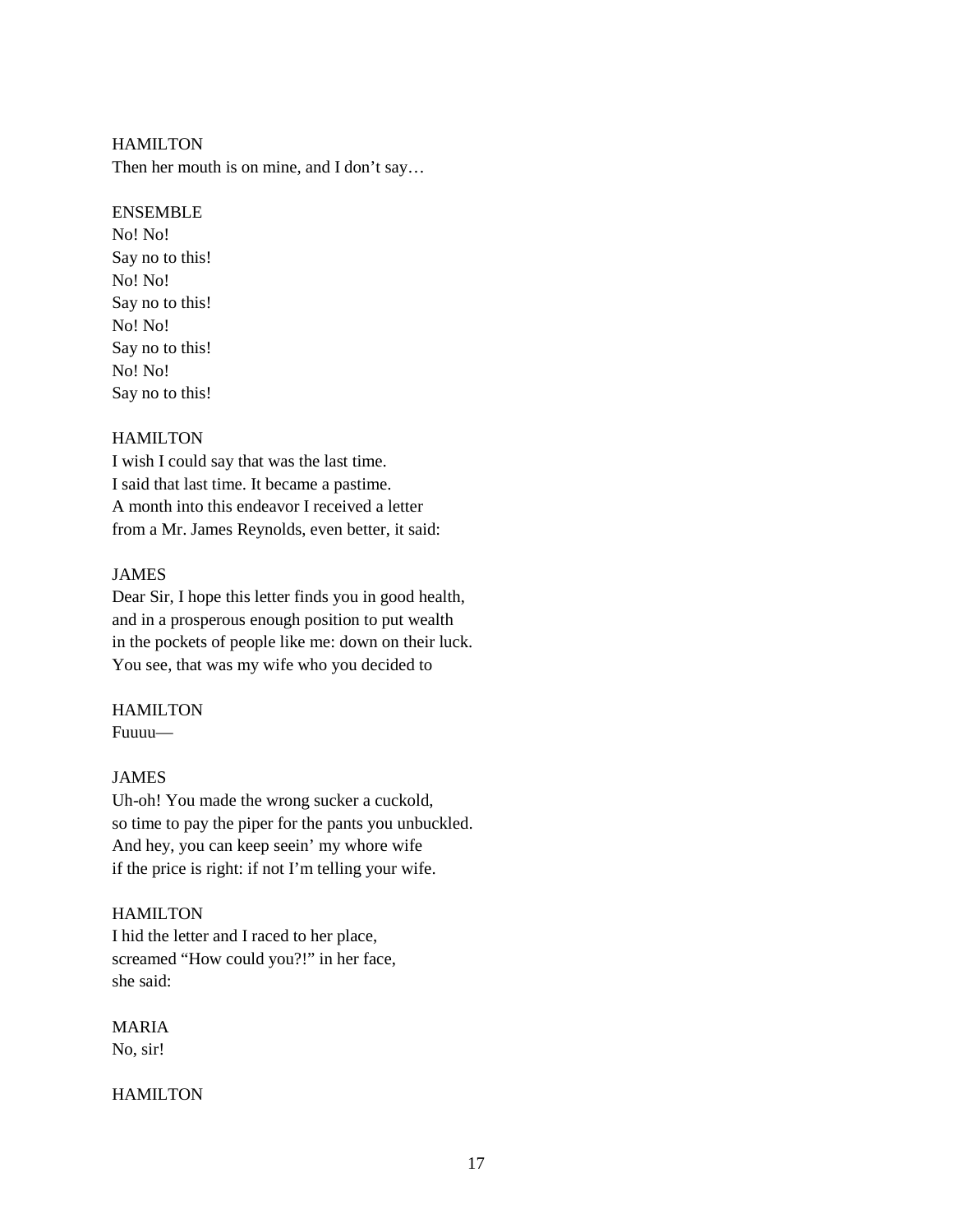HAMILTON
Then her mouth is on mine, and I don't say…

ENSEMBLE
No! No!
Say no to this!
No! No!
Say no to this!
No! No!
Say no to this!
No! No!
Say no to this!

HAMILTON
I wish I could say that was the last time.
I said that last time. It became a pastime.
A month into this endeavor I received a letter
from a Mr. James Reynolds, even better, it said:

JAMES
Dear Sir, I hope this letter finds you in good health,
and in a prosperous enough position to put wealth
in the pockets of people like me: down on their luck.
You see, that was my wife who you decided to

HAMILTON
Fuuuu—

JAMES
Uh-oh! You made the wrong sucker a cuckold,
so time to pay the piper for the pants you unbuckled.
And hey, you can keep seein' my whore wife
if the price is right: if not I'm telling your wife.

HAMILTON
I hid the letter and I raced to her place,
screamed "How could you?!" in her face,
she said:

MARIA
No, sir!

HAMILTON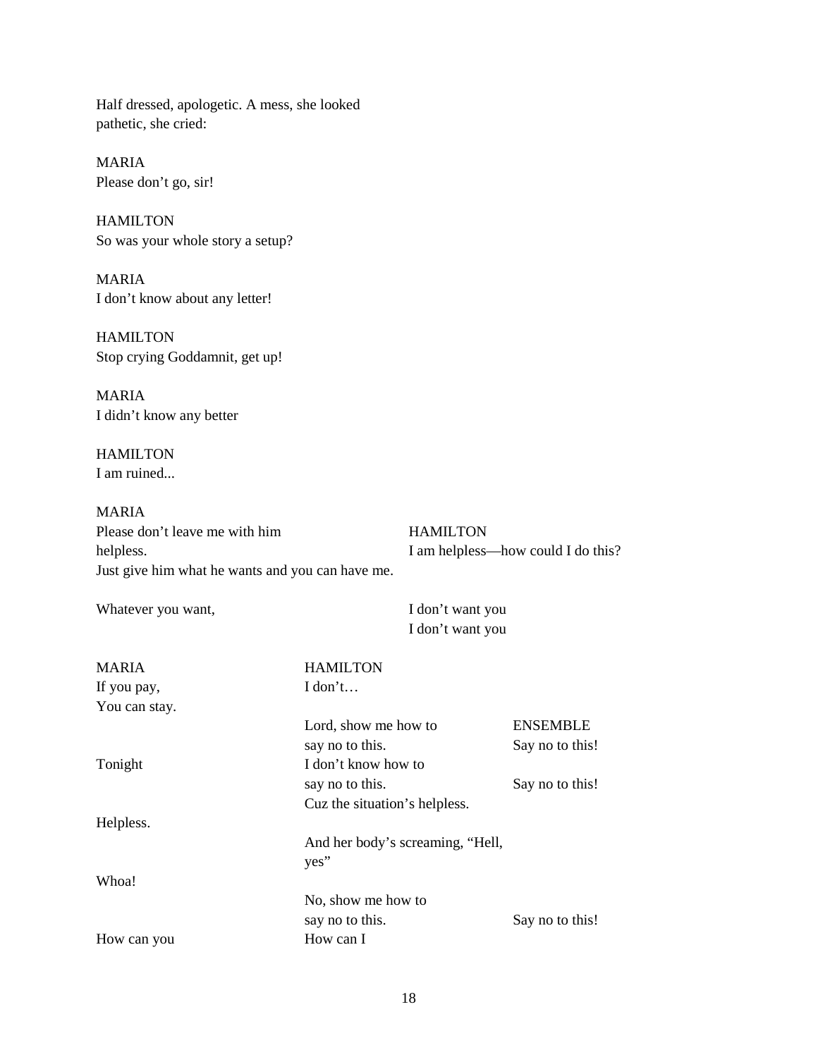Half dressed, apologetic. A mess, she looked
pathetic, she cried:

MARIA
Please don't go, sir!

HAMILTON
So was your whole story a setup?

MARIA
I don't know about any letter!

HAMILTON
Stop crying Goddamnit, get up!

MARIA
I didn't know any better

HAMILTON
I am ruined...

| MARIA | HAMILTON |
|---|---|
| Please don't leave me with him helpless. | I am helpless—how could I do this? |
| Just give him what he wants and you can have me. | |
| Whatever you want, | I don't want you<br>I don't want you |

| MARIA | HAMILTON | ENSEMBLE |
|---|---|---|
| If you pay,<br>You can stay. | I don't… | |
| | Lord, show me how to<br>say no to this. | Say no to this! |
| Tonight | I don't know how to<br>say no to this. | Say no to this! |
| | Cuz the situation's helpless. | |
| Helpless. | | |
| | And her body's screaming, "Hell, yes" | |
| Whoa! | | |
| | No, show me how to<br>say no to this. | Say no to this! |
| How can you | How can I | |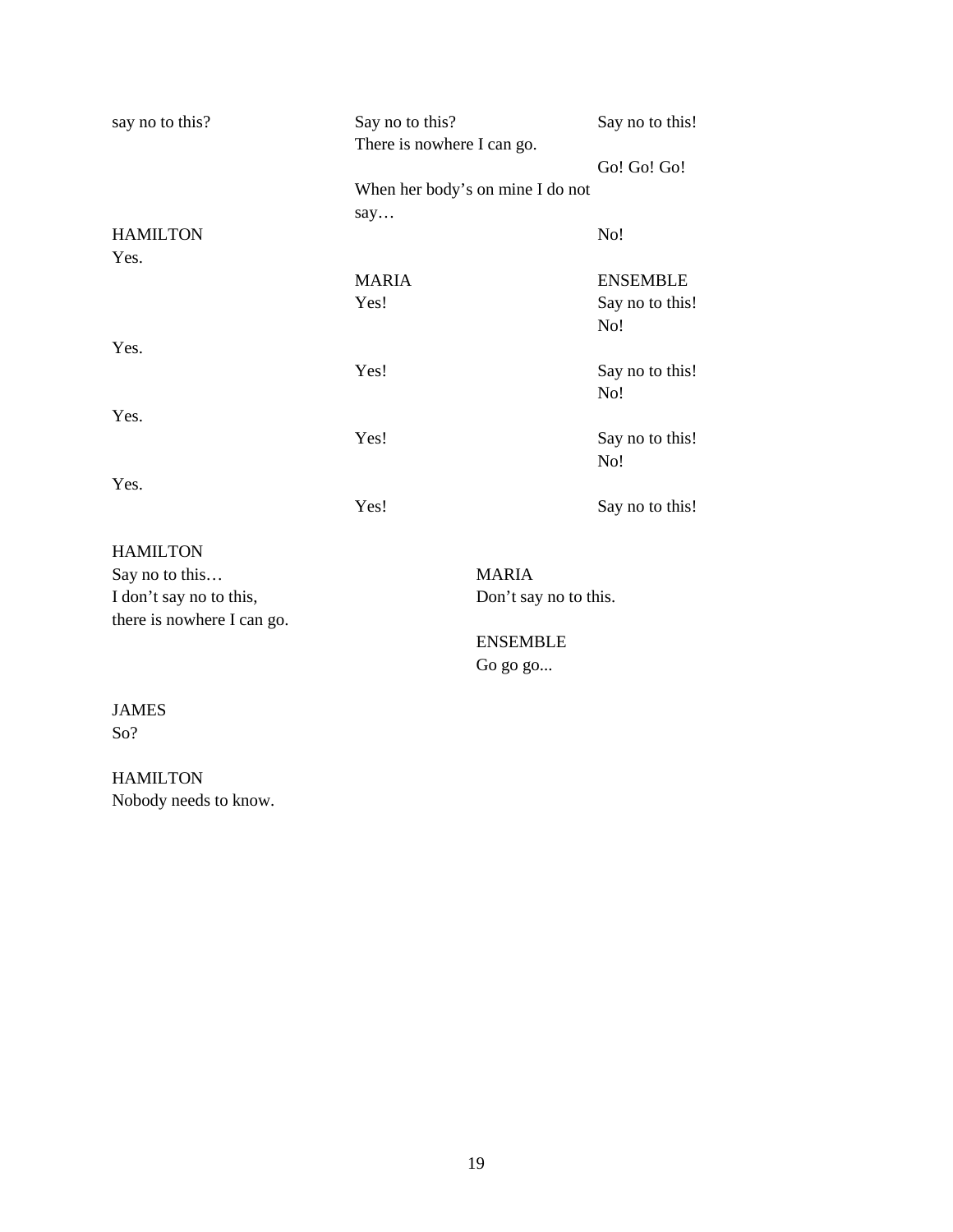| | | |
|---|---|---|
| say no to this? | Say no to this?<br>There is nowhere I can go. | Say no to this! |
| | | Go! Go! Go! |
| | When her body's on mine I do not say… | |
| HAMILTON<br>Yes. | | No! |
| | MARIA<br>Yes! | ENSEMBLE<br>Say no to this!<br>No! |
| Yes. | | |
| | Yes! | Say no to this!<br>No! |
| Yes. | | |
| | Yes! | Say no to this!<br>No! |
| Yes. | | |
| | Yes! | Say no to this! |

| | |
|---|---|
| HAMILTON<br>Say no to this…<br>I don't say no to this,<br>there is nowhere I can go. | MARIA<br>Don't say no to this.<br><br>ENSEMBLE<br>Go go go... |

JAMES
So?

HAMILTON
Nobody needs to know.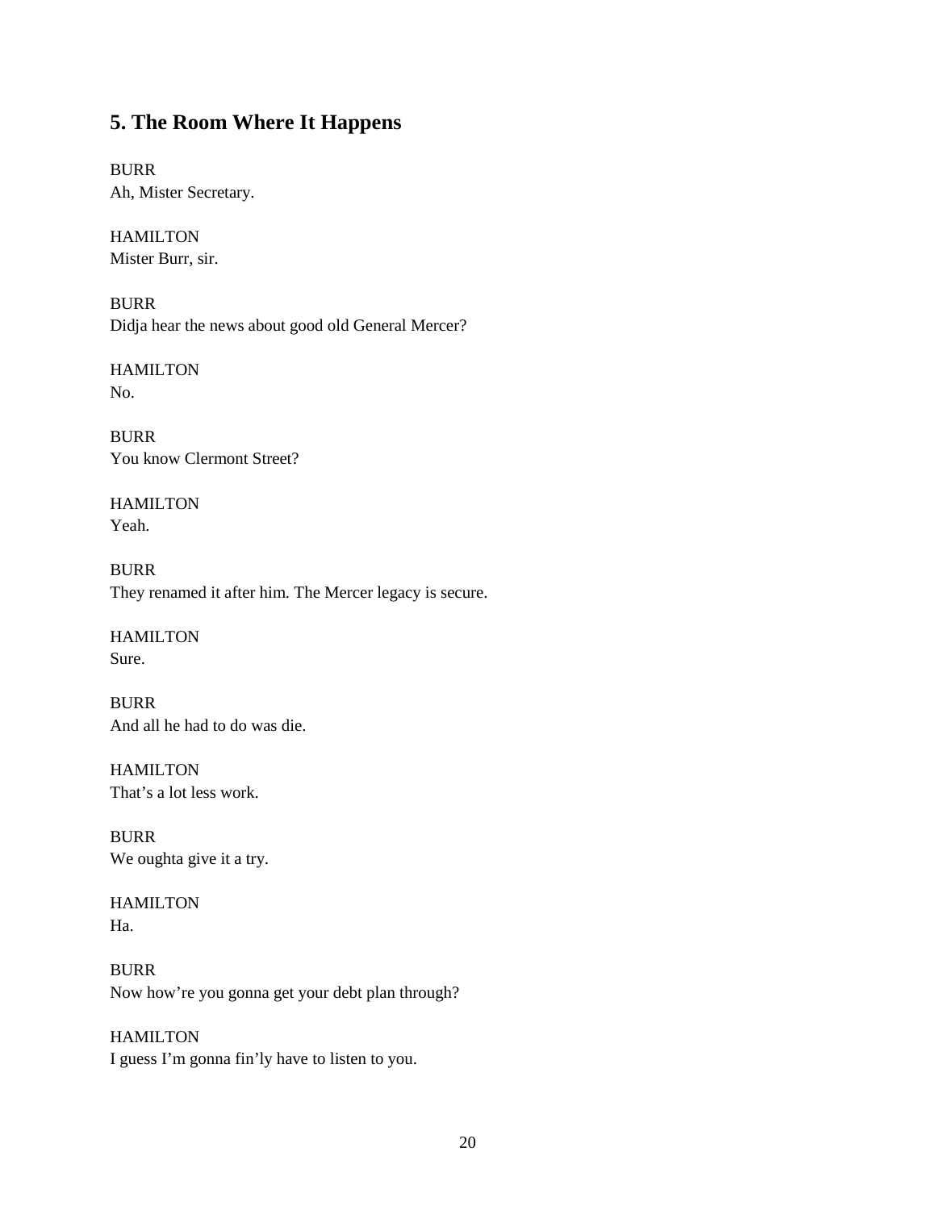## 5. The Room Where It Happens

BURR
Ah, Mister Secretary.

HAMILTON
Mister Burr, sir.

BURR
Didja hear the news about good old General Mercer?

HAMILTON
No.

BURR
You know Clermont Street?

HAMILTON
Yeah.

BURR
They renamed it after him. The Mercer legacy is secure.

HAMILTON
Sure.

BURR
And all he had to do was die.

HAMILTON
That's a lot less work.

BURR
We oughta give it a try.

HAMILTON
Ha.

BURR
Now how're you gonna get your debt plan through?

HAMILTON
I guess I'm gonna fin'ly have to listen to you.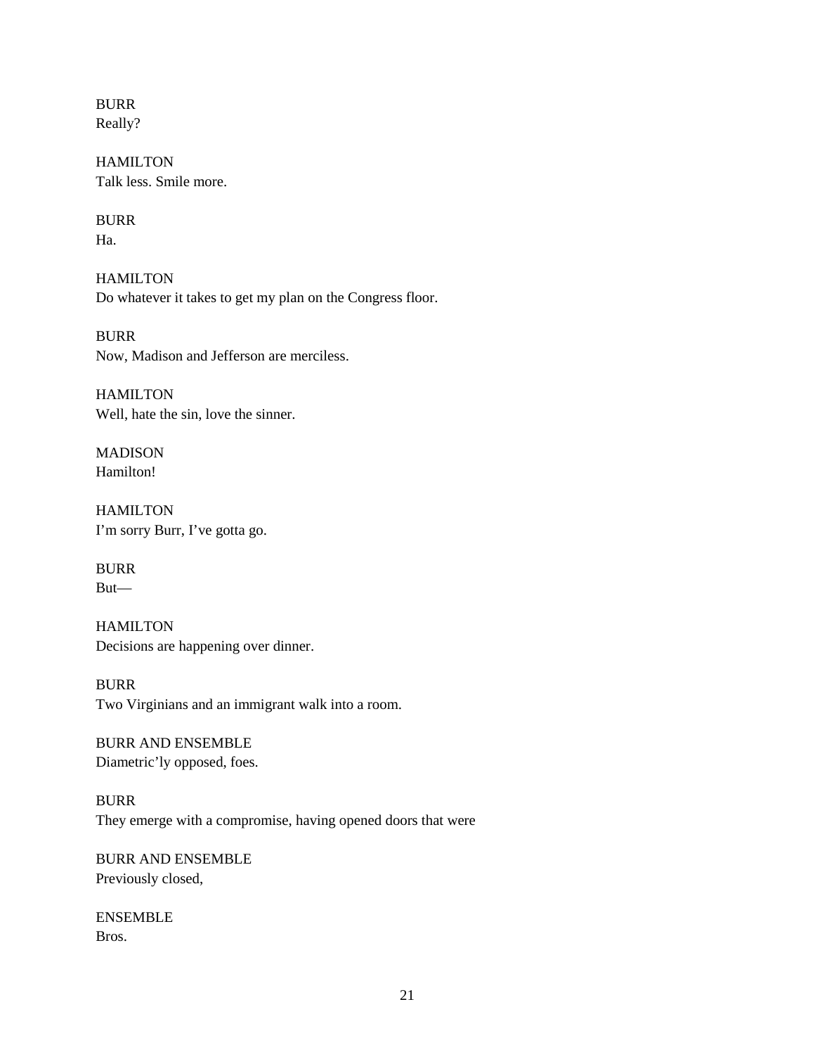BURR
Really?

HAMILTON
Talk less. Smile more.

BURR
Ha.

HAMILTON
Do whatever it takes to get my plan on the Congress floor.

BURR
Now, Madison and Jefferson are merciless.

HAMILTON
Well, hate the sin, love the sinner.

MADISON
Hamilton!

HAMILTON
I'm sorry Burr, I've gotta go.

BURR
But—

HAMILTON
Decisions are happening over dinner.

BURR
Two Virginians and an immigrant walk into a room.

BURR AND ENSEMBLE
Diametric'ly opposed, foes.

BURR
They emerge with a compromise, having opened doors that were

BURR AND ENSEMBLE
Previously closed,

ENSEMBLE
Bros.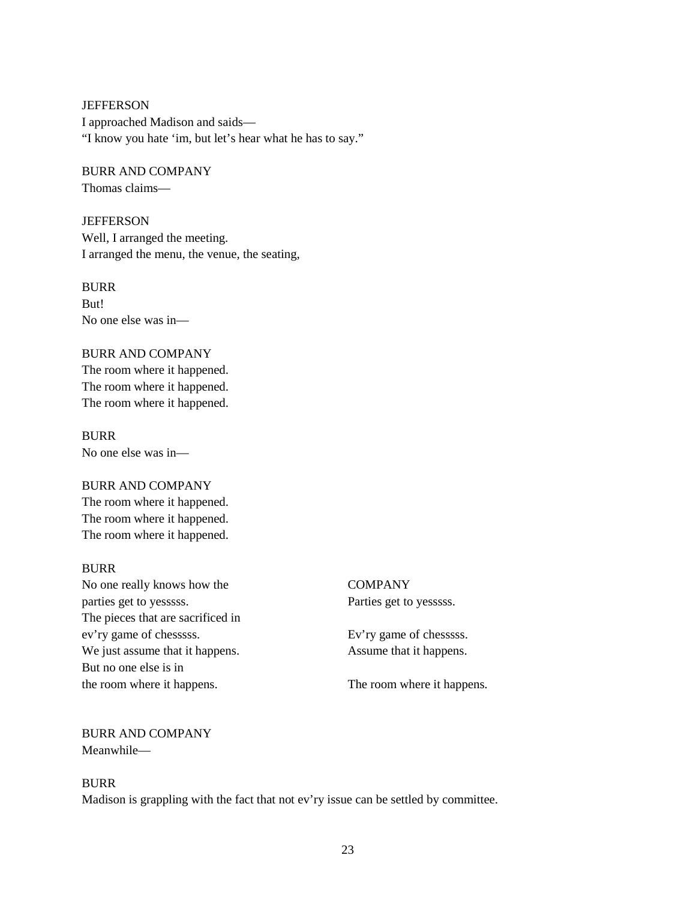JEFFERSON
I approached Madison and saids—
"I know you hate 'im, but let's hear what he has to say."

BURR AND COMPANY
Thomas claims—

JEFFERSON
Well, I arranged the meeting.
I arranged the menu, the venue, the seating,

BURR
But!
No one else was in—

BURR AND COMPANY
The room where it happened.
The room where it happened.
The room where it happened.

BURR
No one else was in—

BURR AND COMPANY
The room where it happened.
The room where it happened.
The room where it happened.

| BURR | COMPANY |
|---|---|
| No one really knows how the parties get to yesssss. | Parties get to yesssss. |
| The pieces that are sacrificed in ev'ry game of chesssss. | Ev'ry game of chesssss. |
| We just assume that it happens. | Assume that it happens. |
| But no one else is in the room where it happens. | The room where it happens. |

BURR AND COMPANY
Meanwhile—

BURR
Madison is grappling with the fact that not ev'ry issue can be settled by committee.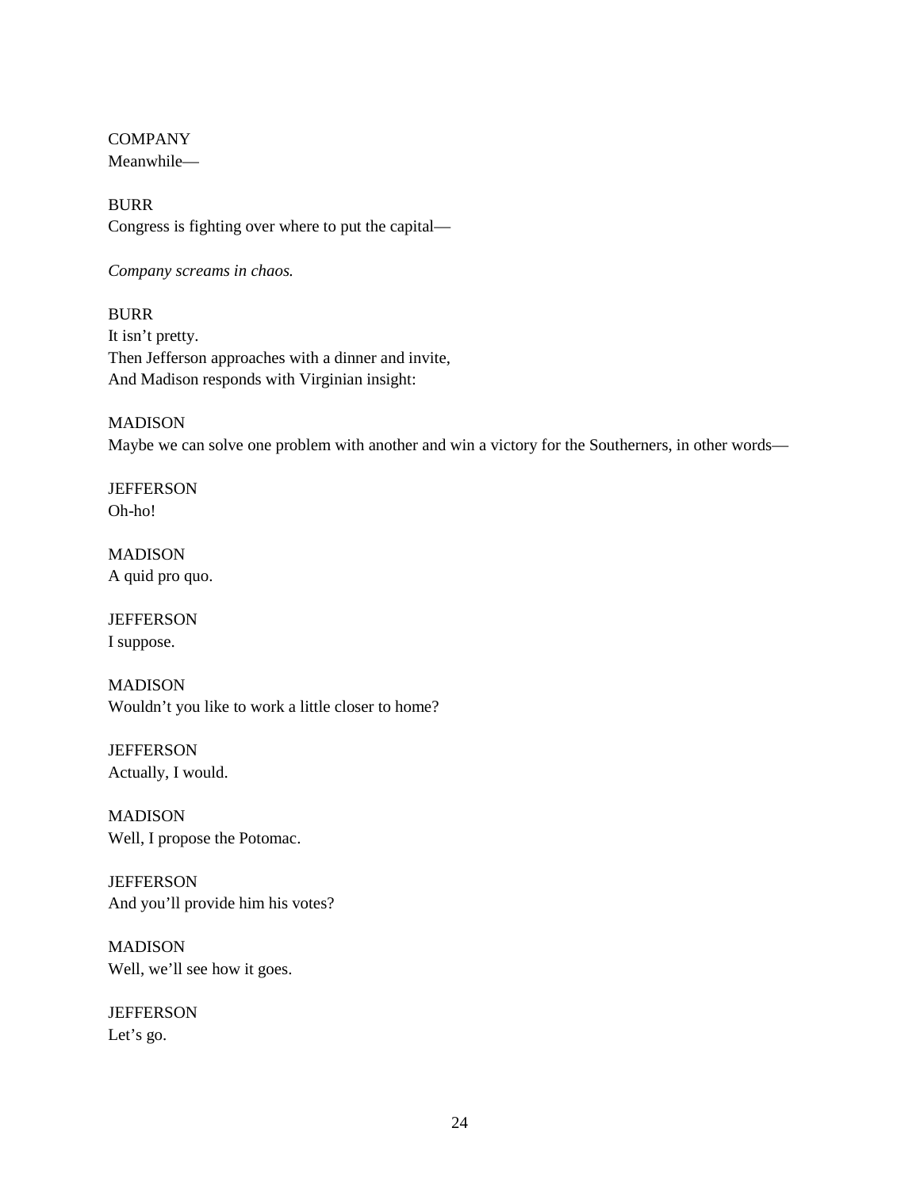COMPANY
Meanwhile—

BURR
Congress is fighting over where to put the capital—

*Company screams in chaos.*

BURR
It isn't pretty.
Then Jefferson approaches with a dinner and invite,
And Madison responds with Virginian insight:

MADISON
Maybe we can solve one problem with another and win a victory for the Southerners, in other words—

JEFFERSON
Oh-ho!

MADISON
A quid pro quo.

JEFFERSON
I suppose.

MADISON
Wouldn't you like to work a little closer to home?

JEFFERSON
Actually, I would.

MADISON
Well, I propose the Potomac.

JEFFERSON
And you'll provide him his votes?

MADISON
Well, we'll see how it goes.

JEFFERSON
Let's go.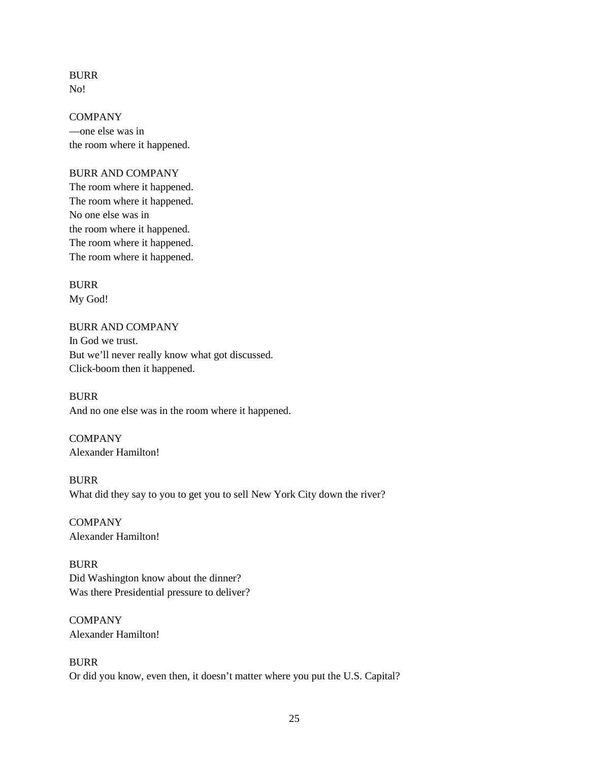BURR
No!

COMPANY
—one else was in
the room where it happened.

BURR AND COMPANY
The room where it happened.
The room where it happened.
No one else was in
the room where it happened.
The room where it happened.
The room where it happened.

BURR
My God!

BURR AND COMPANY
In God we trust.
But we'll never really know what got discussed.
Click-boom then it happened.

BURR
And no one else was in the room where it happened.

COMPANY
Alexander Hamilton!

BURR
What did they say to you to get you to sell New York City down the river?

COMPANY
Alexander Hamilton!

BURR
Did Washington know about the dinner?
Was there Presidential pressure to deliver?

COMPANY
Alexander Hamilton!

BURR
Or did you know, even then, it doesn't matter where you put the U.S. Capital?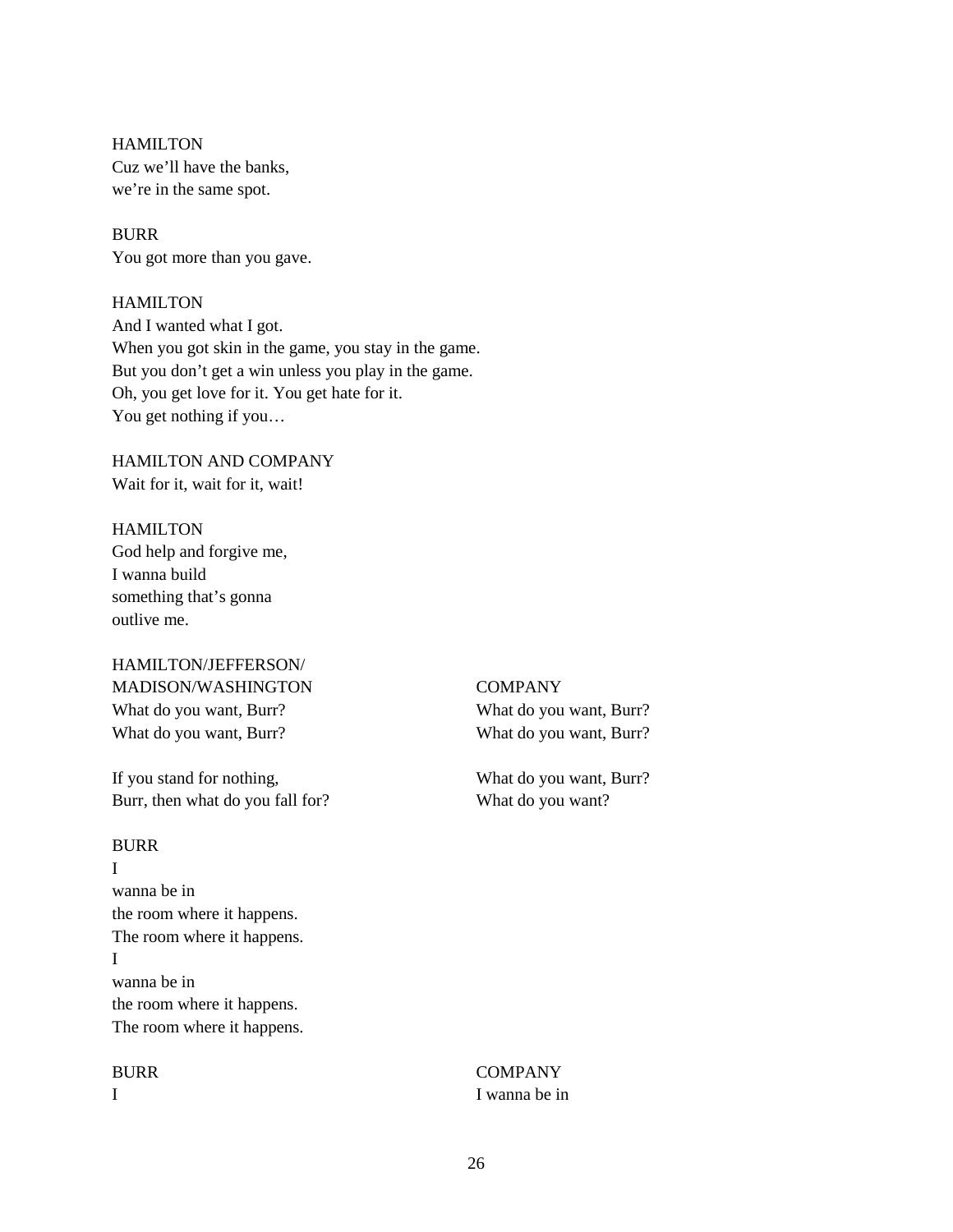HAMILTON
Cuz we'll have the banks,
we're in the same spot.

BURR
You got more than you gave.

HAMILTON
And I wanted what I got.
When you got skin in the game, you stay in the game.
But you don't get a win unless you play in the game.
Oh, you get love for it. You get hate for it.
You get nothing if you…

HAMILTON AND COMPANY
Wait for it, wait for it, wait!

HAMILTON
God help and forgive me,
I wanna build
something that's gonna
outlive me.

HAMILTON/JEFFERSON/
MADISON/WASHINGTON
What do you want, Burr?
What do you want, Burr?

If you stand for nothing,
Burr, then what do you fall for?

COMPANY
What do you want, Burr?
What do you want, Burr?

What do you want, Burr?
What do you want?

BURR
I
wanna be in
the room where it happens.
The room where it happens.
I
wanna be in
the room where it happens.
The room where it happens.

BURR
I

COMPANY
I wanna be in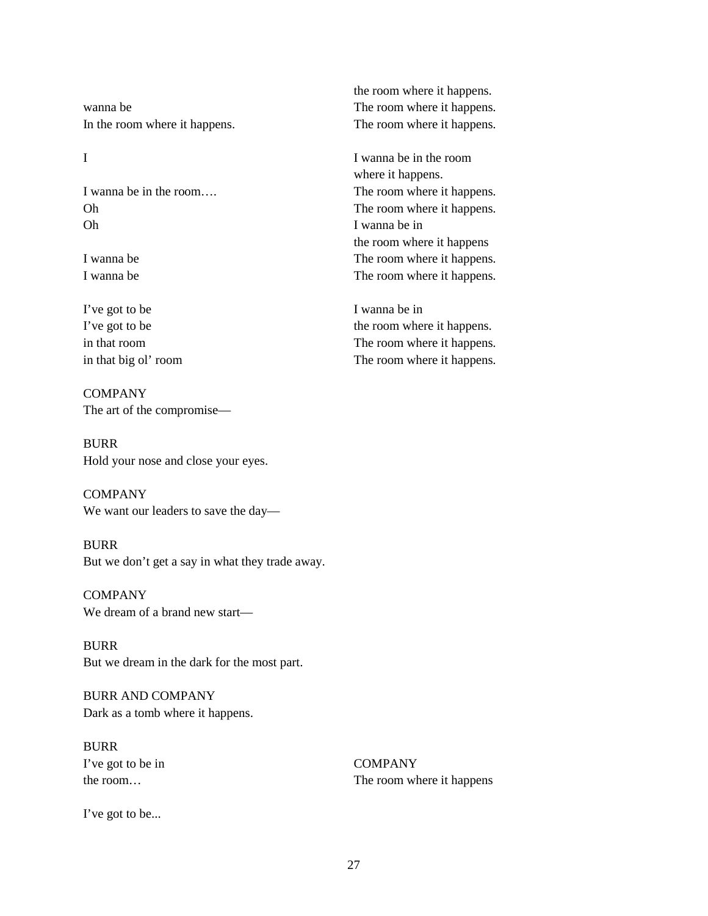wanna be
In the room where it happens.

I

I wanna be in the room….
Oh
Oh

I wanna be
I wanna be

I've got to be
I've got to be
in that room
in that big ol' room

the room where it happens.
The room where it happens.
The room where it happens.

I wanna be in the room
where it happens.
The room where it happens.
The room where it happens.
I wanna be in
the room where it happens
The room where it happens.
The room where it happens.

I wanna be in
the room where it happens.
The room where it happens.
The room where it happens.

COMPANY
The art of the compromise—

BURR
Hold your nose and close your eyes.

COMPANY
We want our leaders to save the day—

BURR
But we don't get a say in what they trade away.

COMPANY
We dream of a brand new start—

BURR
But we dream in the dark for the most part.

BURR AND COMPANY
Dark as a tomb where it happens.

BURR
I've got to be in
the room…

I've got to be...

COMPANY
The room where it happens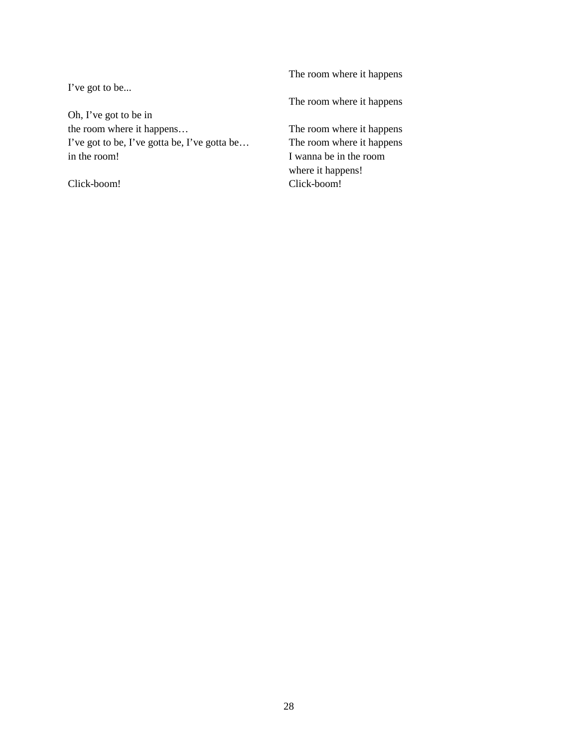I've got to be...

Oh, I've got to be in
the room where it happens…
I've got to be, I've gotta be, I've gotta be…
in the room!

Click-boom!

The room where it happens

The room where it happens

The room where it happens
The room where it happens
I wanna be in the room
where it happens!
Click-boom!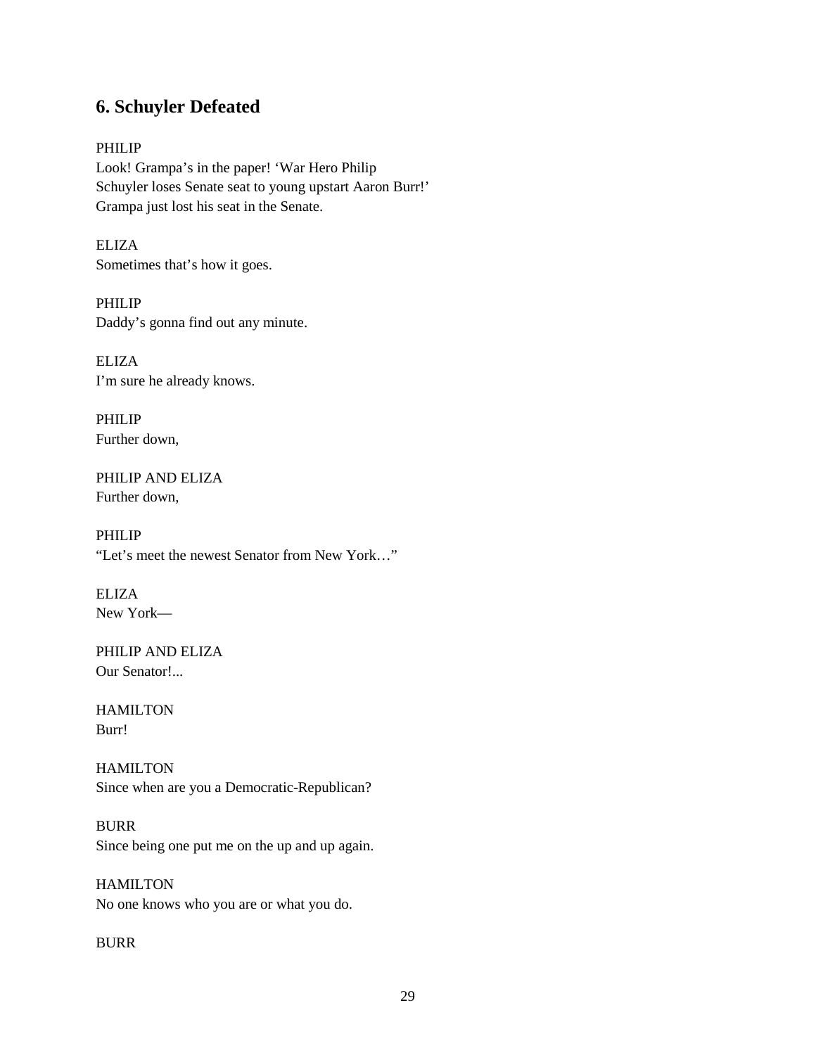## 6. Schuyler Defeated

PHILIP
Look! Grampa's in the paper! 'War Hero Philip Schuyler loses Senate seat to young upstart Aaron Burr!'
Grampa just lost his seat in the Senate.

ELIZA
Sometimes that's how it goes.

PHILIP
Daddy's gonna find out any minute.

ELIZA
I'm sure he already knows.

PHILIP
Further down,

PHILIP AND ELIZA
Further down,

PHILIP
"Let's meet the newest Senator from New York…"

ELIZA
New York—

PHILIP AND ELIZA
Our Senator!...

HAMILTON
Burr!

HAMILTON
Since when are you a Democratic-Republican?

BURR
Since being one put me on the up and up again.

HAMILTON
No one knows who you are or what you do.

BURR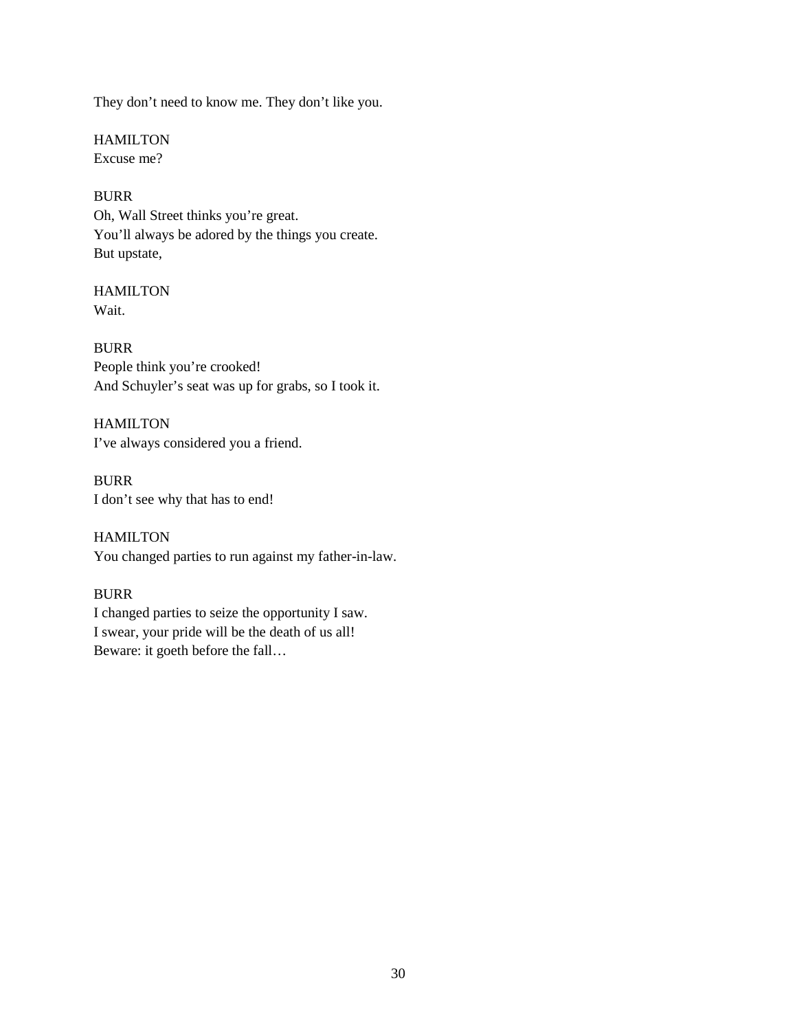They don't need to know me. They don't like you.

HAMILTON
Excuse me?

BURR
Oh, Wall Street thinks you're great.
You'll always be adored by the things you create.
But upstate,

HAMILTON
Wait.

BURR
People think you're crooked!
And Schuyler's seat was up for grabs, so I took it.

HAMILTON
I've always considered you a friend.

BURR
I don't see why that has to end!

HAMILTON
You changed parties to run against my father-in-law.

BURR
I changed parties to seize the opportunity I saw.
I swear, your pride will be the death of us all!
Beware: it goeth before the fall…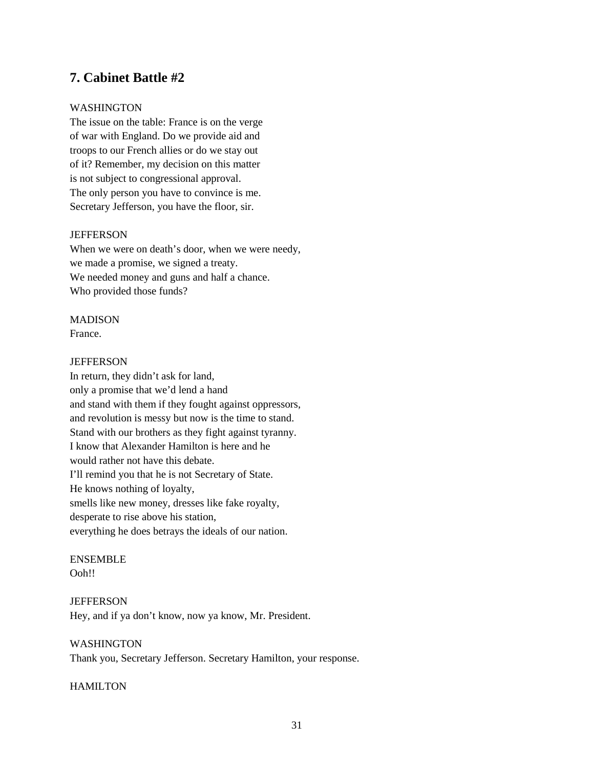## 7. Cabinet Battle #2

WASHINGTON
The issue on the table: France is on the verge
of war with England. Do we provide aid and
troops to our French allies or do we stay out
of it? Remember, my decision on this matter
is not subject to congressional approval.
The only person you have to convince is me.
Secretary Jefferson, you have the floor, sir.

JEFFERSON
When we were on death's door, when we were needy,
we made a promise, we signed a treaty.
We needed money and guns and half a chance.
Who provided those funds?

MADISON
France.

JEFFERSON
In return, they didn't ask for land,
only a promise that we'd lend a hand
and stand with them if they fought against oppressors,
and revolution is messy but now is the time to stand.
Stand with our brothers as they fight against tyranny.
I know that Alexander Hamilton is here and he
would rather not have this debate.
I'll remind you that he is not Secretary of State.
He knows nothing of loyalty,
smells like new money, dresses like fake royalty,
desperate to rise above his station,
everything he does betrays the ideals of our nation.

ENSEMBLE
Ooh!!

JEFFERSON
Hey, and if ya don't know, now ya know, Mr. President.

WASHINGTON
Thank you, Secretary Jefferson. Secretary Hamilton, your response.

HAMILTON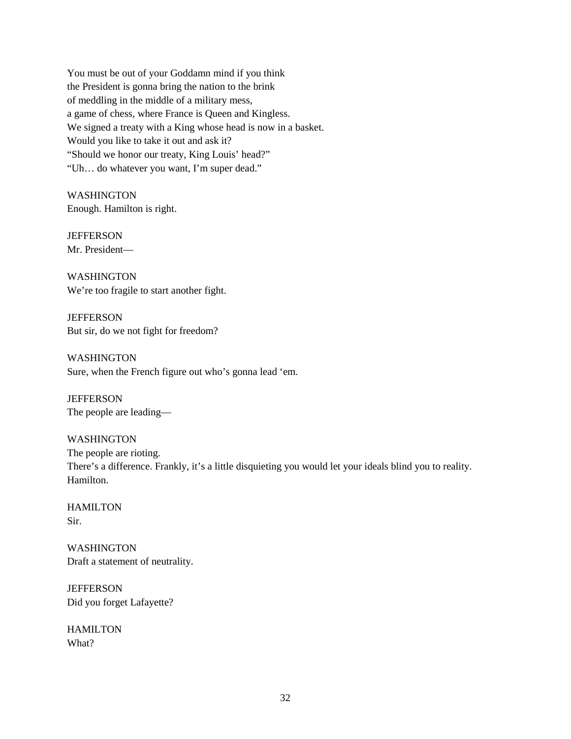You must be out of your Goddamn mind if you think
the President is gonna bring the nation to the brink
of meddling in the middle of a military mess,
a game of chess, where France is Queen and Kingless.
We signed a treaty with a King whose head is now in a basket.
Would you like to take it out and ask it?
"Should we honor our treaty, King Louis' head?"
"Uh… do whatever you want, I'm super dead."

WASHINGTON
Enough. Hamilton is right.

JEFFERSON
Mr. President—

WASHINGTON
We're too fragile to start another fight.

JEFFERSON
But sir, do we not fight for freedom?

WASHINGTON
Sure, when the French figure out who's gonna lead 'em.

JEFFERSON
The people are leading—

WASHINGTON
The people are rioting.
There's a difference. Frankly, it's a little disquieting you would let your ideals blind you to reality.
Hamilton.

HAMILTON
Sir.

WASHINGTON
Draft a statement of neutrality.

JEFFERSON
Did you forget Lafayette?

HAMILTON
What?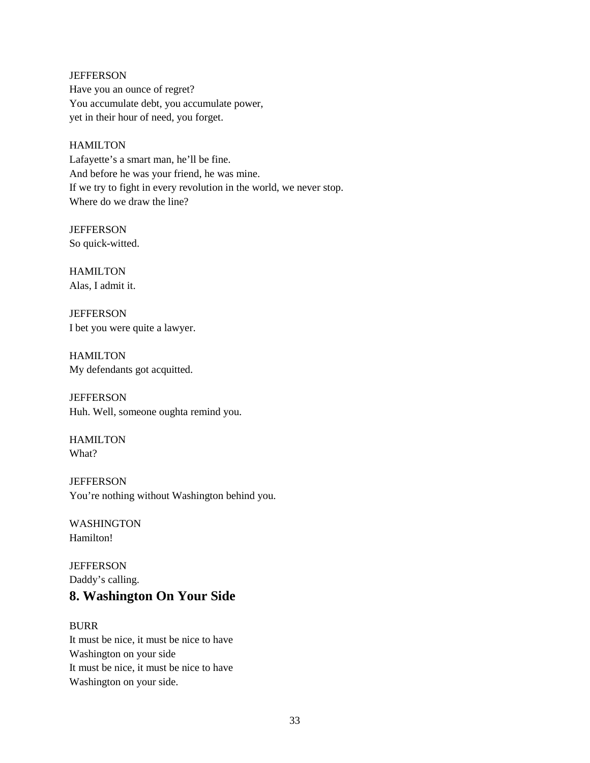JEFFERSON
Have you an ounce of regret?
You accumulate debt, you accumulate power,
yet in their hour of need, you forget.

HAMILTON
Lafayette's a smart man, he'll be fine.
And before he was your friend, he was mine.
If we try to fight in every revolution in the world, we never stop.
Where do we draw the line?

JEFFERSON
So quick-witted.

HAMILTON
Alas, I admit it.

JEFFERSON
I bet you were quite a lawyer.

HAMILTON
My defendants got acquitted.

JEFFERSON
Huh. Well, someone oughta remind you.

HAMILTON
What?

JEFFERSON
You're nothing without Washington behind you.

WASHINGTON
Hamilton!

JEFFERSON
Daddy's calling.

## 8. Washington On Your Side

BURR
It must be nice, it must be nice to have
Washington on your side
It must be nice, it must be nice to have
Washington on your side.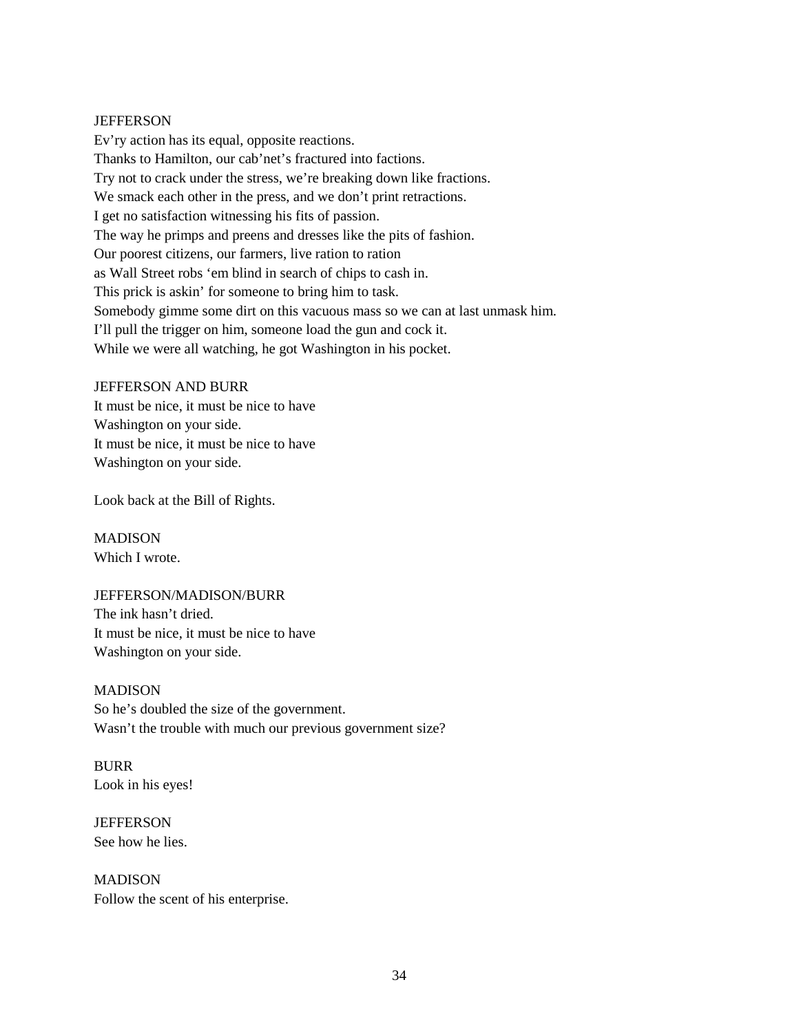JEFFERSON
Ev'ry action has its equal, opposite reactions.
Thanks to Hamilton, our cab'net's fractured into factions.
Try not to crack under the stress, we're breaking down like fractions.
We smack each other in the press, and we don't print retractions.
I get no satisfaction witnessing his fits of passion.
The way he primps and preens and dresses like the pits of fashion.
Our poorest citizens, our farmers, live ration to ration
as Wall Street robs 'em blind in search of chips to cash in.
This prick is askin' for someone to bring him to task.
Somebody gimme some dirt on this vacuous mass so we can at last unmask him.
I'll pull the trigger on him, someone load the gun and cock it.
While we were all watching, he got Washington in his pocket.

JEFFERSON AND BURR
It must be nice, it must be nice to have
Washington on your side.
It must be nice, it must be nice to have
Washington on your side.

Look back at the Bill of Rights.

MADISON
Which I wrote.

JEFFERSON/MADISON/BURR
The ink hasn't dried.
It must be nice, it must be nice to have
Washington on your side.

MADISON
So he's doubled the size of the government.
Wasn't the trouble with much our previous government size?

BURR
Look in his eyes!

JEFFERSON
See how he lies.

MADISON
Follow the scent of his enterprise.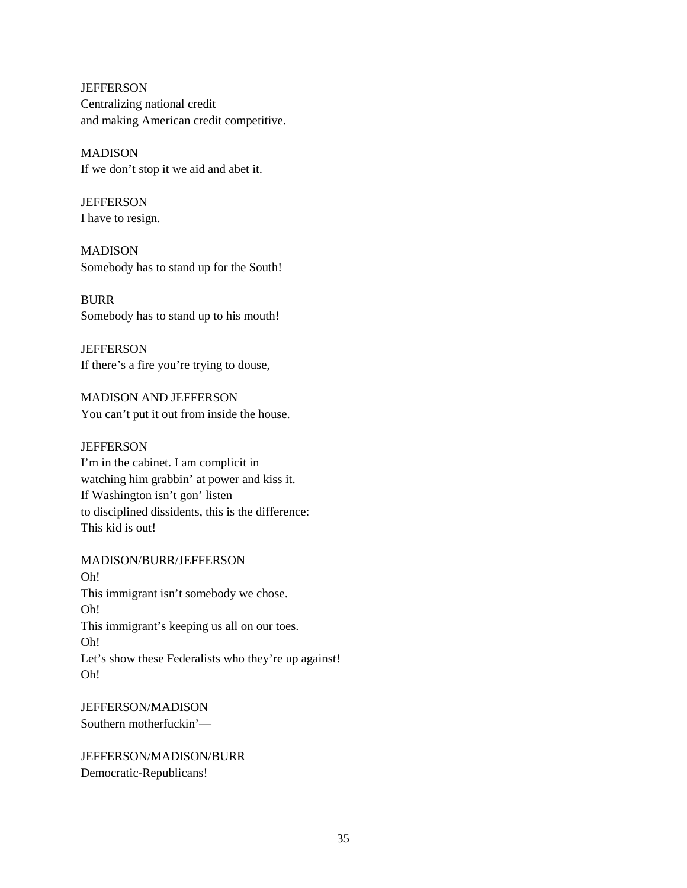JEFFERSON
Centralizing national credit
and making American credit competitive.

MADISON
If we don't stop it we aid and abet it.

JEFFERSON
I have to resign.

MADISON
Somebody has to stand up for the South!

BURR
Somebody has to stand up to his mouth!

JEFFERSON
If there's a fire you're trying to douse,

MADISON AND JEFFERSON
You can't put it out from inside the house.

JEFFERSON
I'm in the cabinet. I am complicit in
watching him grabbin' at power and kiss it.
If Washington isn't gon' listen
to disciplined dissidents, this is the difference:
This kid is out!

MADISON/BURR/JEFFERSON
Oh!
This immigrant isn't somebody we chose.
Oh!
This immigrant's keeping us all on our toes.
Oh!
Let's show these Federalists who they're up against!
Oh!

JEFFERSON/MADISON
Southern motherfuckin'—

JEFFERSON/MADISON/BURR
Democratic-Republicans!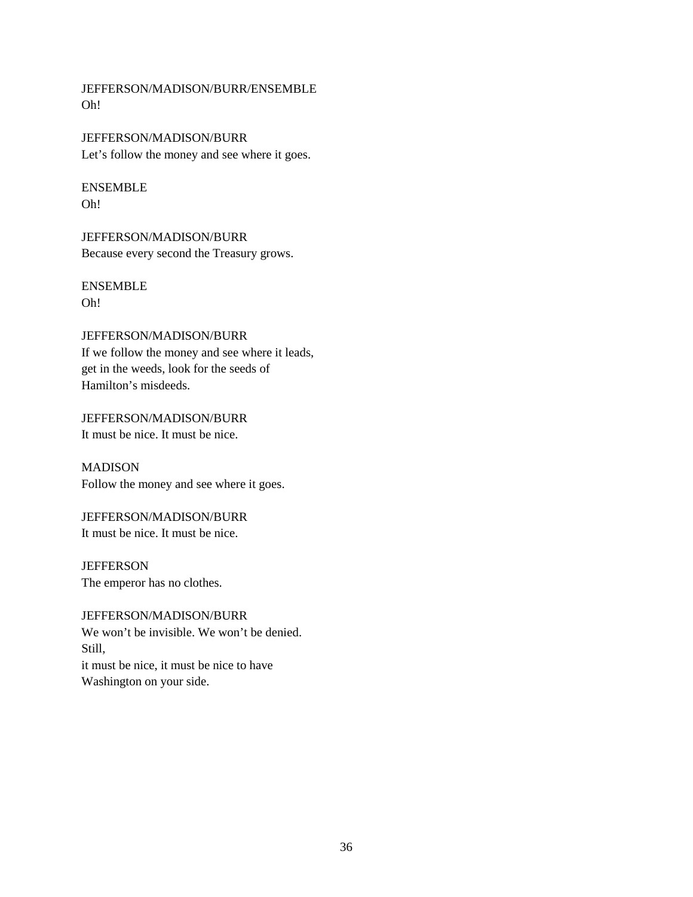JEFFERSON/MADISON/BURR/ENSEMBLE
Oh!

JEFFERSON/MADISON/BURR
Let's follow the money and see where it goes.

ENSEMBLE
Oh!

JEFFERSON/MADISON/BURR
Because every second the Treasury grows.

ENSEMBLE
Oh!

JEFFERSON/MADISON/BURR
If we follow the money and see where it leads,
get in the weeds, look for the seeds of
Hamilton's misdeeds.

JEFFERSON/MADISON/BURR
It must be nice. It must be nice.

MADISON
Follow the money and see where it goes.

JEFFERSON/MADISON/BURR
It must be nice. It must be nice.

JEFFERSON
The emperor has no clothes.

JEFFERSON/MADISON/BURR
We won't be invisible. We won't be denied.
Still,
it must be nice, it must be nice to have
Washington on your side.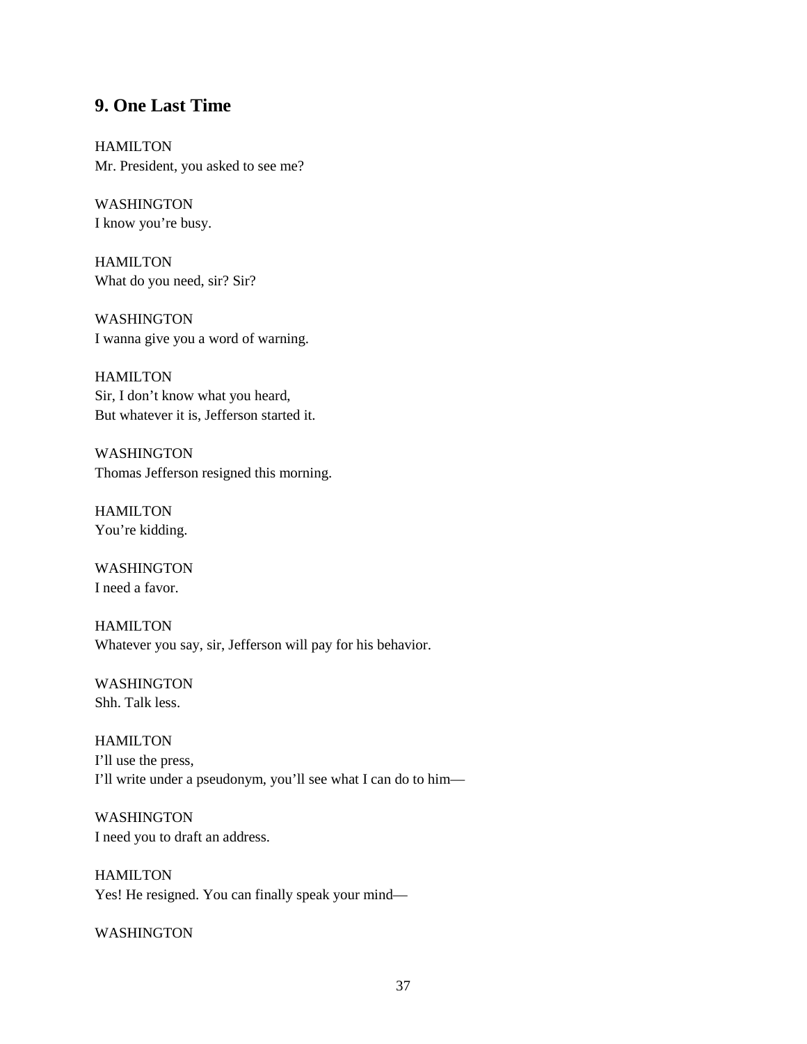## 9. One Last Time

HAMILTON
Mr. President, you asked to see me?

WASHINGTON
I know you're busy.

HAMILTON
What do you need, sir? Sir?

WASHINGTON
I wanna give you a word of warning.

HAMILTON
Sir, I don't know what you heard,
But whatever it is, Jefferson started it.

WASHINGTON
Thomas Jefferson resigned this morning.

HAMILTON
You're kidding.

WASHINGTON
I need a favor.

HAMILTON
Whatever you say, sir, Jefferson will pay for his behavior.

WASHINGTON
Shh. Talk less.

HAMILTON
I'll use the press,
I'll write under a pseudonym, you'll see what I can do to him—

WASHINGTON
I need you to draft an address.

HAMILTON
Yes! He resigned. You can finally speak your mind—

WASHINGTON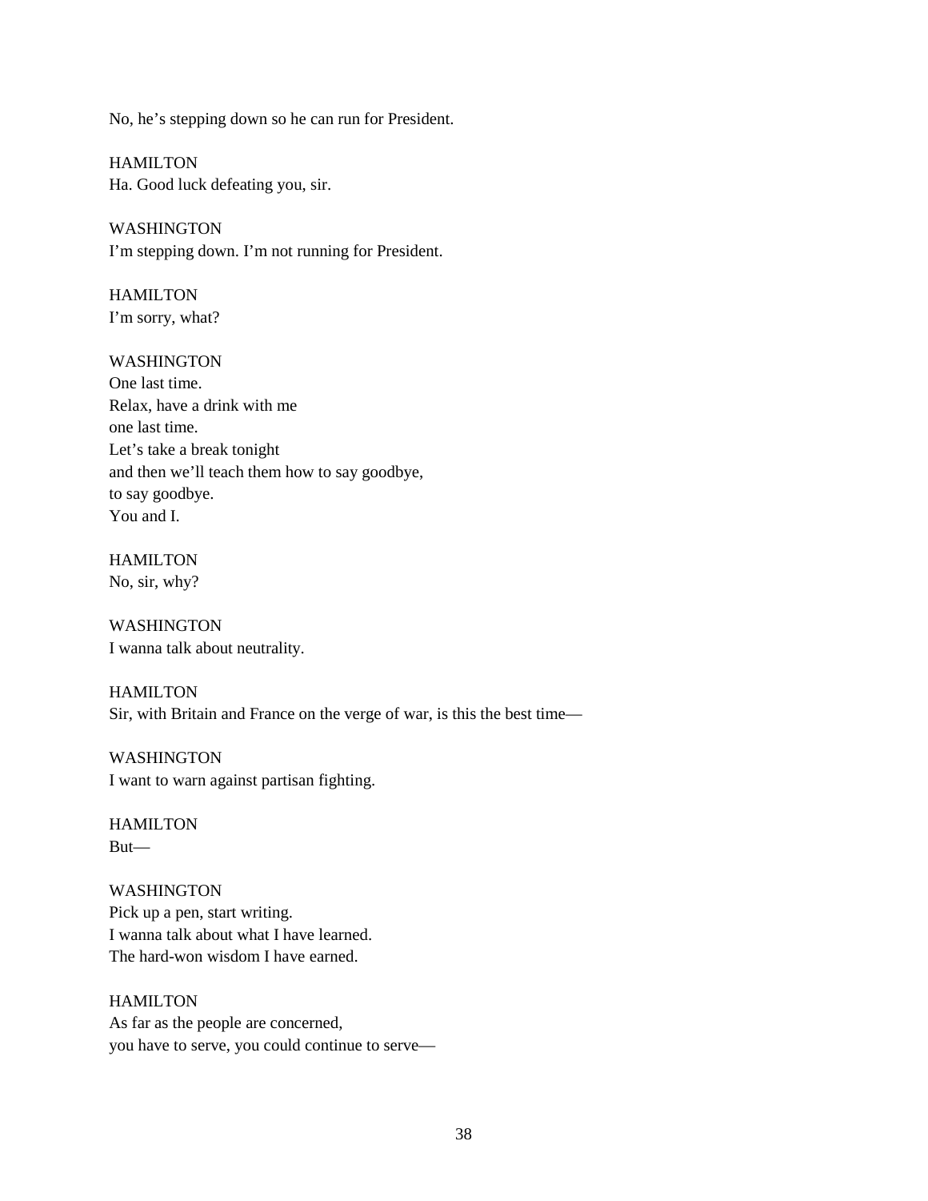No, he's stepping down so he can run for President.

HAMILTON
Ha. Good luck defeating you, sir.

WASHINGTON
I'm stepping down. I'm not running for President.

HAMILTON
I'm sorry, what?

WASHINGTON
One last time.
Relax, have a drink with me
one last time.
Let's take a break tonight
and then we'll teach them how to say goodbye,
to say goodbye.
You and I.

HAMILTON
No, sir, why?

WASHINGTON
I wanna talk about neutrality.

HAMILTON
Sir, with Britain and France on the verge of war, is this the best time—

WASHINGTON
I want to warn against partisan fighting.

HAMILTON
But—

WASHINGTON
Pick up a pen, start writing.
I wanna talk about what I have learned.
The hard-won wisdom I have earned.

HAMILTON
As far as the people are concerned,
you have to serve, you could continue to serve—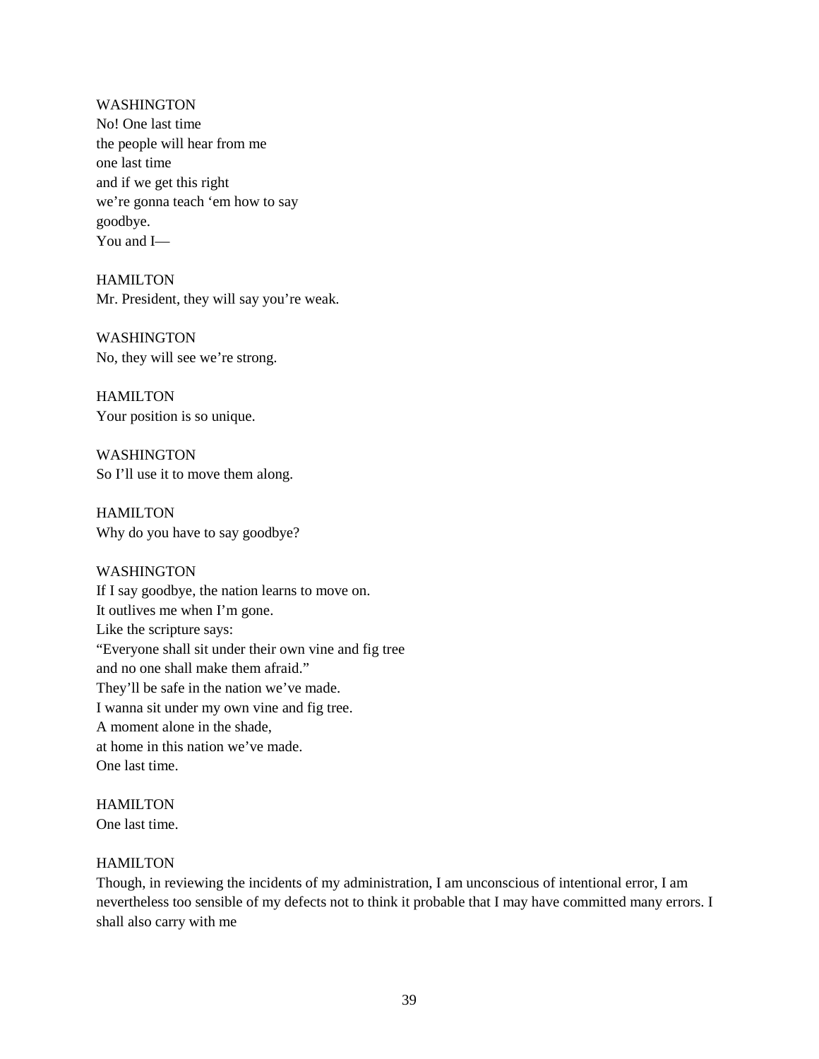WASHINGTON
No! One last time
the people will hear from me
one last time
and if we get this right
we're gonna teach 'em how to say
goodbye.
You and I—

HAMILTON
Mr. President, they will say you're weak.

WASHINGTON
No, they will see we're strong.

HAMILTON
Your position is so unique.

WASHINGTON
So I'll use it to move them along.

HAMILTON
Why do you have to say goodbye?

WASHINGTON
If I say goodbye, the nation learns to move on.
It outlives me when I'm gone.
Like the scripture says:
"Everyone shall sit under their own vine and fig tree
and no one shall make them afraid."
They'll be safe in the nation we've made.
I wanna sit under my own vine and fig tree.
A moment alone in the shade,
at home in this nation we've made.
One last time.

HAMILTON
One last time.

HAMILTON
Though, in reviewing the incidents of my administration, I am unconscious of intentional error, I am nevertheless too sensible of my defects not to think it probable that I may have committed many errors. I shall also carry with me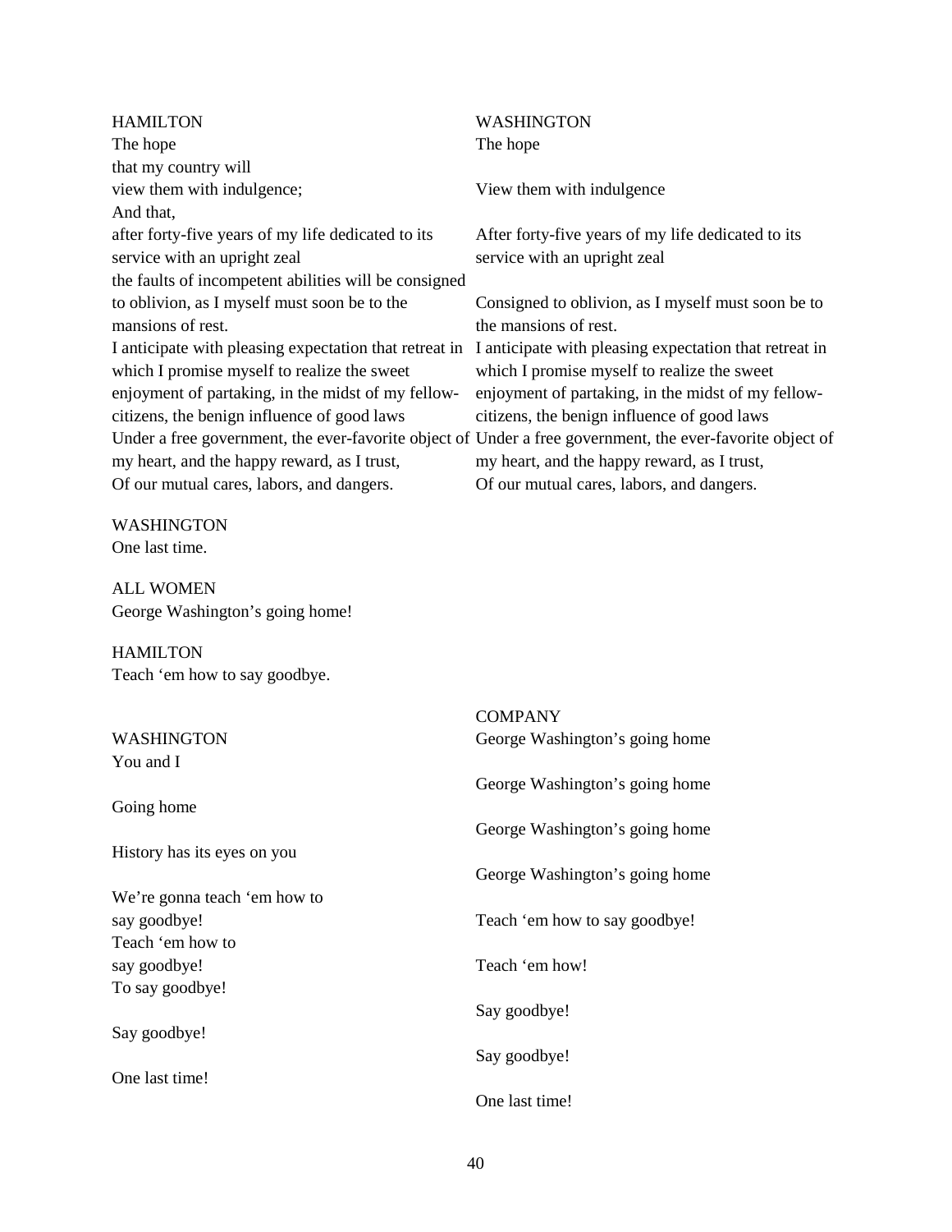HAMILTON
The hope
that my country will
view them with indulgence;
And that,
after forty-five years of my life dedicated to its service with an upright zeal
the faults of incompetent abilities will be consigned to oblivion, as I myself must soon be to the mansions of rest.
I anticipate with pleasing expectation that retreat in which I promise myself to realize the sweet enjoyment of partaking, in the midst of my fellow-citizens, the benign influence of good laws
Under a free government, the ever-favorite object of my heart, and the happy reward, as I trust,
Of our mutual cares, labors, and dangers.

WASHINGTON
The hope

View them with indulgence

After forty-five years of my life dedicated to its service with an upright zeal

Consigned to oblivion, as I myself must soon be to the mansions of rest.
I anticipate with pleasing expectation that retreat in which I promise myself to realize the sweet enjoyment of partaking, in the midst of my fellow-citizens, the benign influence of good laws
Under a free government, the ever-favorite object of my heart, and the happy reward, as I trust,
Of our mutual cares, labors, and dangers.

WASHINGTON
One last time.

ALL WOMEN
George Washington's going home!

HAMILTON
Teach 'em how to say goodbye.

WASHINGTON
You and I

Going home

History has its eyes on you

We're gonna teach 'em how to
say goodbye!
Teach 'em how to
say goodbye!
To say goodbye!

Say goodbye!

One last time!

COMPANY
George Washington's going home

George Washington's going home

George Washington's going home

George Washington's going home

Teach 'em how to say goodbye!

Teach 'em how!

Say goodbye!

Say goodbye!

One last time!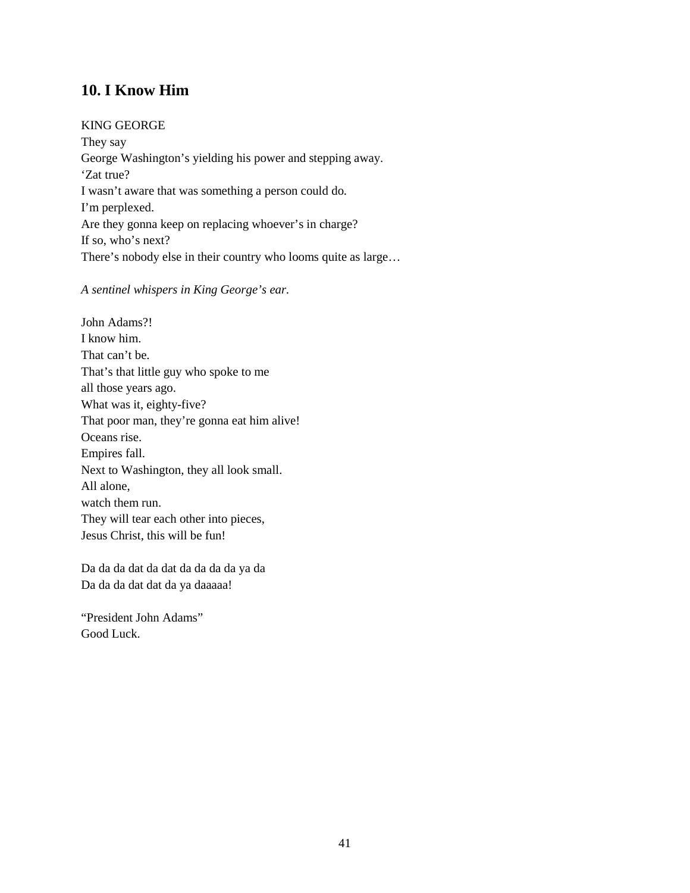## 10. I Know Him

KING GEORGE  
They say  
George Washington's yielding his power and stepping away.  
'Zat true?  
I wasn't aware that was something a person could do.  
I'm perplexed.  
Are they gonna keep on replacing whoever's in charge?  
If so, who's next?  
There's nobody else in their country who looms quite as large…

*A sentinel whispers in King George's ear.*

John Adams?!  
I know him.  
That can't be.  
That's that little guy who spoke to me  
all those years ago.  
What was it, eighty-five?  
That poor man, they're gonna eat him alive!  
Oceans rise.  
Empires fall.  
Next to Washington, they all look small.  
All alone,  
watch them run.  
They will tear each other into pieces,  
Jesus Christ, this will be fun!

Da da da dat da dat da da da da ya da  
Da da da dat dat da ya daaaaa!

"President John Adams"  
Good Luck.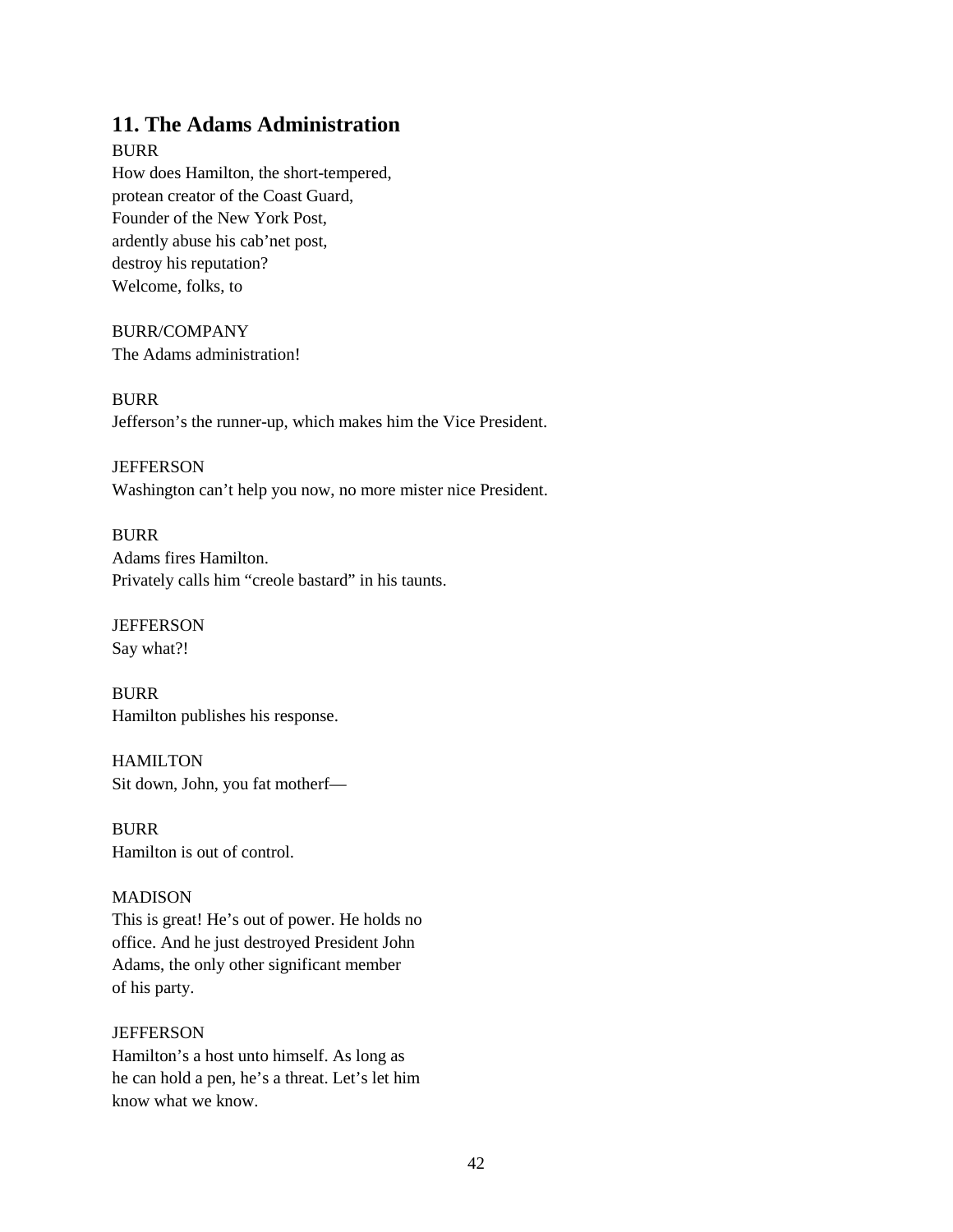## 11. The Adams Administration

BURR
How does Hamilton, the short-tempered,
protean creator of the Coast Guard,
Founder of the New York Post,
ardently abuse his cab'net post,
destroy his reputation?
Welcome, folks, to

BURR/COMPANY
The Adams administration!

BURR
Jefferson's the runner-up, which makes him the Vice President.

JEFFERSON
Washington can't help you now, no more mister nice President.

BURR
Adams fires Hamilton.
Privately calls him "creole bastard" in his taunts.

JEFFERSON
Say what?!

BURR
Hamilton publishes his response.

HAMILTON
Sit down, John, you fat motherf—

BURR
Hamilton is out of control.

MADISON
This is great! He's out of power. He holds no
office. And he just destroyed President John
Adams, the only other significant member
of his party.

JEFFERSON
Hamilton's a host unto himself. As long as
he can hold a pen, he's a threat. Let's let him
know what we know.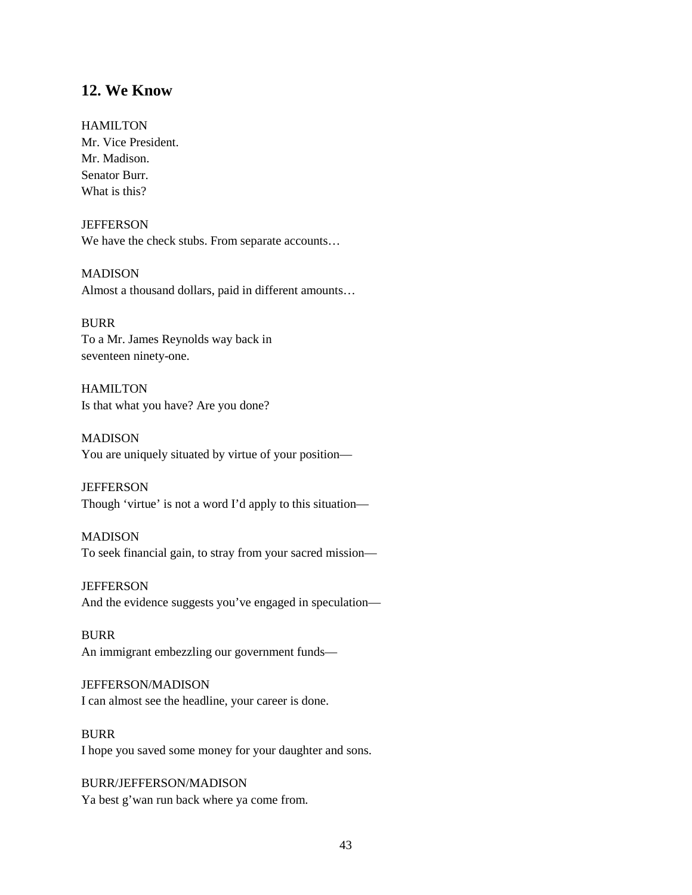## 12. We Know

HAMILTON
Mr. Vice President.
Mr. Madison.
Senator Burr.
What is this?

JEFFERSON
We have the check stubs. From separate accounts…

MADISON
Almost a thousand dollars, paid in different amounts…

BURR
To a Mr. James Reynolds way back in
seventeen ninety-one.

HAMILTON
Is that what you have? Are you done?

MADISON
You are uniquely situated by virtue of your position—

JEFFERSON
Though 'virtue' is not a word I'd apply to this situation—

MADISON
To seek financial gain, to stray from your sacred mission—

JEFFERSON
And the evidence suggests you've engaged in speculation—

BURR
An immigrant embezzling our government funds—

JEFFERSON/MADISON
I can almost see the headline, your career is done.

BURR
I hope you saved some money for your daughter and sons.

BURR/JEFFERSON/MADISON
Ya best g'wan run back where ya come from.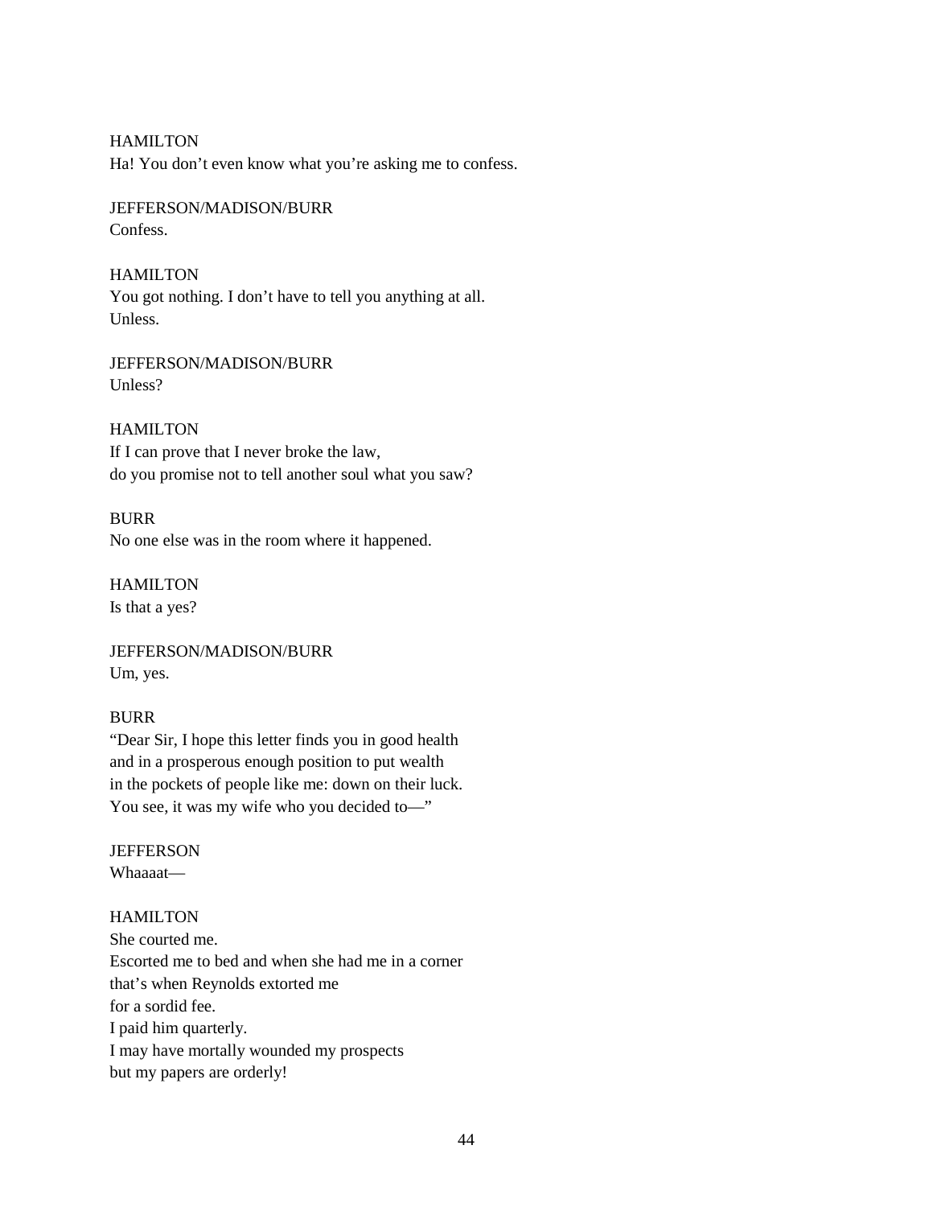HAMILTON
Ha! You don't even know what you're asking me to confess.

JEFFERSON/MADISON/BURR
Confess.

HAMILTON
You got nothing. I don't have to tell you anything at all.
Unless.

JEFFERSON/MADISON/BURR
Unless?

HAMILTON
If I can prove that I never broke the law,
do you promise not to tell another soul what you saw?

BURR
No one else was in the room where it happened.

HAMILTON
Is that a yes?

JEFFERSON/MADISON/BURR
Um, yes.

BURR
"Dear Sir, I hope this letter finds you in good health
and in a prosperous enough position to put wealth
in the pockets of people like me: down on their luck.
You see, it was my wife who you decided to—"

JEFFERSON
Whaaaat—

HAMILTON
She courted me.
Escorted me to bed and when she had me in a corner
that's when Reynolds extorted me
for a sordid fee.
I paid him quarterly.
I may have mortally wounded my prospects
but my papers are orderly!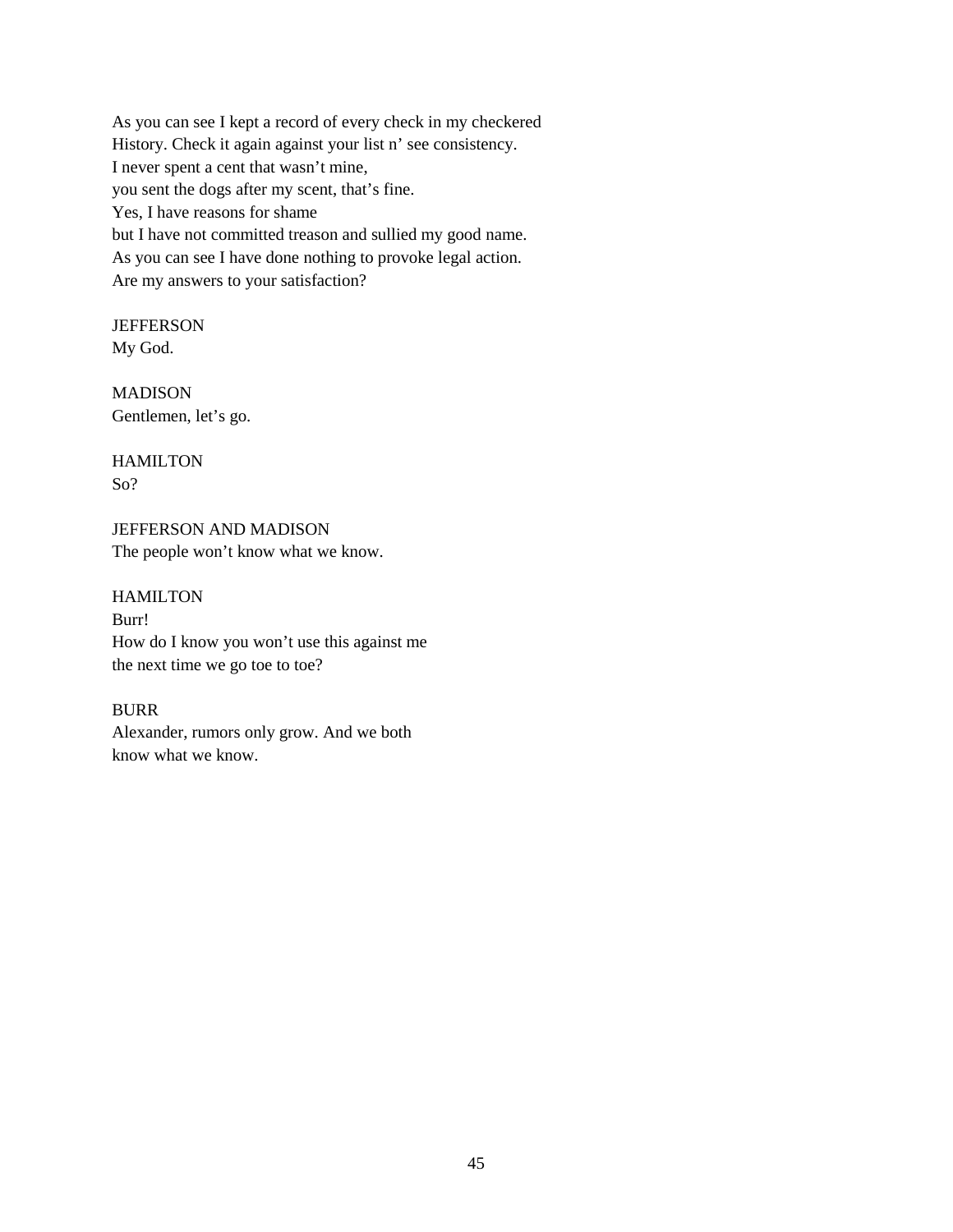As you can see I kept a record of every check in my checkered
History. Check it again against your list n' see consistency.
I never spent a cent that wasn't mine,
you sent the dogs after my scent, that's fine.
Yes, I have reasons for shame
but I have not committed treason and sullied my good name.
As you can see I have done nothing to provoke legal action.
Are my answers to your satisfaction?

JEFFERSON
My God.

MADISON
Gentlemen, let's go.

HAMILTON
So?

JEFFERSON AND MADISON
The people won't know what we know.

HAMILTON
Burr!
How do I know you won't use this against me
the next time we go toe to toe?

BURR
Alexander, rumors only grow. And we both
know what we know.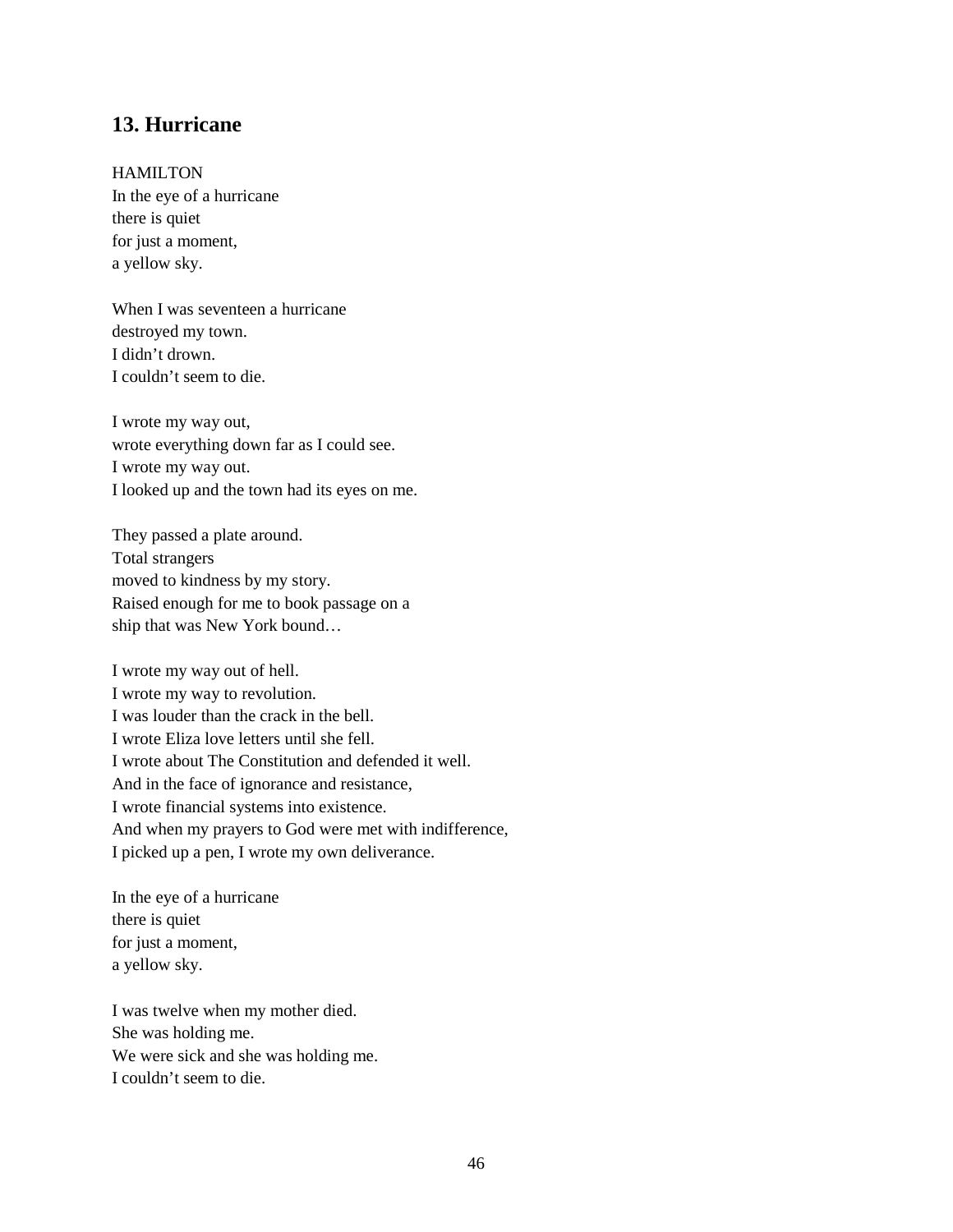## 13. Hurricane

HAMILTON
In the eye of a hurricane
there is quiet
for just a moment,
a yellow sky.

When I was seventeen a hurricane
destroyed my town.
I didn't drown.
I couldn't seem to die.

I wrote my way out,
wrote everything down far as I could see.
I wrote my way out.
I looked up and the town had its eyes on me.

They passed a plate around.
Total strangers
moved to kindness by my story.
Raised enough for me to book passage on a
ship that was New York bound…

I wrote my way out of hell.
I wrote my way to revolution.
I was louder than the crack in the bell.
I wrote Eliza love letters until she fell.
I wrote about The Constitution and defended it well.
And in the face of ignorance and resistance,
I wrote financial systems into existence.
And when my prayers to God were met with indifference,
I picked up a pen, I wrote my own deliverance.

In the eye of a hurricane
there is quiet
for just a moment,
a yellow sky.

I was twelve when my mother died.
She was holding me.
We were sick and she was holding me.
I couldn't seem to die.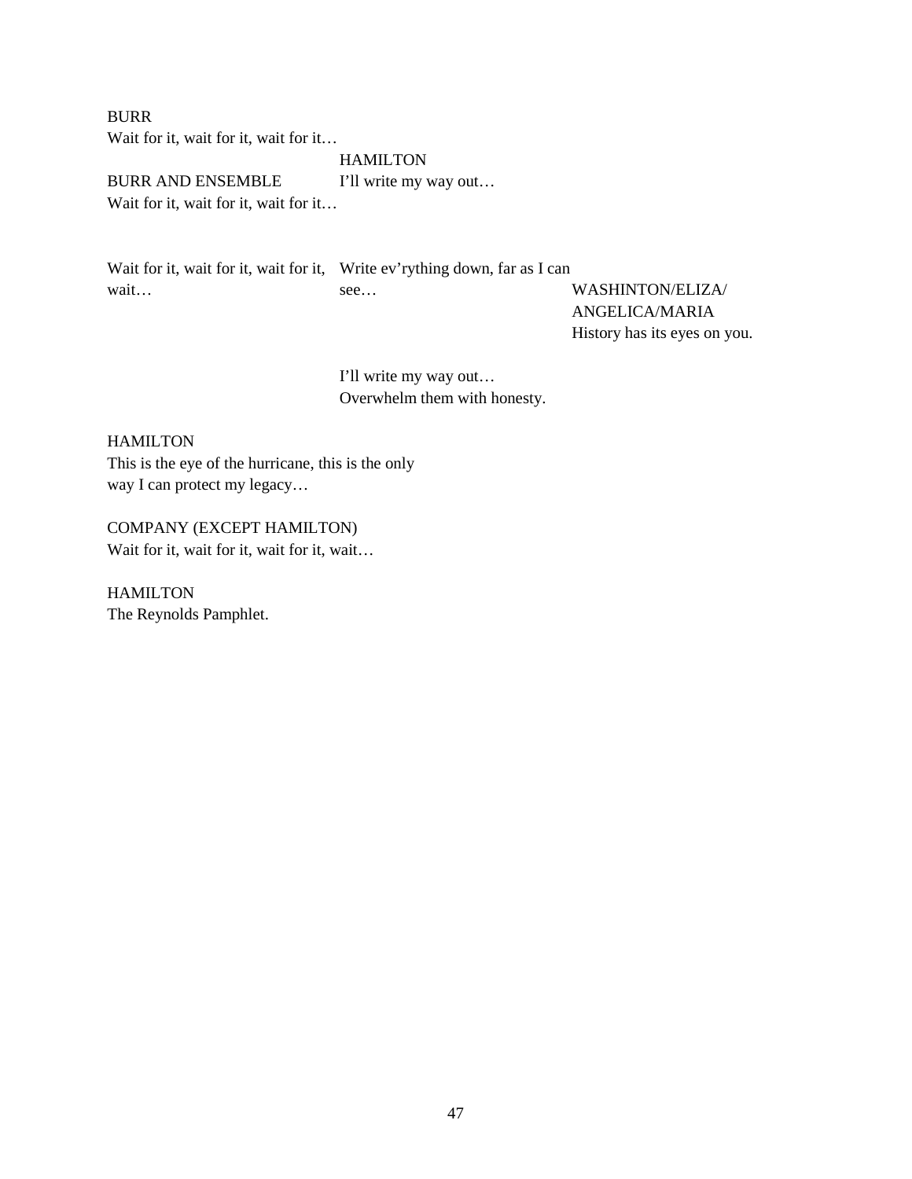BURR
Wait for it, wait for it, wait for it…

HAMILTON
I'll write my way out…

BURR AND ENSEMBLE
Wait for it, wait for it, wait for it…

Wait for it, wait for it, wait for it, wait…

Write ev'rything down, far as I can see…

WASHINTON/ELIZA/ANGELICA/MARIA
History has its eyes on you.

I'll write my way out…
Overwhelm them with honesty.

HAMILTON
This is the eye of the hurricane, this is the only way I can protect my legacy…

COMPANY (EXCEPT HAMILTON)
Wait for it, wait for it, wait for it, wait…

HAMILTON
The Reynolds Pamphlet.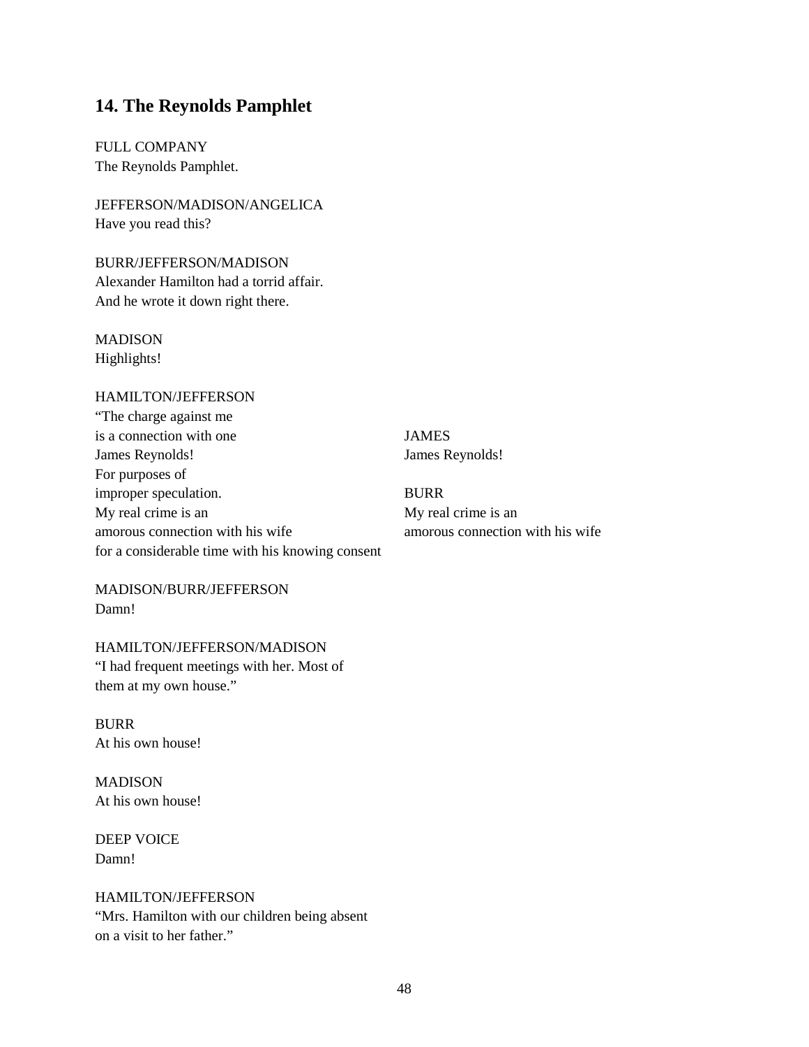## 14. The Reynolds Pamphlet

FULL COMPANY
The Reynolds Pamphlet.

JEFFERSON/MADISON/ANGELICA
Have you read this?

BURR/JEFFERSON/MADISON
Alexander Hamilton had a torrid affair.
And he wrote it down right there.

MADISON
Highlights!

HAMILTON/JEFFERSON
"The charge against me
is a connection with one
James Reynolds!
For purposes of
improper speculation.
My real crime is an
amorous connection with his wife
for a considerable time with his knowing consent

JAMES
James Reynolds!

BURR
My real crime is an
amorous connection with his wife

MADISON/BURR/JEFFERSON
Damn!

HAMILTON/JEFFERSON/MADISON
"I had frequent meetings with her. Most of
them at my own house."

BURR
At his own house!

MADISON
At his own house!

DEEP VOICE
Damn!

HAMILTON/JEFFERSON
"Mrs. Hamilton with our children being absent
on a visit to her father."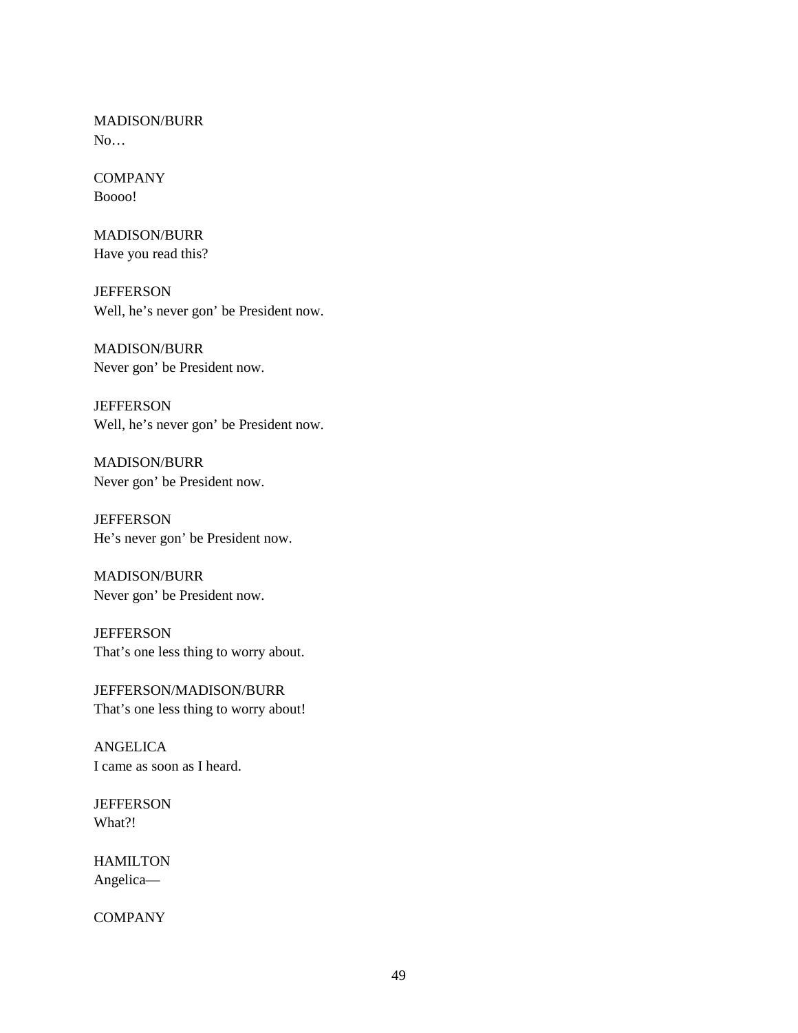MADISON/BURR
No…

COMPANY
Boooo!

MADISON/BURR
Have you read this?

JEFFERSON
Well, he's never gon' be President now.

MADISON/BURR
Never gon' be President now.

JEFFERSON
Well, he's never gon' be President now.

MADISON/BURR
Never gon' be President now.

JEFFERSON
He's never gon' be President now.

MADISON/BURR
Never gon' be President now.

JEFFERSON
That's one less thing to worry about.

JEFFERSON/MADISON/BURR
That's one less thing to worry about!

ANGELICA
I came as soon as I heard.

JEFFERSON
What?!

HAMILTON
Angelica—

COMPANY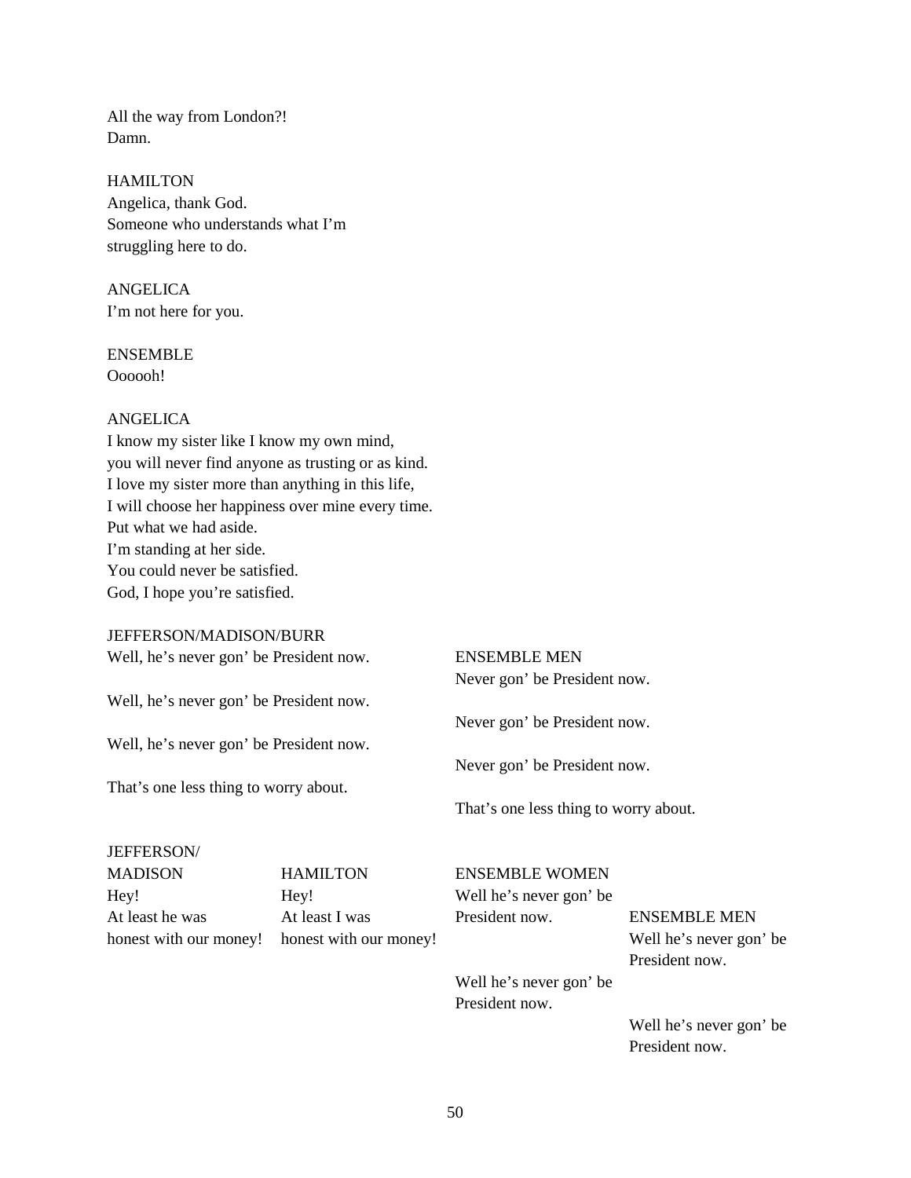All the way from London?!
Damn.

HAMILTON
Angelica, thank God.
Someone who understands what I'm
struggling here to do.

ANGELICA
I'm not here for you.

ENSEMBLE
Oooooh!

ANGELICA
I know my sister like I know my own mind,
you will never find anyone as trusting or as kind.
I love my sister more than anything in this life,
I will choose her happiness over mine every time.
Put what we had aside.
I'm standing at her side.
You could never be satisfied.
God, I hope you're satisfied.

| JEFFERSON/MADISON/BURR | ENSEMBLE MEN |
|---|---|
| Well, he's never gon' be President now. | Never gon' be President now. |
| Well, he's never gon' be President now. | Never gon' be President now. |
| Well, he's never gon' be President now. | Never gon' be President now. |
| That's one less thing to worry about. | That's one less thing to worry about. |

| JEFFERSON/ MADISON | HAMILTON | ENSEMBLE WOMEN | ENSEMBLE MEN |
|---|---|---|---|
| Hey! | Hey! | Well he's never gon' be | |
| At least he was | At least I was | President now. | |
| honest with our money! | honest with our money! | | Well he's never gon' be President now. |
| | | Well he's never gon' be President now. | |
| | | | Well he's never gon' be President now. |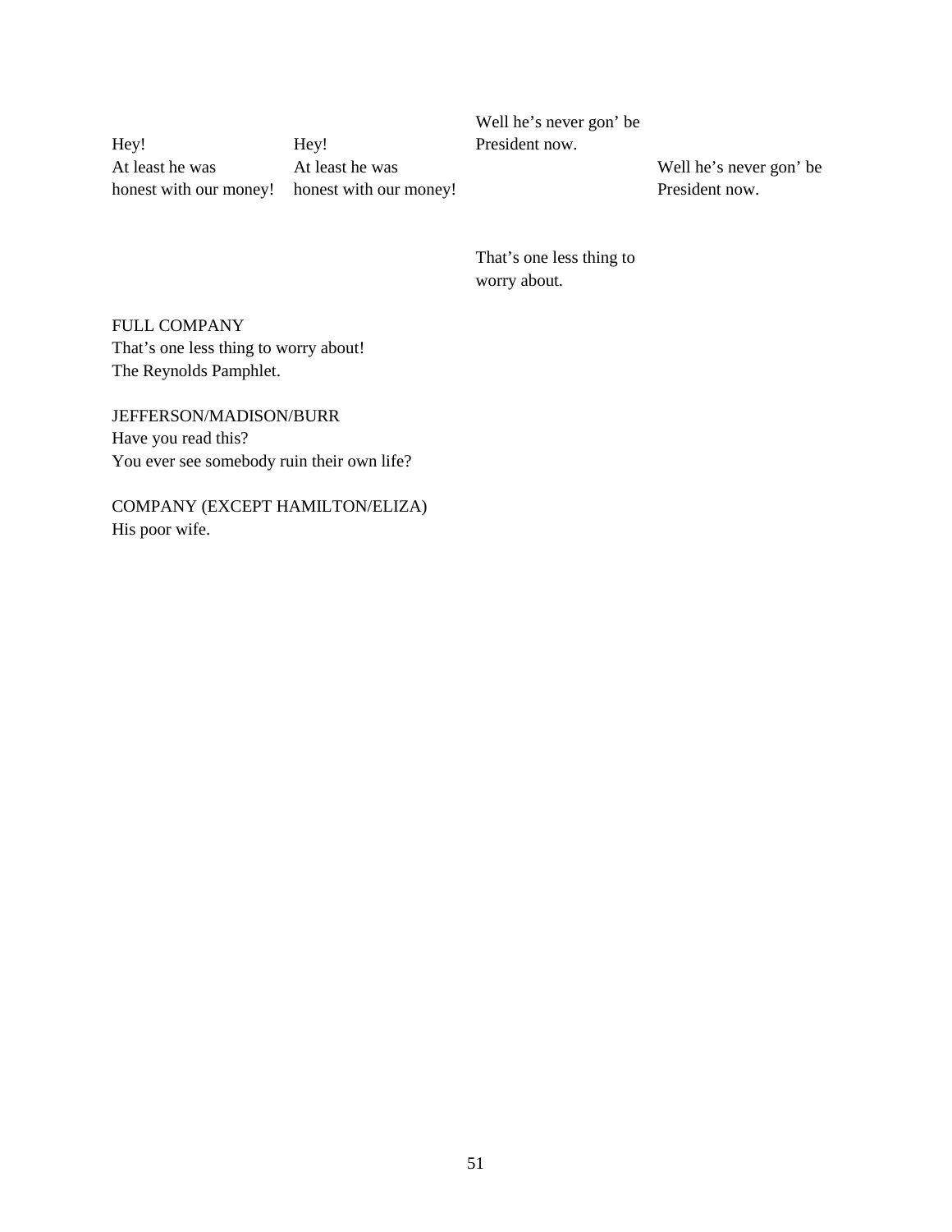| | | | |
|---|---|---|---|
| | | Well he's never gon' be | |
| Hey! | Hey! | President now. | |
| At least he was | At least he was | | Well he's never gon' be |
| honest with our money! | honest with our money! | | President now. |
| | | | |
| | | That's one less thing to | |
| | | worry about. | |

FULL COMPANY
That's one less thing to worry about!
The Reynolds Pamphlet.

JEFFERSON/MADISON/BURR
Have you read this?
You ever see somebody ruin their own life?

COMPANY (EXCEPT HAMILTON/ELIZA)
His poor wife.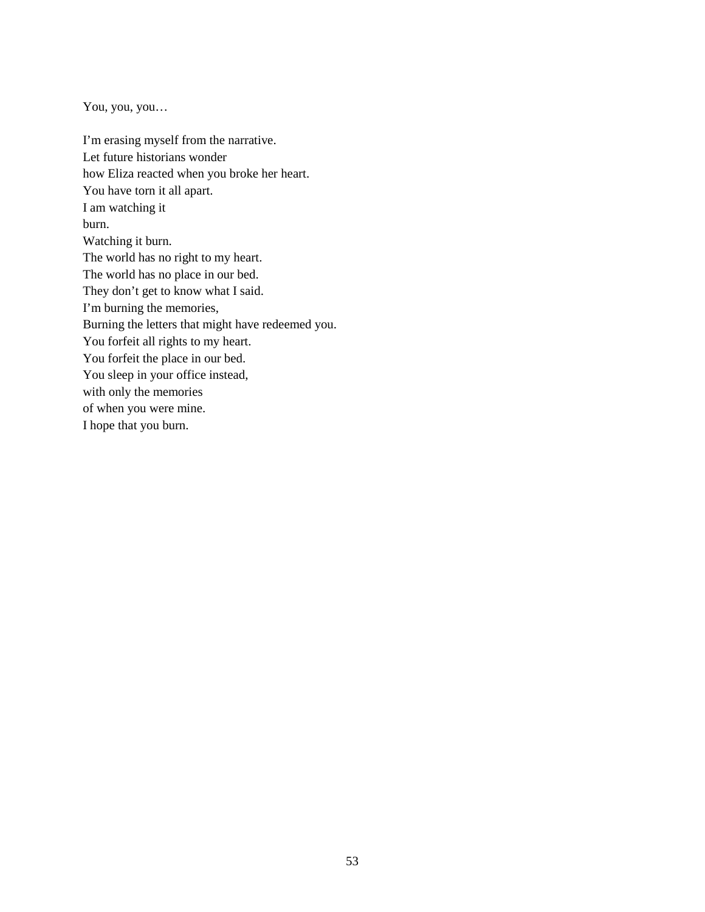You, you, you…

I'm erasing myself from the narrative.  
Let future historians wonder  
how Eliza reacted when you broke her heart.  
You have torn it all apart.  
I am watching it  
burn.  
Watching it burn.  
The world has no right to my heart.  
The world has no place in our bed.  
They don't get to know what I said.  
I'm burning the memories,  
Burning the letters that might have redeemed you.  
You forfeit all rights to my heart.  
You forfeit the place in our bed.  
You sleep in your office instead,  
with only the memories  
of when you were mine.  
I hope that you burn.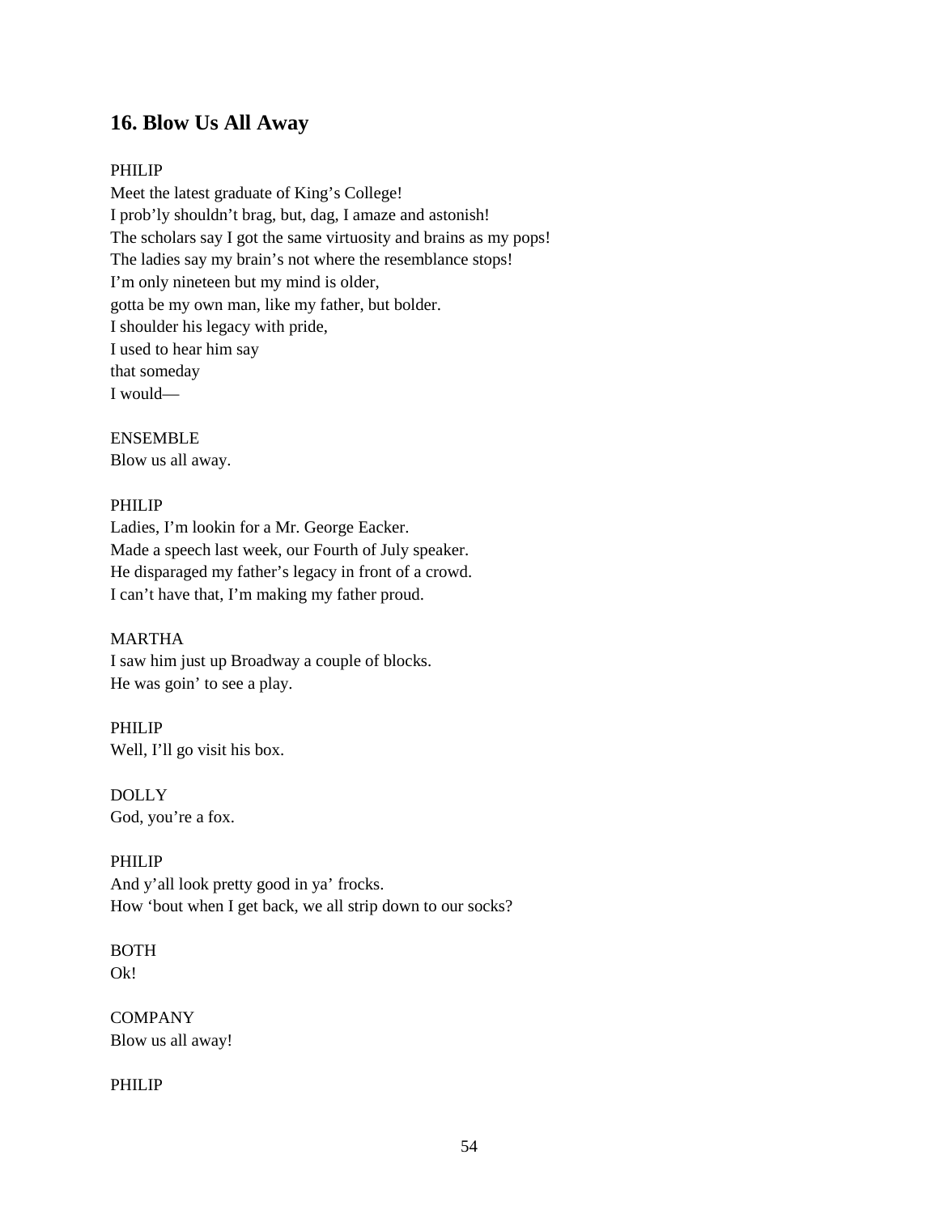## 16. Blow Us All Away

PHILIP
Meet the latest graduate of King's College!
I prob'ly shouldn't brag, but, dag, I amaze and astonish!
The scholars say I got the same virtuosity and brains as my pops!
The ladies say my brain's not where the resemblance stops!
I'm only nineteen but my mind is older,
gotta be my own man, like my father, but bolder.
I shoulder his legacy with pride,
I used to hear him say
that someday
I would—

ENSEMBLE
Blow us all away.

PHILIP
Ladies, I'm lookin for a Mr. George Eacker.
Made a speech last week, our Fourth of July speaker.
He disparaged my father's legacy in front of a crowd.
I can't have that, I'm making my father proud.

MARTHA
I saw him just up Broadway a couple of blocks.
He was goin' to see a play.

PHILIP
Well, I'll go visit his box.

DOLLY
God, you're a fox.

PHILIP
And y'all look pretty good in ya' frocks.
How 'bout when I get back, we all strip down to our socks?

BOTH
Ok!

COMPANY
Blow us all away!

PHILIP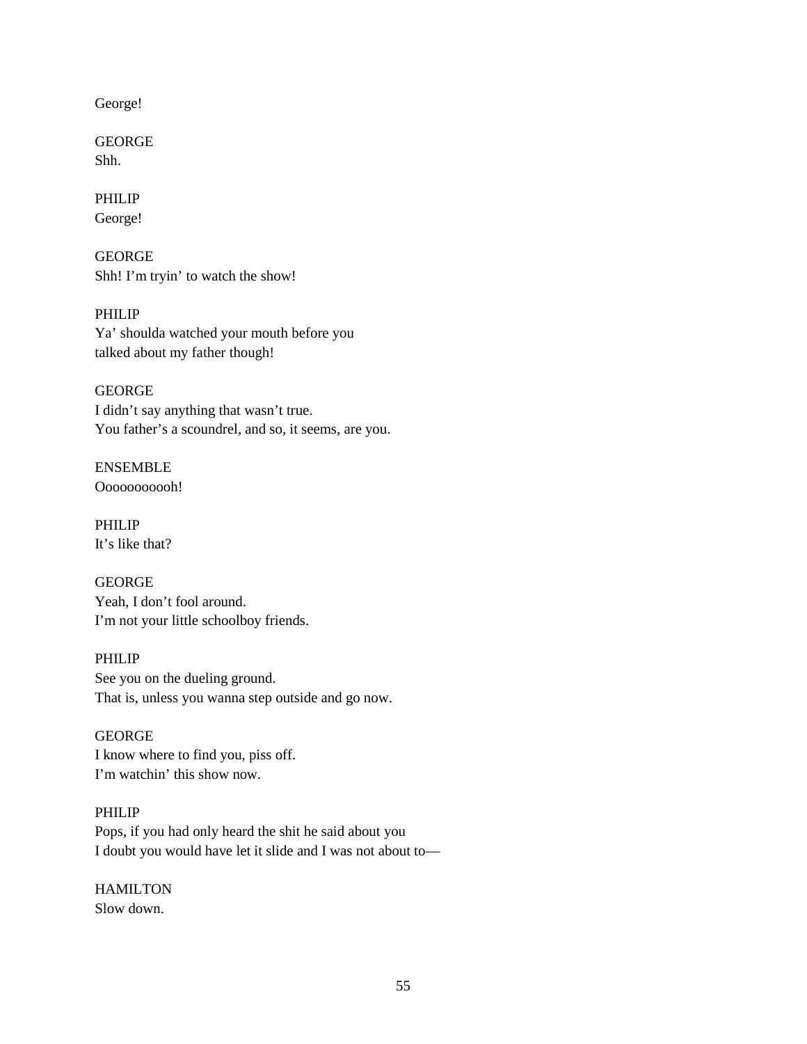George!

GEORGE
Shh.

PHILIP
George!

GEORGE
Shh! I'm tryin' to watch the show!

PHILIP
Ya' shoulda watched your mouth before you
talked about my father though!

GEORGE
I didn't say anything that wasn't true.
You father's a scoundrel, and so, it seems, are you.

ENSEMBLE
Oooooooooh!

PHILIP
It's like that?

GEORGE
Yeah, I don't fool around.
I'm not your little schoolboy friends.

PHILIP
See you on the dueling ground.
That is, unless you wanna step outside and go now.

GEORGE
I know where to find you, piss off.
I'm watchin' this show now.

PHILIP
Pops, if you had only heard the shit he said about you
I doubt you would have let it slide and I was not about to—

HAMILTON
Slow down.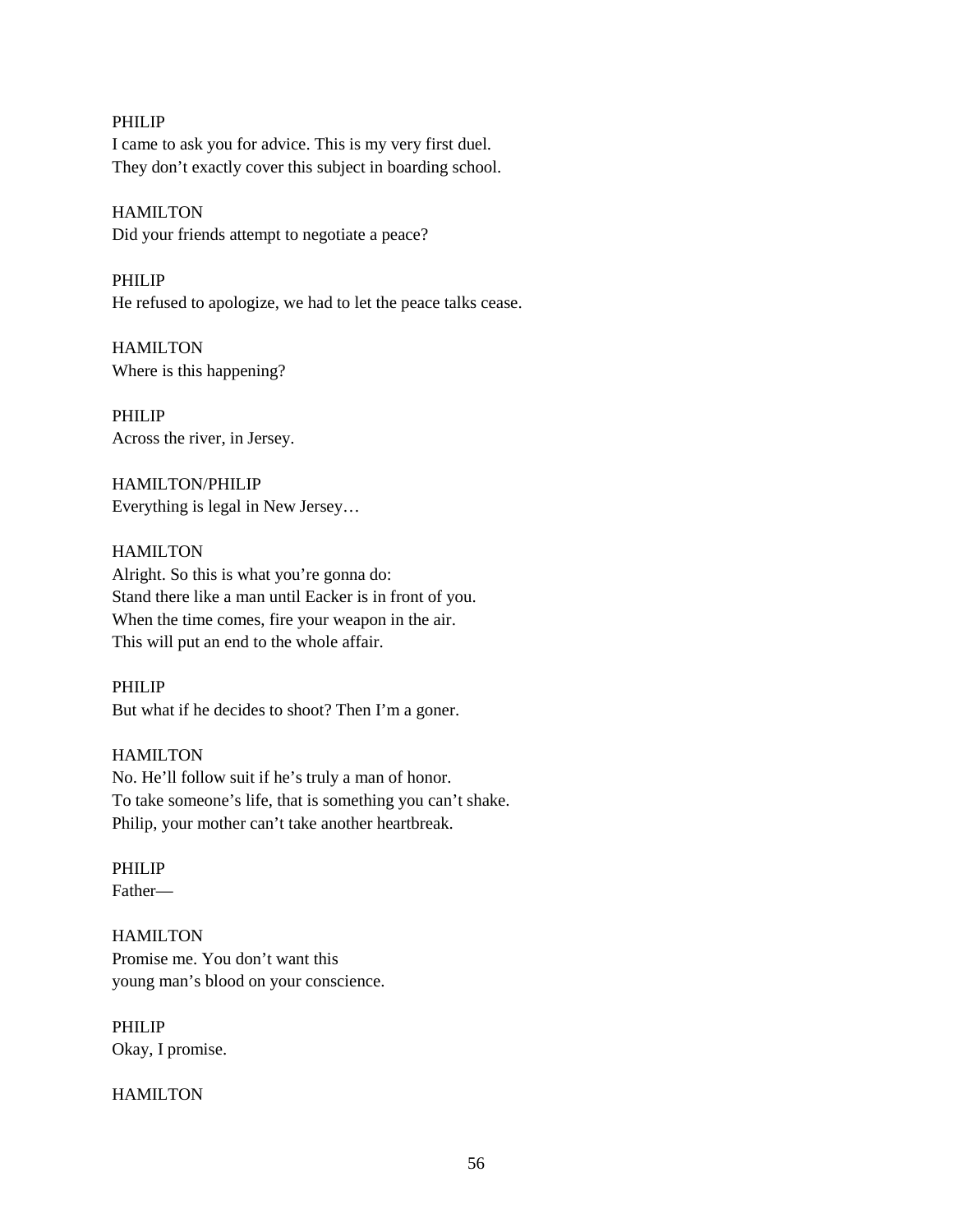PHILIP
I came to ask you for advice. This is my very first duel.
They don't exactly cover this subject in boarding school.

HAMILTON
Did your friends attempt to negotiate a peace?

PHILIP
He refused to apologize, we had to let the peace talks cease.

HAMILTON
Where is this happening?

PHILIP
Across the river, in Jersey.

HAMILTON/PHILIP
Everything is legal in New Jersey…

HAMILTON
Alright. So this is what you're gonna do:
Stand there like a man until Eacker is in front of you.
When the time comes, fire your weapon in the air.
This will put an end to the whole affair.

PHILIP
But what if he decides to shoot? Then I'm a goner.

HAMILTON
No. He'll follow suit if he's truly a man of honor.
To take someone's life, that is something you can't shake.
Philip, your mother can't take another heartbreak.

PHILIP
Father—

HAMILTON
Promise me. You don't want this
young man's blood on your conscience.

PHILIP
Okay, I promise.

HAMILTON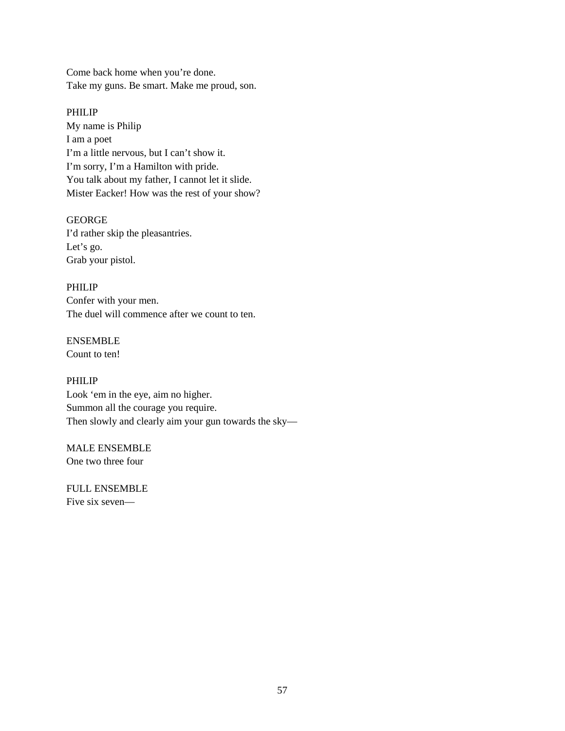Come back home when you're done.
Take my guns. Be smart. Make me proud, son.

PHILIP
My name is Philip
I am a poet
I'm a little nervous, but I can't show it.
I'm sorry, I'm a Hamilton with pride.
You talk about my father, I cannot let it slide.
Mister Eacker! How was the rest of your show?

GEORGE
I'd rather skip the pleasantries.
Let's go.
Grab your pistol.

PHILIP
Confer with your men.
The duel will commence after we count to ten.

ENSEMBLE
Count to ten!

PHILIP
Look 'em in the eye, aim no higher.
Summon all the courage you require.
Then slowly and clearly aim your gun towards the sky—

MALE ENSEMBLE
One two three four

FULL ENSEMBLE
Five six seven—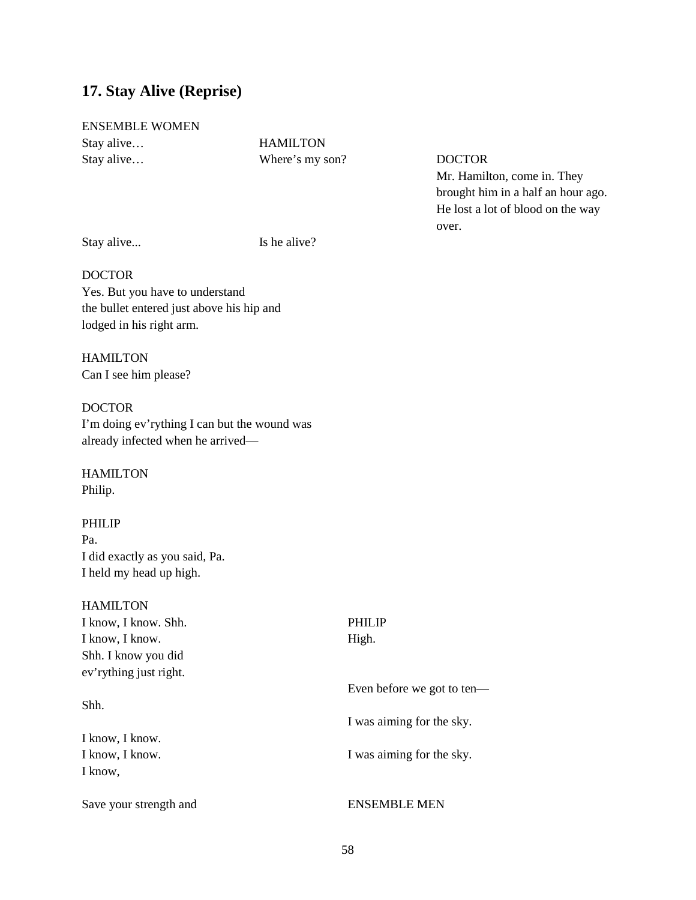## 17. Stay Alive (Reprise)

ENSEMBLE WOMEN
Stay alive…
Stay alive…

HAMILTON
Where's my son?

DOCTOR
Mr. Hamilton, come in. They brought him in a half an hour ago. He lost a lot of blood on the way over.

ENSEMBLE WOMEN
Stay alive...

HAMILTON
Is he alive?

DOCTOR
Yes. But you have to understand
the bullet entered just above his hip and
lodged in his right arm.

HAMILTON
Can I see him please?

DOCTOR
I'm doing ev'rything I can but the wound was
already infected when he arrived—

HAMILTON
Philip.

PHILIP
Pa.
I did exactly as you said, Pa.
I held my head up high.

HAMILTON
I know, I know. Shh.
I know, I know.
Shh. I know you did
ev'rything just right.

PHILIP
High.

PHILIP
Even before we got to ten—

HAMILTON
Shh.

PHILIP
I was aiming for the sky.

HAMILTON
I know, I know.
I know, I know.

PHILIP
I was aiming for the sky.

HAMILTON
I know,

Save your strength and

ENSEMBLE MEN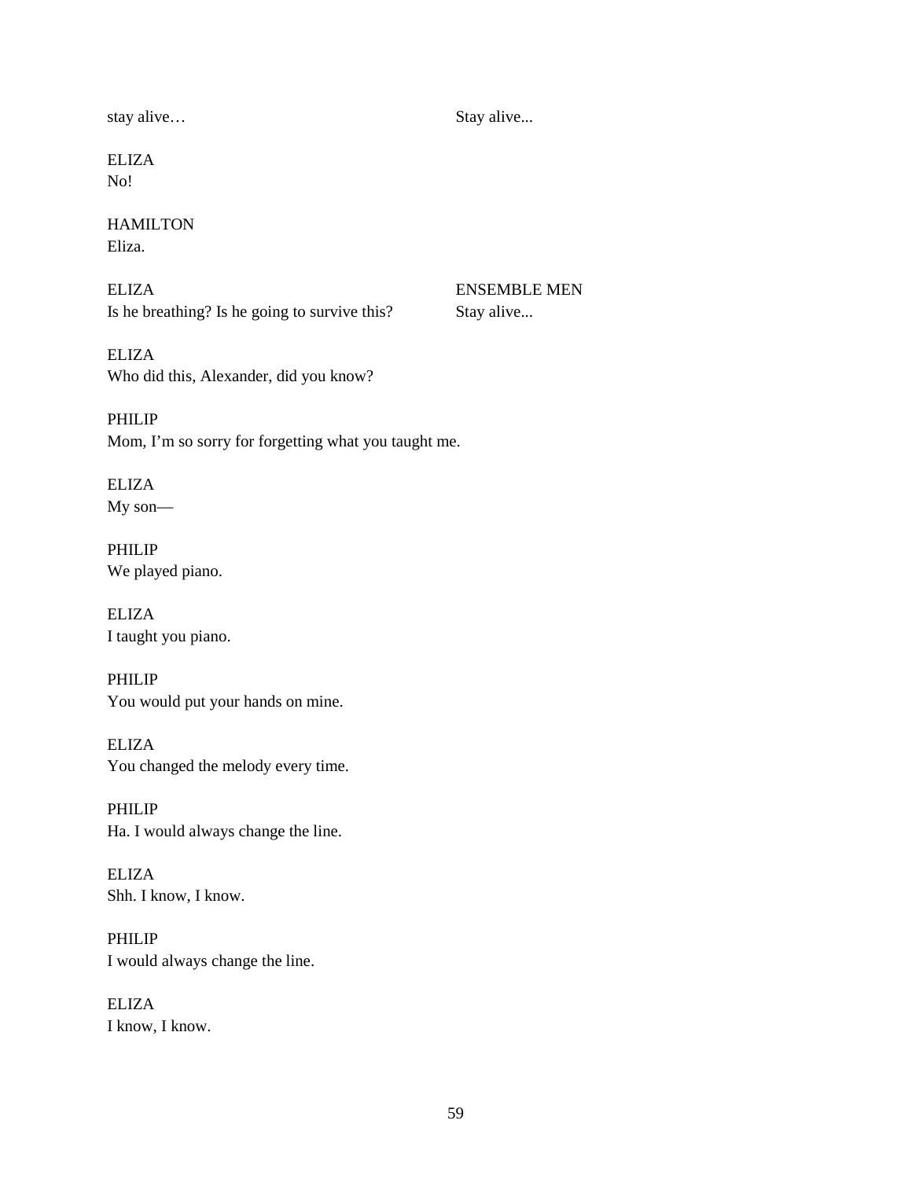stay alive… | Stay alive...

ELIZA
No!

HAMILTON
Eliza.

| ELIZA | ENSEMBLE MEN |
| --- | --- |
| Is he breathing? Is he going to survive this? | Stay alive... |

ELIZA
Who did this, Alexander, did you know?

PHILIP
Mom, I'm so sorry for forgetting what you taught me.

ELIZA
My son—

PHILIP
We played piano.

ELIZA
I taught you piano.

PHILIP
You would put your hands on mine.

ELIZA
You changed the melody every time.

PHILIP
Ha. I would always change the line.

ELIZA
Shh. I know, I know.

PHILIP
I would always change the line.

ELIZA
I know, I know.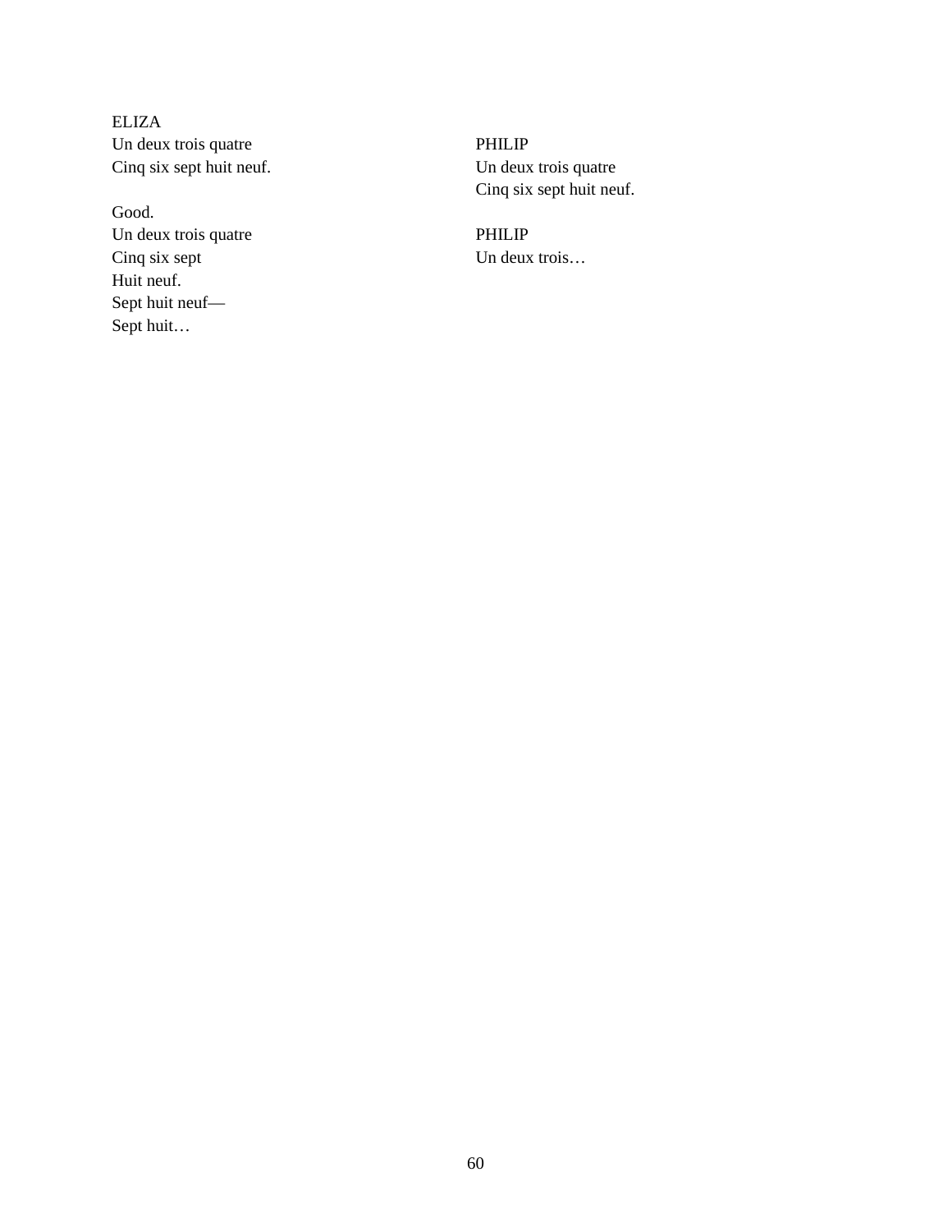ELIZA
Un deux trois quatre
Cinq six sept huit neuf.

PHILIP
Un deux trois quatre
Cinq six sept huit neuf.

ELIZA
Good.
Un deux trois quatre
Cinq six sept
Huit neuf.
Sept huit neuf—
Sept huit…

PHILIP
Un deux trois…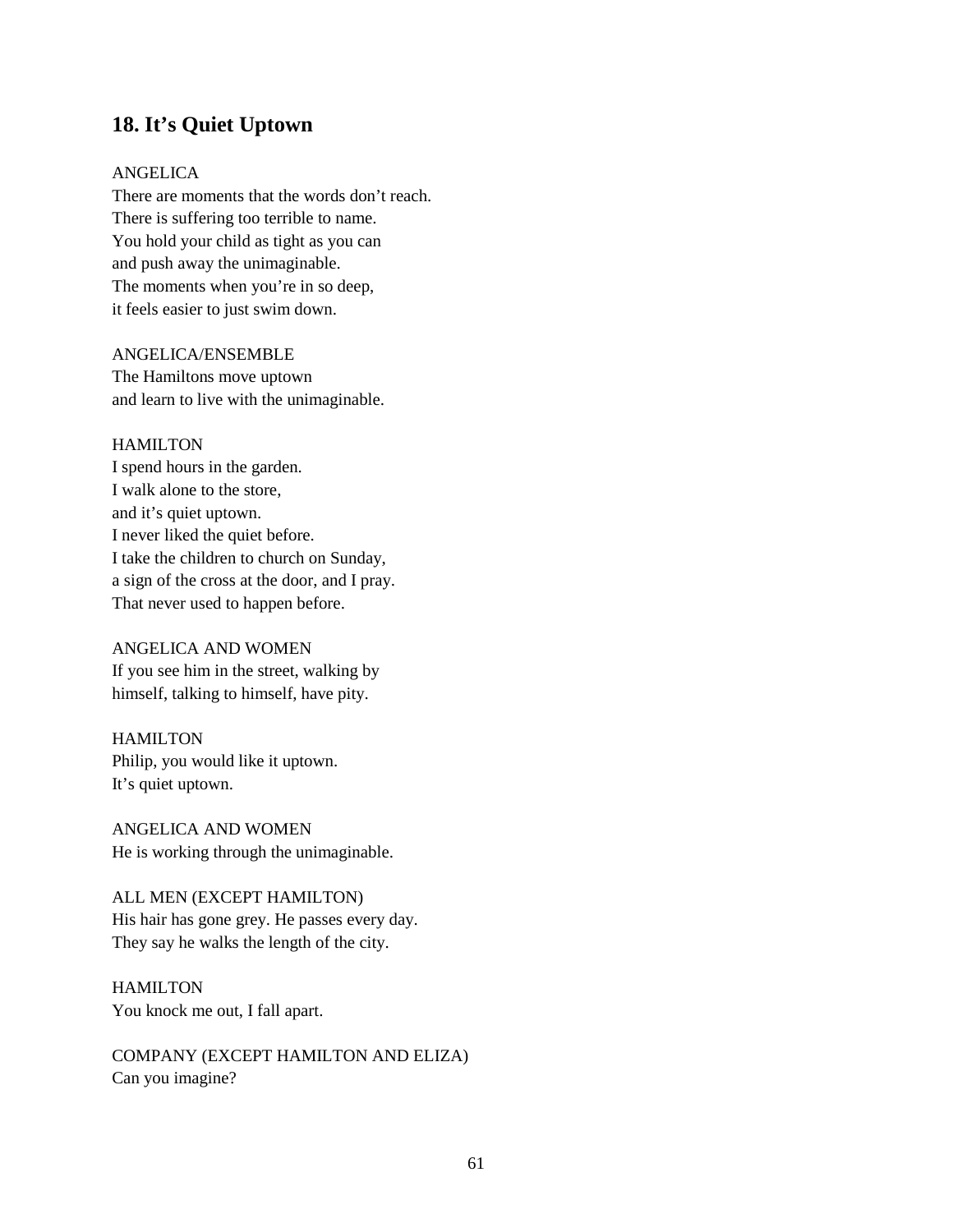## 18. It's Quiet Uptown

ANGELICA
There are moments that the words don't reach.
There is suffering too terrible to name.
You hold your child as tight as you can
and push away the unimaginable.
The moments when you're in so deep,
it feels easier to just swim down.

ANGELICA/ENSEMBLE
The Hamiltons move uptown
and learn to live with the unimaginable.

HAMILTON
I spend hours in the garden.
I walk alone to the store,
and it's quiet uptown.
I never liked the quiet before.
I take the children to church on Sunday,
a sign of the cross at the door, and I pray.
That never used to happen before.

ANGELICA AND WOMEN
If you see him in the street, walking by
himself, talking to himself, have pity.

HAMILTON
Philip, you would like it uptown.
It's quiet uptown.

ANGELICA AND WOMEN
He is working through the unimaginable.

ALL MEN (EXCEPT HAMILTON)
His hair has gone grey. He passes every day.
They say he walks the length of the city.

HAMILTON
You knock me out, I fall apart.

COMPANY (EXCEPT HAMILTON AND ELIZA)
Can you imagine?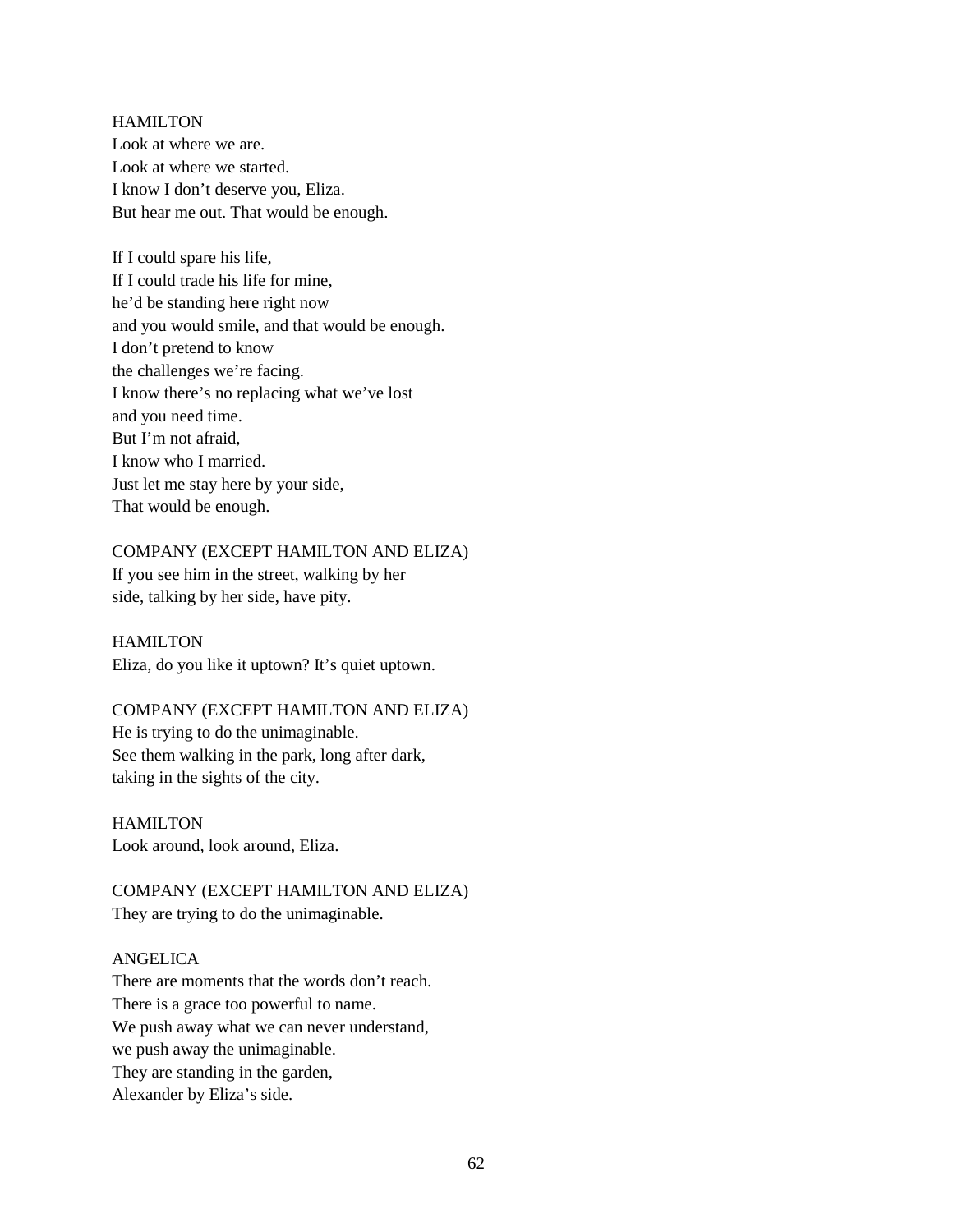HAMILTON
Look at where we are.
Look at where we started.
I know I don't deserve you, Eliza.
But hear me out. That would be enough.

If I could spare his life,
If I could trade his life for mine,
he'd be standing here right now
and you would smile, and that would be enough.
I don't pretend to know
the challenges we're facing.
I know there's no replacing what we've lost
and you need time.
But I'm not afraid,
I know who I married.
Just let me stay here by your side,
That would be enough.

COMPANY (EXCEPT HAMILTON AND ELIZA)
If you see him in the street, walking by her
side, talking by her side, have pity.

HAMILTON
Eliza, do you like it uptown? It's quiet uptown.

COMPANY (EXCEPT HAMILTON AND ELIZA)
He is trying to do the unimaginable.
See them walking in the park, long after dark,
taking in the sights of the city.

HAMILTON
Look around, look around, Eliza.

COMPANY (EXCEPT HAMILTON AND ELIZA)
They are trying to do the unimaginable.

ANGELICA
There are moments that the words don't reach.
There is a grace too powerful to name.
We push away what we can never understand,
we push away the unimaginable.
They are standing in the garden,
Alexander by Eliza's side.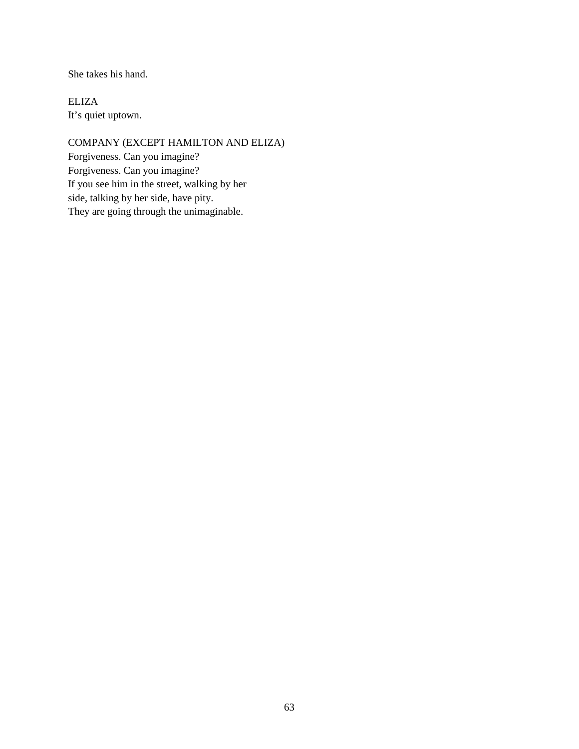She takes his hand.

ELIZA
It's quiet uptown.

COMPANY (EXCEPT HAMILTON AND ELIZA)
Forgiveness. Can you imagine?
Forgiveness. Can you imagine?
If you see him in the street, walking by her
side, talking by her side, have pity.
They are going through the unimaginable.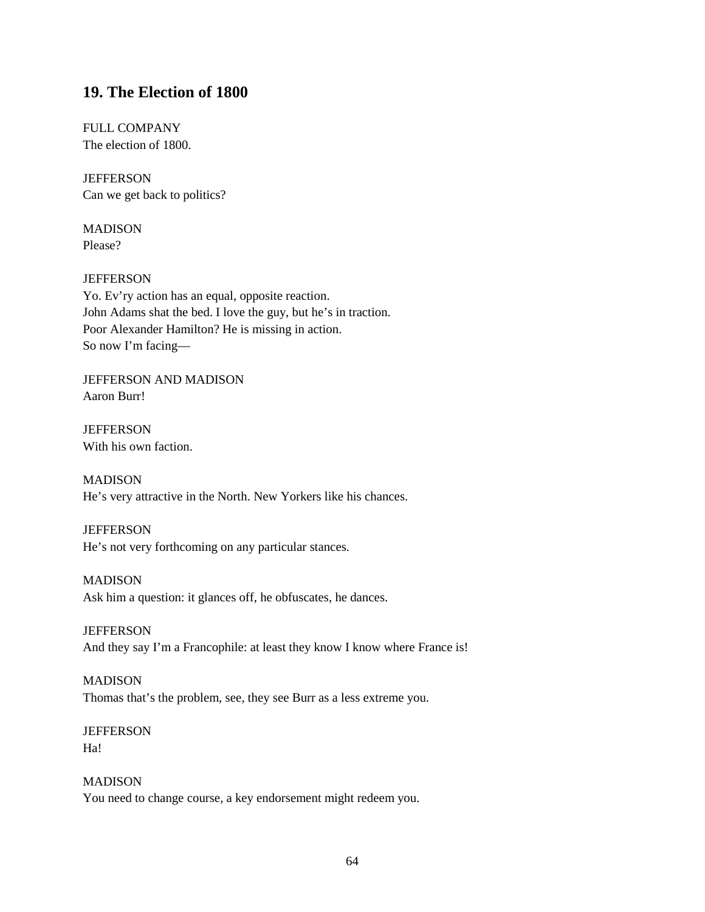## 19. The Election of 1800

FULL COMPANY
The election of 1800.

JEFFERSON
Can we get back to politics?

MADISON
Please?

JEFFERSON
Yo. Ev'ry action has an equal, opposite reaction.
John Adams shat the bed. I love the guy, but he's in traction.
Poor Alexander Hamilton? He is missing in action.
So now I'm facing—

JEFFERSON AND MADISON
Aaron Burr!

JEFFERSON
With his own faction.

MADISON
He's very attractive in the North. New Yorkers like his chances.

JEFFERSON
He's not very forthcoming on any particular stances.

MADISON
Ask him a question: it glances off, he obfuscates, he dances.

JEFFERSON
And they say I'm a Francophile: at least they know I know where France is!

MADISON
Thomas that's the problem, see, they see Burr as a less extreme you.

JEFFERSON
Ha!

MADISON
You need to change course, a key endorsement might redeem you.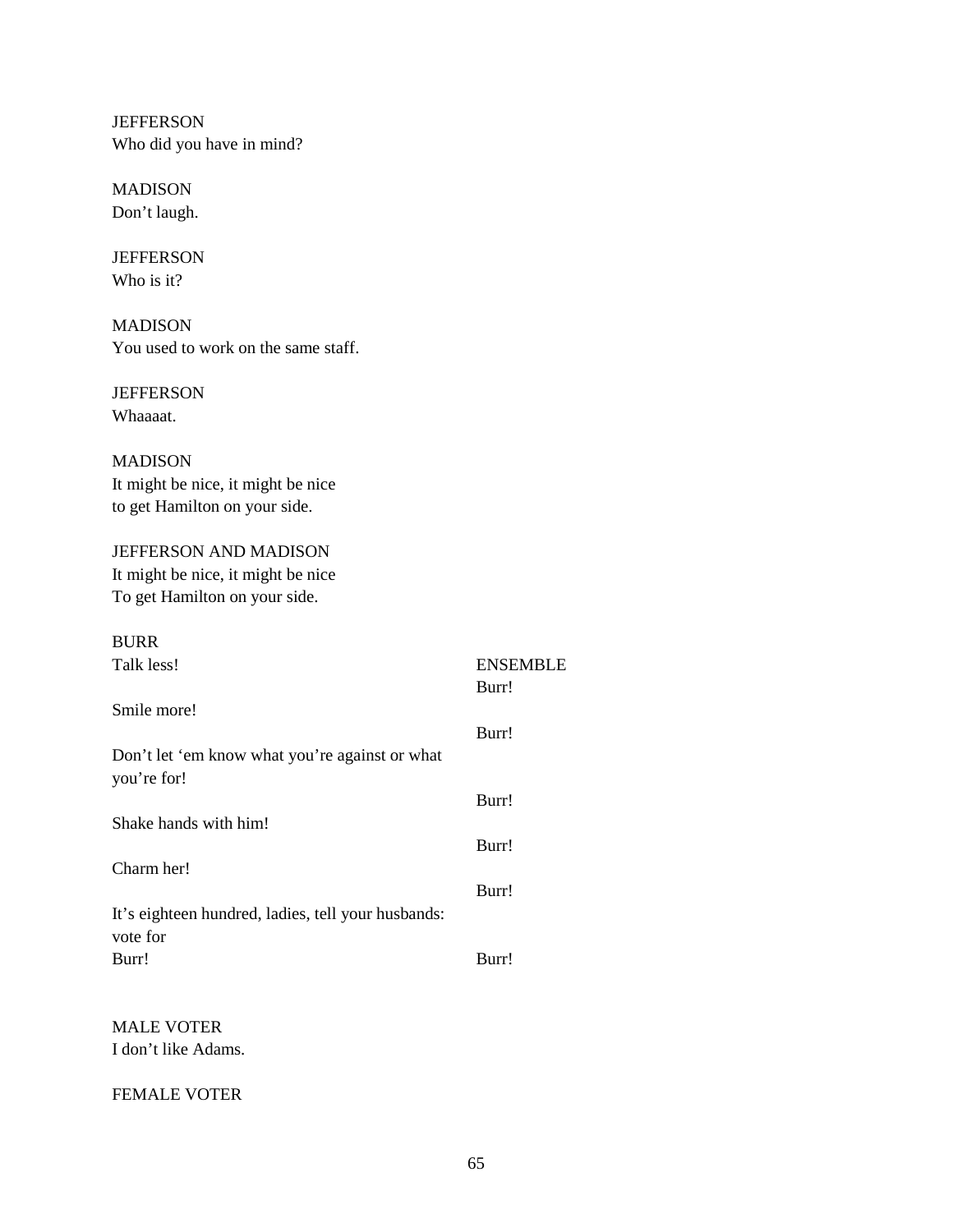JEFFERSON
Who did you have in mind?

MADISON
Don't laugh.

JEFFERSON
Who is it?

MADISON
You used to work on the same staff.

JEFFERSON
Whaaaat.

MADISON
It might be nice, it might be nice
to get Hamilton on your side.

JEFFERSON AND MADISON
It might be nice, it might be nice
To get Hamilton on your side.

| BURR | ENSEMBLE |
| --- | --- |
| Talk less! | Burr! |
| Smile more! | Burr! |
| Don't let 'em know what you're against or what you're for! | Burr! |
| Shake hands with him! | Burr! |
| Charm her! | Burr! |
| It's eighteen hundred, ladies, tell your husbands: vote for Burr! | Burr! |

MALE VOTER
I don't like Adams.

FEMALE VOTER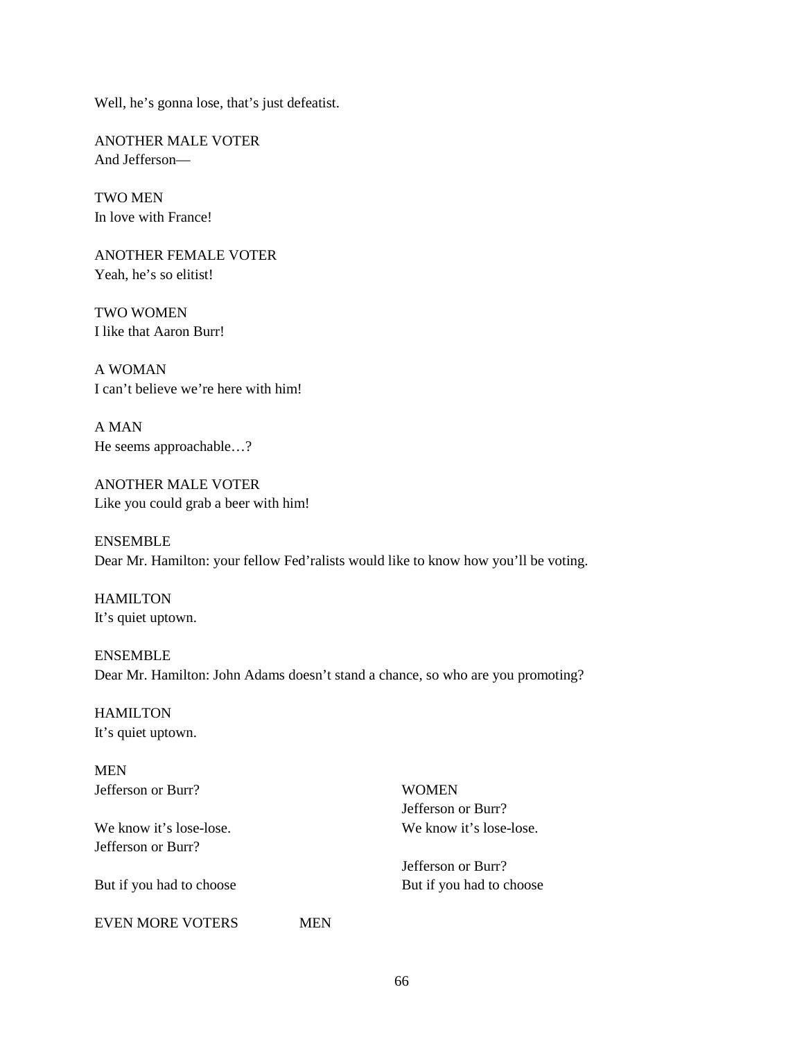Well, he's gonna lose, that's just defeatist.

ANOTHER MALE VOTER
And Jefferson—

TWO MEN
In love with France!

ANOTHER FEMALE VOTER
Yeah, he's so elitist!

TWO WOMEN
I like that Aaron Burr!

A WOMAN
I can't believe we're here with him!

A MAN
He seems approachable…?

ANOTHER MALE VOTER
Like you could grab a beer with him!

ENSEMBLE
Dear Mr. Hamilton: your fellow Fed'ralists would like to know how you'll be voting.

HAMILTON
It's quiet uptown.

ENSEMBLE
Dear Mr. Hamilton: John Adams doesn't stand a chance, so who are you promoting?

HAMILTON
It's quiet uptown.

MEN
Jefferson or Burr?

We know it's lose-lose.
Jefferson or Burr?

But if you had to choose

WOMEN
Jefferson or Burr?
We know it's lose-lose.

Jefferson or Burr?
But if you had to choose

EVEN MORE VOTERS

MEN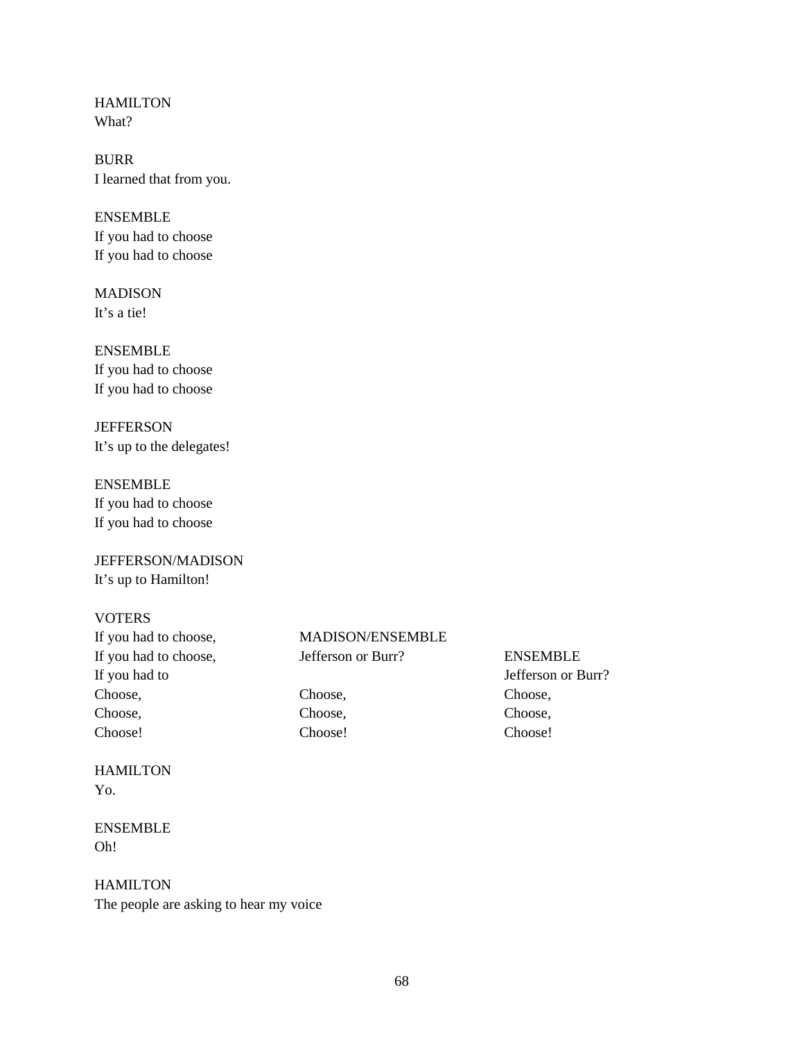HAMILTON
What?

BURR
I learned that from you.

ENSEMBLE
If you had to choose
If you had to choose

MADISON
It's a tie!

ENSEMBLE
If you had to choose
If you had to choose

JEFFERSON
It's up to the delegates!

ENSEMBLE
If you had to choose
If you had to choose

JEFFERSON/MADISON
It's up to Hamilton!

| VOTERS | | |
|---|---|---|
| If you had to choose, | MADISON/ENSEMBLE | |
| If you had to choose, | Jefferson or Burr? | ENSEMBLE |
| If you had to | | Jefferson or Burr? |
| Choose, | Choose, | Choose, |
| Choose, | Choose, | Choose, |
| Choose! | Choose! | Choose! |

HAMILTON
Yo.

ENSEMBLE
Oh!

HAMILTON
The people are asking to hear my voice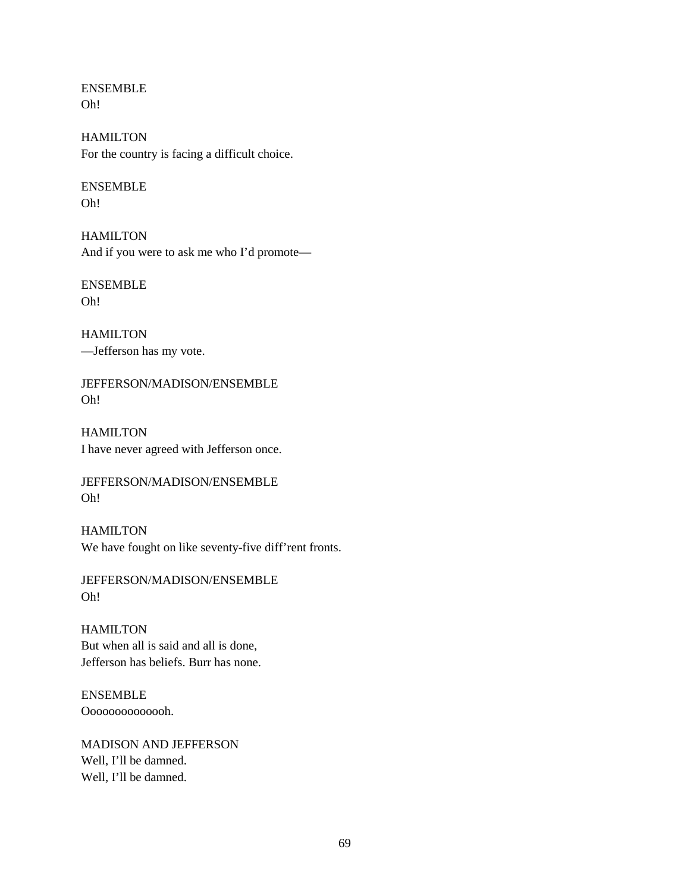ENSEMBLE
Oh!

HAMILTON
For the country is facing a difficult choice.

ENSEMBLE
Oh!

HAMILTON
And if you were to ask me who I'd promote—

ENSEMBLE
Oh!

HAMILTON
—Jefferson has my vote.

JEFFERSON/MADISON/ENSEMBLE
Oh!

HAMILTON
I have never agreed with Jefferson once.

JEFFERSON/MADISON/ENSEMBLE
Oh!

HAMILTON
We have fought on like seventy-five diff'rent fronts.

JEFFERSON/MADISON/ENSEMBLE
Oh!

HAMILTON
But when all is said and all is done,
Jefferson has beliefs. Burr has none.

ENSEMBLE
Ooooooooooooh.

MADISON AND JEFFERSON
Well, I'll be damned.
Well, I'll be damned.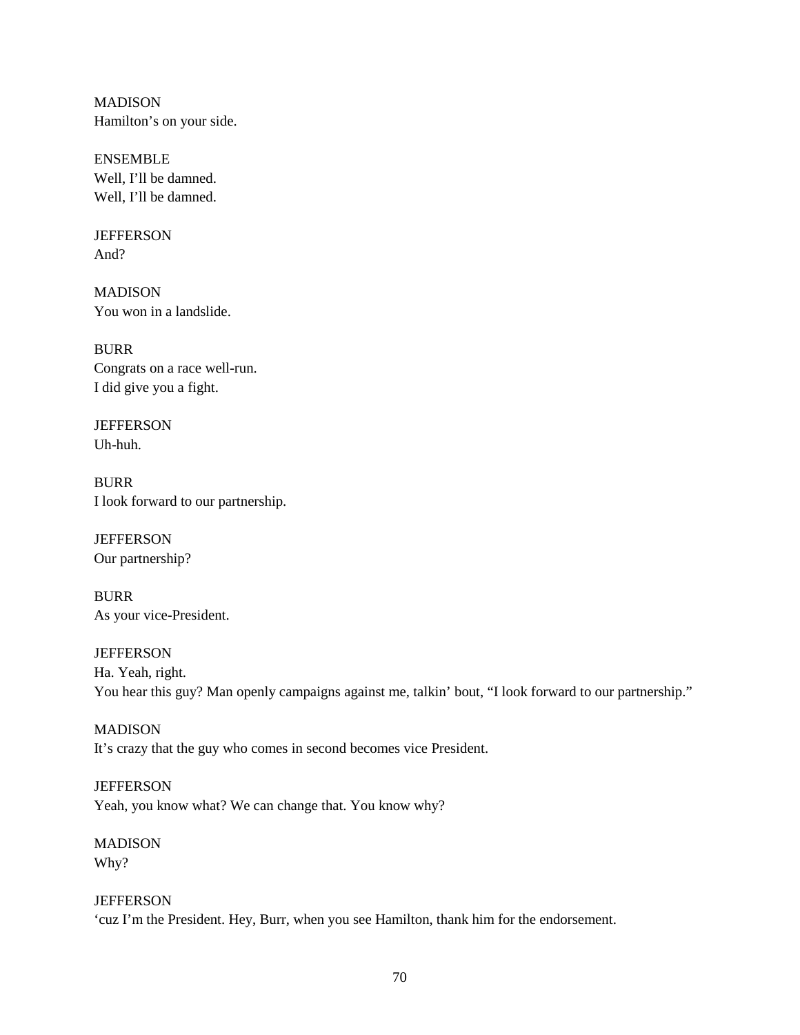MADISON
Hamilton's on your side.

ENSEMBLE
Well, I'll be damned.
Well, I'll be damned.

JEFFERSON
And?

MADISON
You won in a landslide.

BURR
Congrats on a race well-run.
I did give you a fight.

JEFFERSON
Uh-huh.

BURR
I look forward to our partnership.

JEFFERSON
Our partnership?

BURR
As your vice-President.

JEFFERSON
Ha. Yeah, right.
You hear this guy? Man openly campaigns against me, talkin' bout, "I look forward to our partnership."

MADISON
It's crazy that the guy who comes in second becomes vice President.

JEFFERSON
Yeah, you know what? We can change that. You know why?

MADISON
Why?

JEFFERSON
'cuz I'm the President. Hey, Burr, when you see Hamilton, thank him for the endorsement.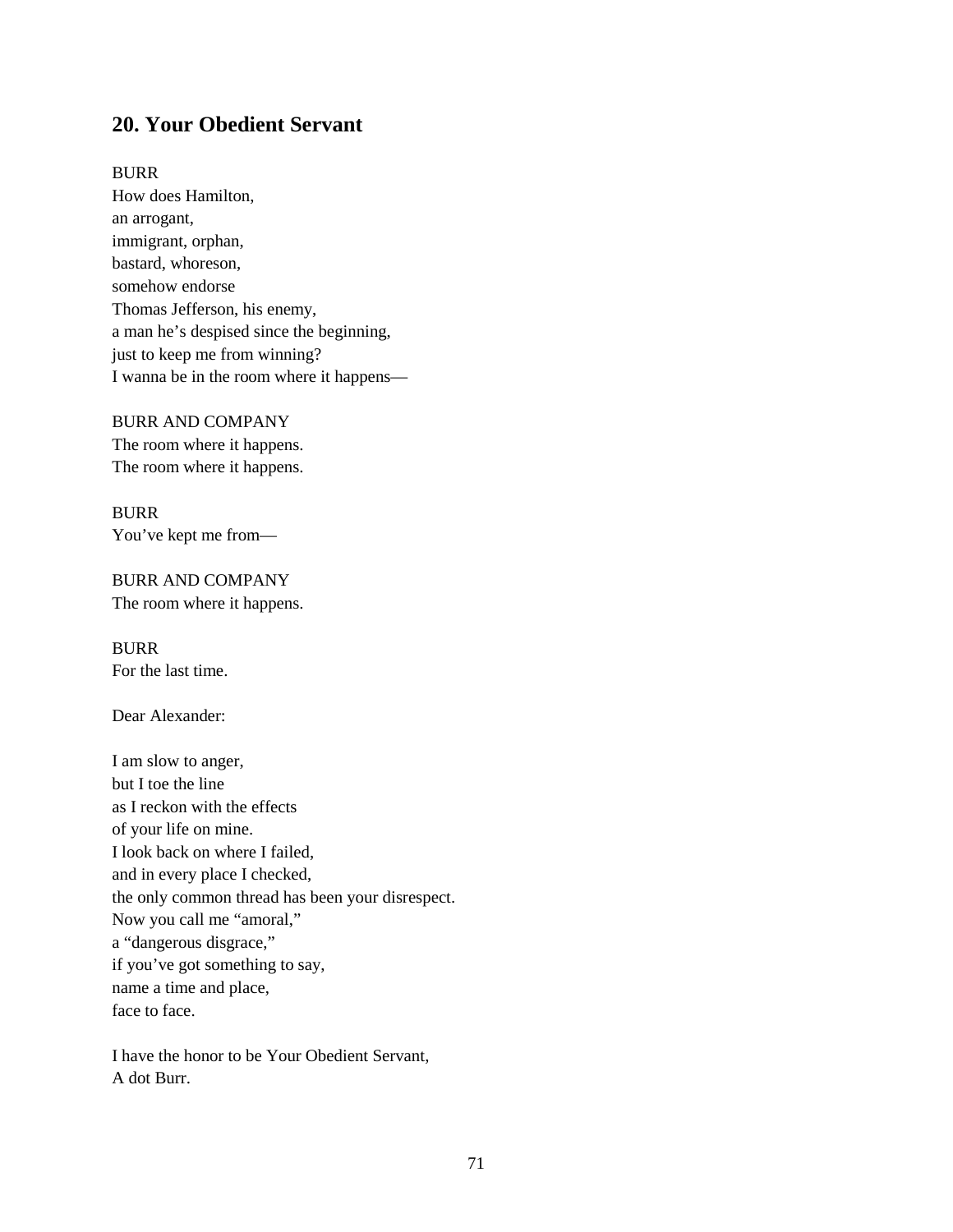## 20. Your Obedient Servant

BURR
How does Hamilton,
an arrogant,
immigrant, orphan,
bastard, whoreson,
somehow endorse
Thomas Jefferson, his enemy,
a man he's despised since the beginning,
just to keep me from winning?
I wanna be in the room where it happens—

BURR AND COMPANY
The room where it happens.
The room where it happens.

BURR
You've kept me from—

BURR AND COMPANY
The room where it happens.

BURR
For the last time.

Dear Alexander:

I am slow to anger,
but I toe the line
as I reckon with the effects
of your life on mine.
I look back on where I failed,
and in every place I checked,
the only common thread has been your disrespect.
Now you call me "amoral,"
a "dangerous disgrace,"
if you've got something to say,
name a time and place,
face to face.

I have the honor to be Your Obedient Servant,
A dot Burr.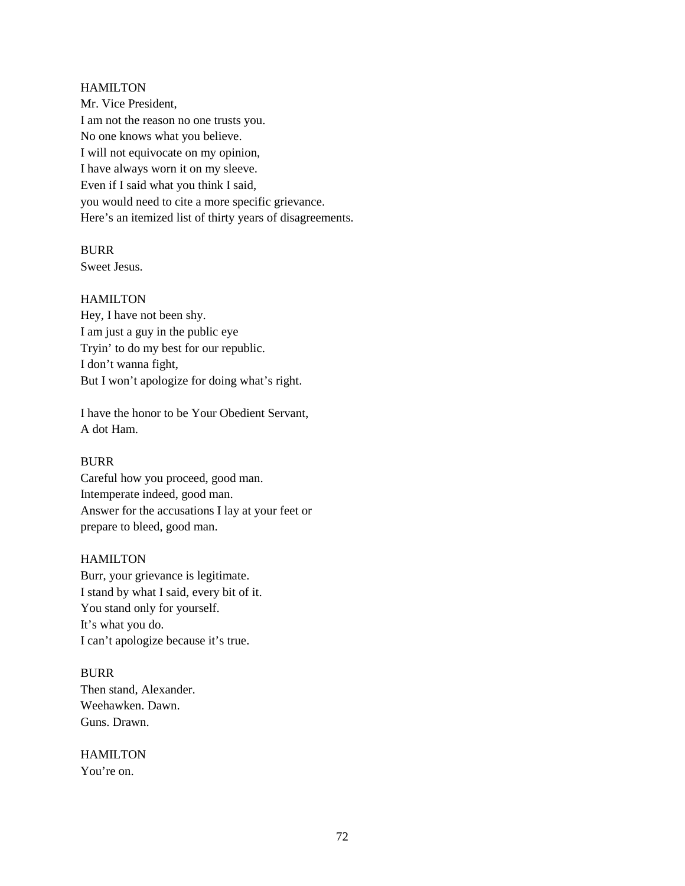HAMILTON
Mr. Vice President,
I am not the reason no one trusts you.
No one knows what you believe.
I will not equivocate on my opinion,
I have always worn it on my sleeve.
Even if I said what you think I said,
you would need to cite a more specific grievance.
Here's an itemized list of thirty years of disagreements.

BURR
Sweet Jesus.

HAMILTON
Hey, I have not been shy.
I am just a guy in the public eye
Tryin' to do my best for our republic.
I don't wanna fight,
But I won't apologize for doing what's right.

I have the honor to be Your Obedient Servant,
A dot Ham.

BURR
Careful how you proceed, good man.
Intemperate indeed, good man.
Answer for the accusations I lay at your feet or
prepare to bleed, good man.

HAMILTON
Burr, your grievance is legitimate.
I stand by what I said, every bit of it.
You stand only for yourself.
It's what you do.
I can't apologize because it's true.

BURR
Then stand, Alexander.
Weehawken. Dawn.
Guns. Drawn.

HAMILTON
You're on.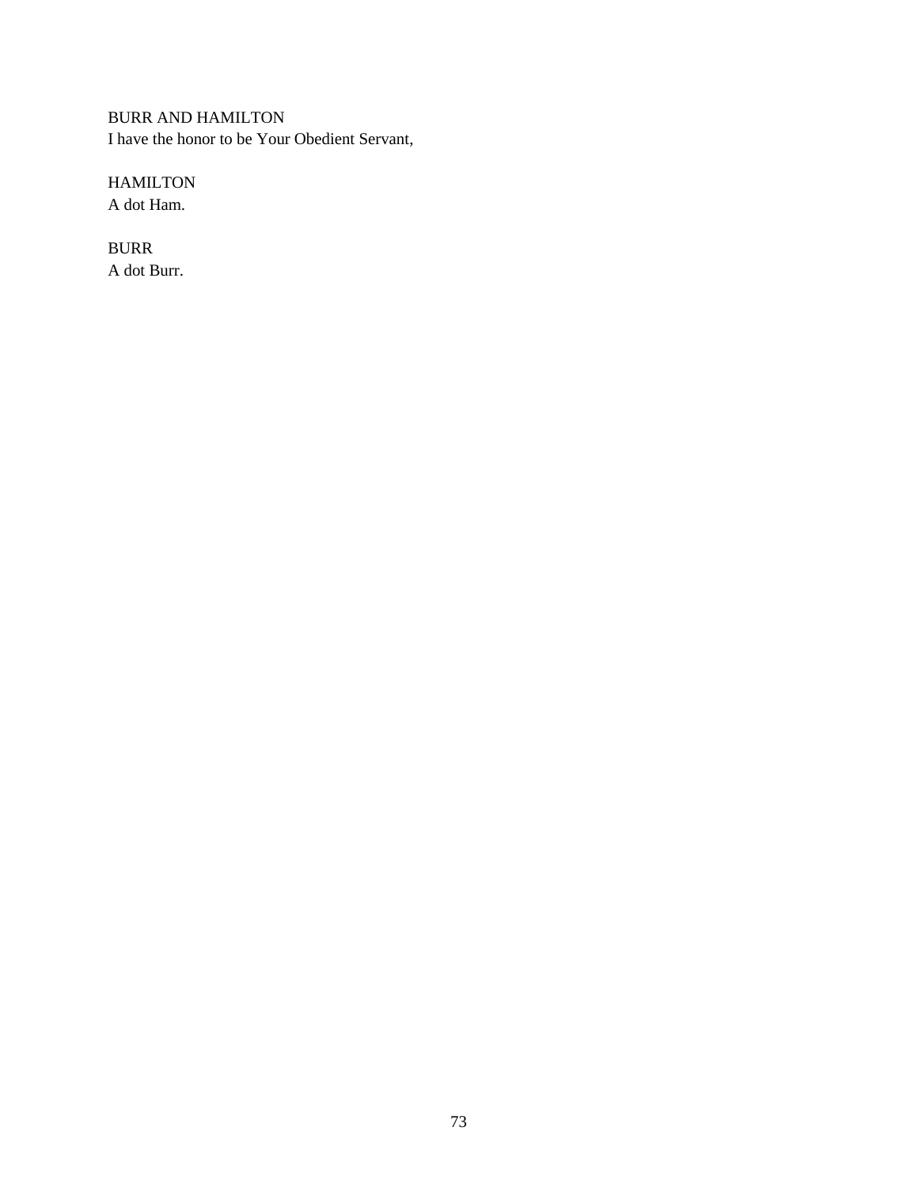BURR AND HAMILTON
I have the honor to be Your Obedient Servant,

HAMILTON
A dot Ham.

BURR
A dot Burr.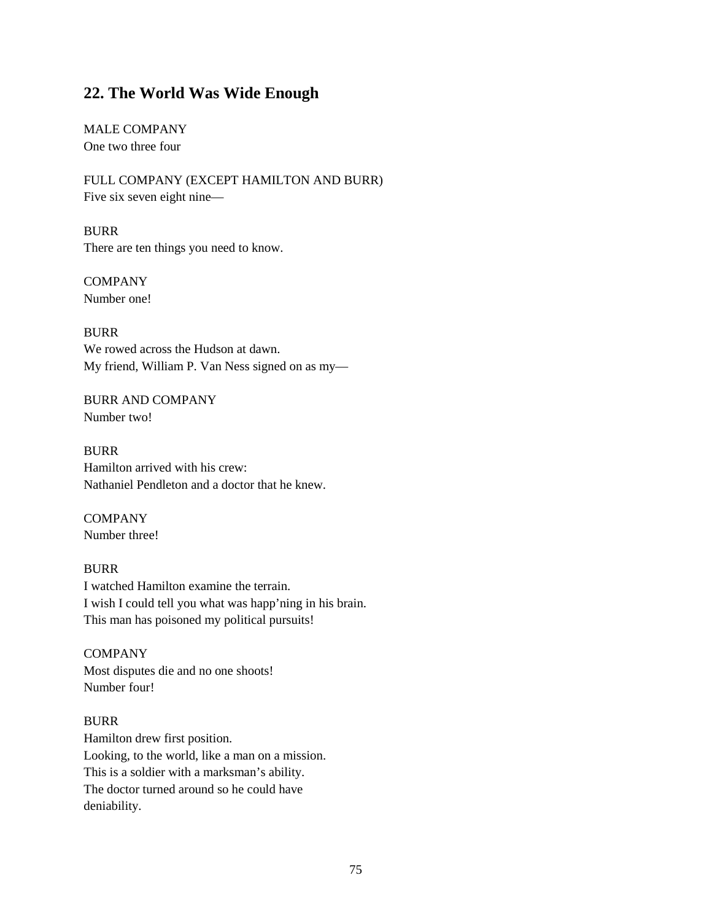## 22. The World Was Wide Enough

MALE COMPANY
One two three four

FULL COMPANY (EXCEPT HAMILTON AND BURR)
Five six seven eight nine—

BURR
There are ten things you need to know.

COMPANY
Number one!

BURR
We rowed across the Hudson at dawn.
My friend, William P. Van Ness signed on as my—

BURR AND COMPANY
Number two!

BURR
Hamilton arrived with his crew:
Nathaniel Pendleton and a doctor that he knew.

COMPANY
Number three!

BURR
I watched Hamilton examine the terrain.
I wish I could tell you what was happ'ning in his brain.
This man has poisoned my political pursuits!

COMPANY
Most disputes die and no one shoots!
Number four!

BURR
Hamilton drew first position.
Looking, to the world, like a man on a mission.
This is a soldier with a marksman's ability.
The doctor turned around so he could have
deniability.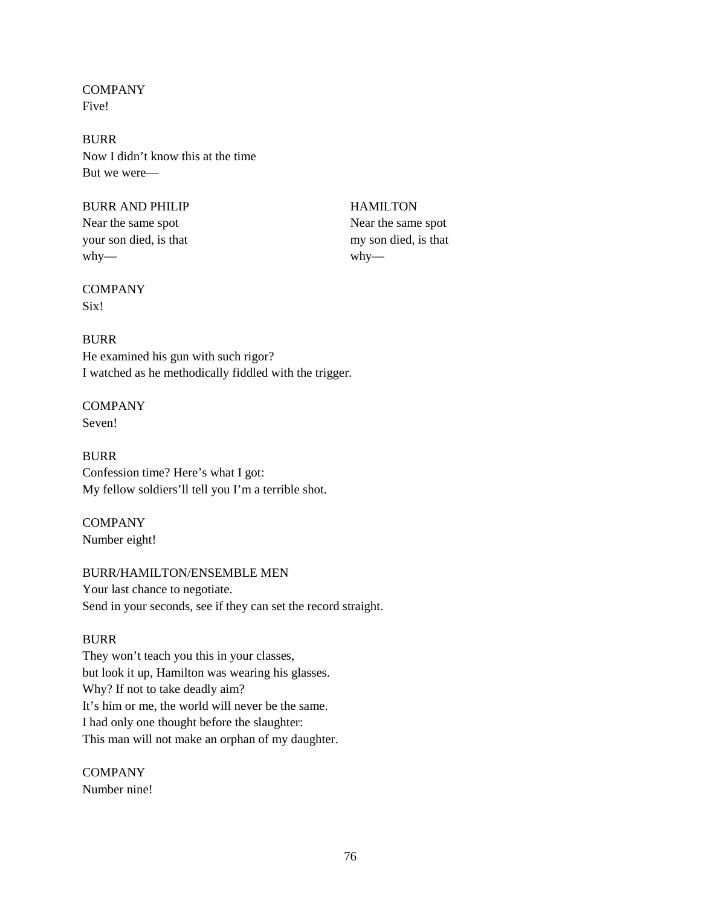COMPANY
Five!

BURR
Now I didn't know this at the time
But we were—

| BURR AND PHILIP | HAMILTON |
| --- | --- |
| Near the same spot your son died, is that why— | Near the same spot my son died, is that why— |

COMPANY
Six!

BURR
He examined his gun with such rigor?
I watched as he methodically fiddled with the trigger.

COMPANY
Seven!

BURR
Confession time? Here's what I got:
My fellow soldiers'll tell you I'm a terrible shot.

COMPANY
Number eight!

BURR/HAMILTON/ENSEMBLE MEN
Your last chance to negotiate.
Send in your seconds, see if they can set the record straight.

BURR
They won't teach you this in your classes,
but look it up, Hamilton was wearing his glasses.
Why? If not to take deadly aim?
It's him or me, the world will never be the same.
I had only one thought before the slaughter:
This man will not make an orphan of my daughter.

COMPANY
Number nine!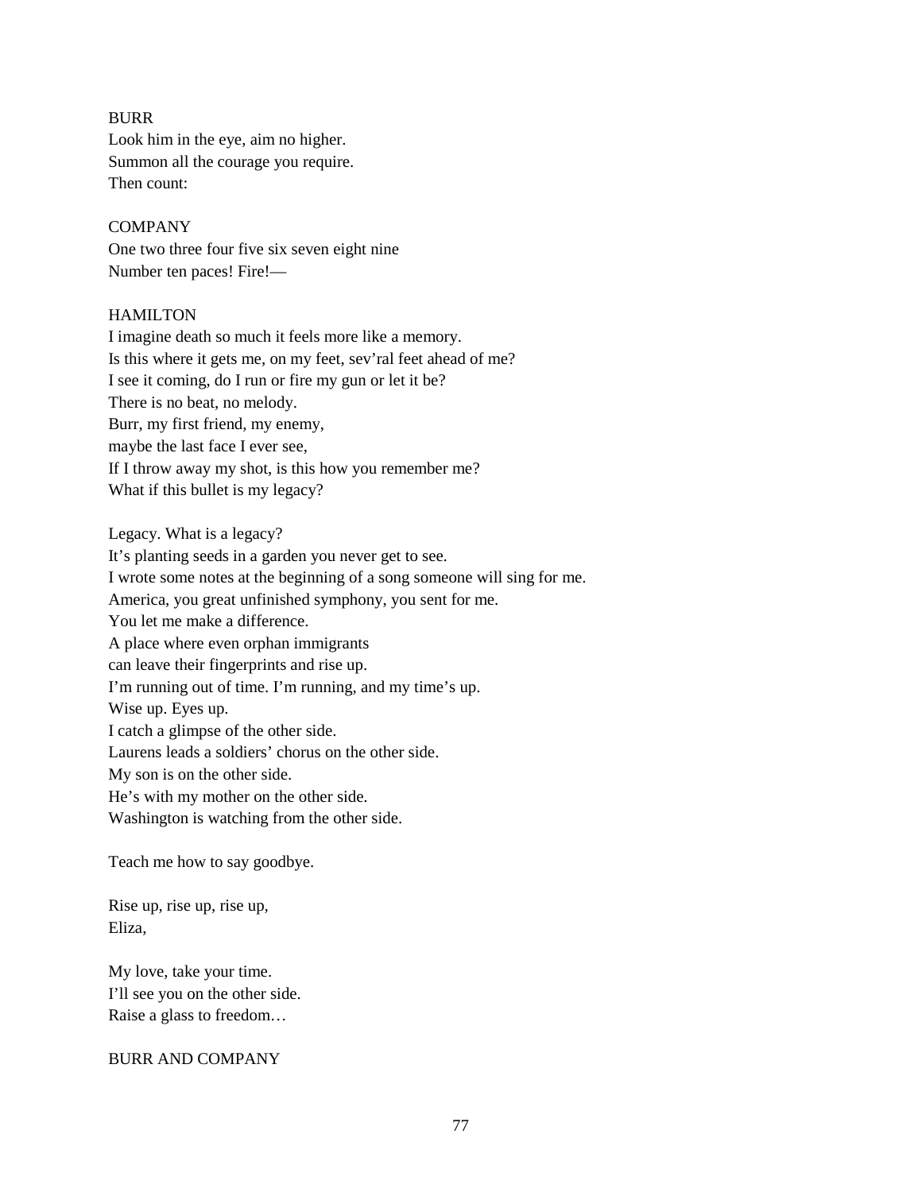BURR
Look him in the eye, aim no higher.
Summon all the courage you require.
Then count:

COMPANY
One two three four five six seven eight nine
Number ten paces! Fire!—

HAMILTON
I imagine death so much it feels more like a memory.
Is this where it gets me, on my feet, sev'ral feet ahead of me?
I see it coming, do I run or fire my gun or let it be?
There is no beat, no melody.
Burr, my first friend, my enemy,
maybe the last face I ever see,
If I throw away my shot, is this how you remember me?
What if this bullet is my legacy?

Legacy. What is a legacy?
It's planting seeds in a garden you never get to see.
I wrote some notes at the beginning of a song someone will sing for me.
America, you great unfinished symphony, you sent for me.
You let me make a difference.
A place where even orphan immigrants
can leave their fingerprints and rise up.
I'm running out of time. I'm running, and my time's up.
Wise up. Eyes up.
I catch a glimpse of the other side.
Laurens leads a soldiers' chorus on the other side.
My son is on the other side.
He's with my mother on the other side.
Washington is watching from the other side.

Teach me how to say goodbye.

Rise up, rise up, rise up,
Eliza,

My love, take your time.
I'll see you on the other side.
Raise a glass to freedom…

BURR AND COMPANY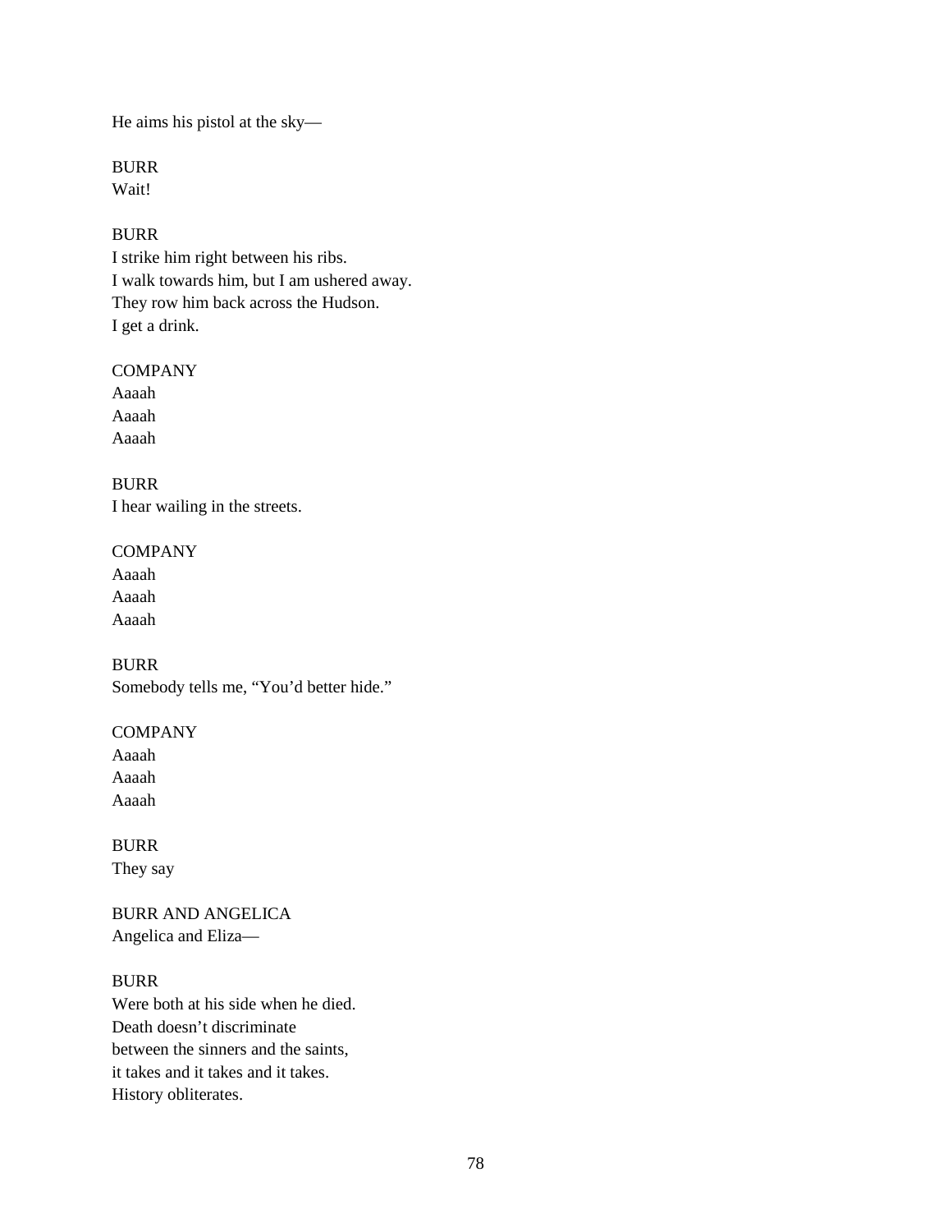He aims his pistol at the sky—

BURR
Wait!

BURR
I strike him right between his ribs.
I walk towards him, but I am ushered away.
They row him back across the Hudson.
I get a drink.

COMPANY
Aaaah
Aaaah
Aaaah

BURR
I hear wailing in the streets.

COMPANY
Aaaah
Aaaah
Aaaah

BURR
Somebody tells me, "You'd better hide."

COMPANY
Aaaah
Aaaah
Aaaah

BURR
They say

BURR AND ANGELICA
Angelica and Eliza—

BURR
Were both at his side when he died.
Death doesn't discriminate
between the sinners and the saints,
it takes and it takes and it takes.
History obliterates.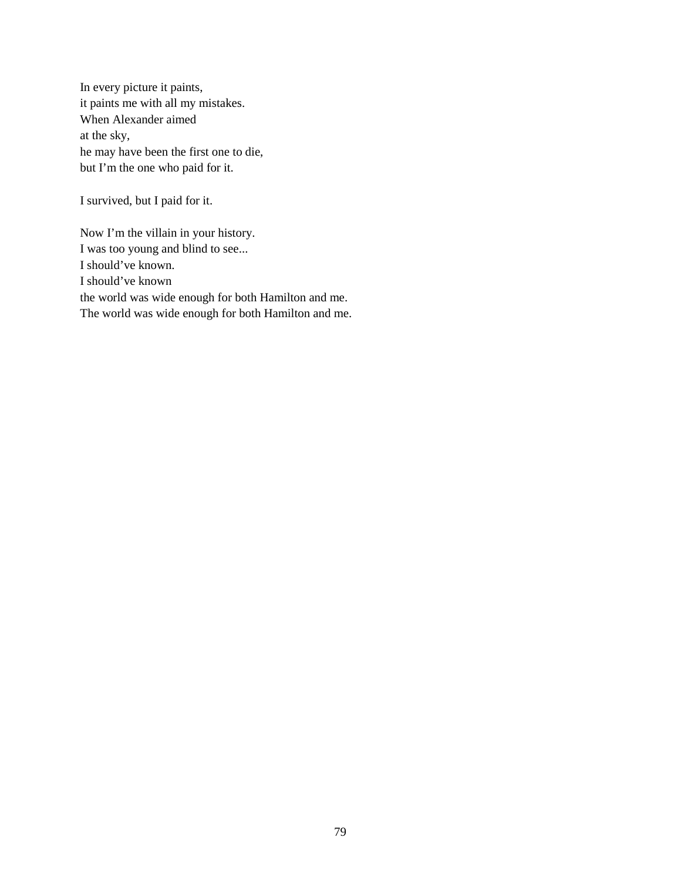In every picture it paints,
it paints me with all my mistakes.
When Alexander aimed
at the sky,
he may have been the first one to die,
but I'm the one who paid for it.

I survived, but I paid for it.

Now I'm the villain in your history.
I was too young and blind to see...
I should've known.
I should've known
the world was wide enough for both Hamilton and me.
The world was wide enough for both Hamilton and me.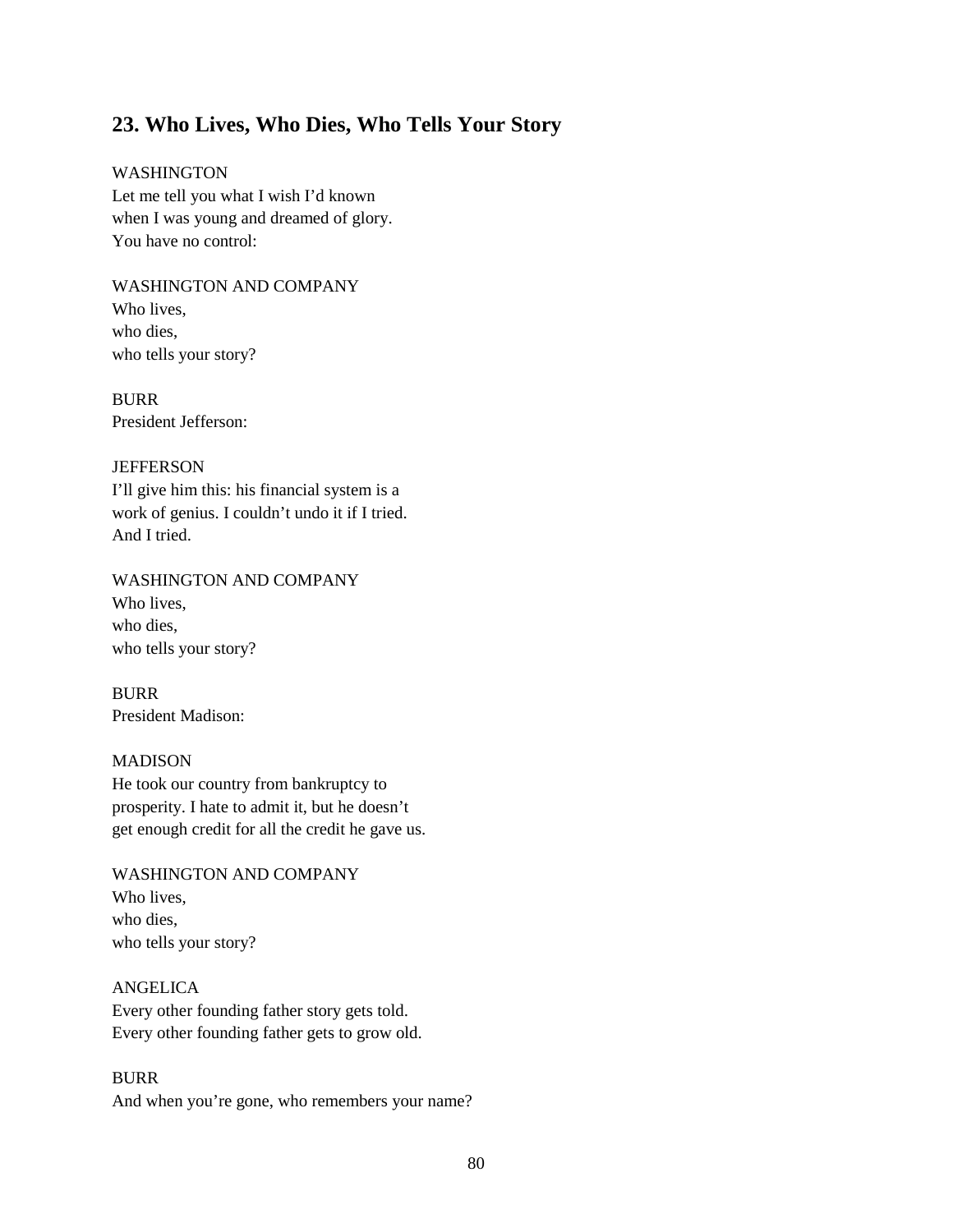## 23. Who Lives, Who Dies, Who Tells Your Story

WASHINGTON
Let me tell you what I wish I'd known
when I was young and dreamed of glory.
You have no control:

WASHINGTON AND COMPANY
Who lives,
who dies,
who tells your story?

BURR
President Jefferson:

JEFFERSON
I'll give him this: his financial system is a
work of genius. I couldn't undo it if I tried.
And I tried.

WASHINGTON AND COMPANY
Who lives,
who dies,
who tells your story?

BURR
President Madison:

MADISON
He took our country from bankruptcy to
prosperity. I hate to admit it, but he doesn't
get enough credit for all the credit he gave us.

WASHINGTON AND COMPANY
Who lives,
who dies,
who tells your story?

ANGELICA
Every other founding father story gets told.
Every other founding father gets to grow old.

BURR
And when you're gone, who remembers your name?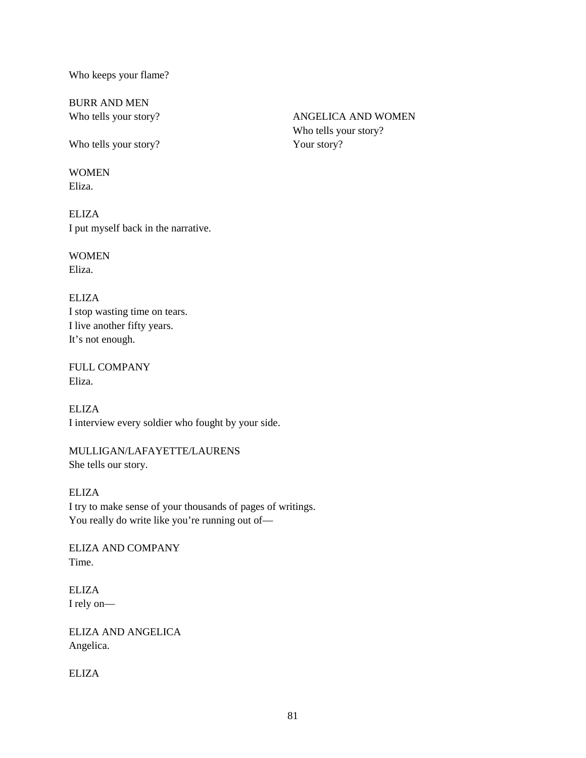Who keeps your flame?

BURR AND MEN
Who tells your story?

Who tells your story?

ANGELICA AND WOMEN
Who tells your story?
Your story?

WOMEN
Eliza.

ELIZA
I put myself back in the narrative.

WOMEN
Eliza.

ELIZA
I stop wasting time on tears.
I live another fifty years.
It's not enough.

FULL COMPANY
Eliza.

ELIZA
I interview every soldier who fought by your side.

MULLIGAN/LAFAYETTE/LAURENS
She tells our story.

ELIZA
I try to make sense of your thousands of pages of writings.
You really do write like you're running out of—

ELIZA AND COMPANY
Time.

ELIZA
I rely on—

ELIZA AND ANGELICA
Angelica.

ELIZA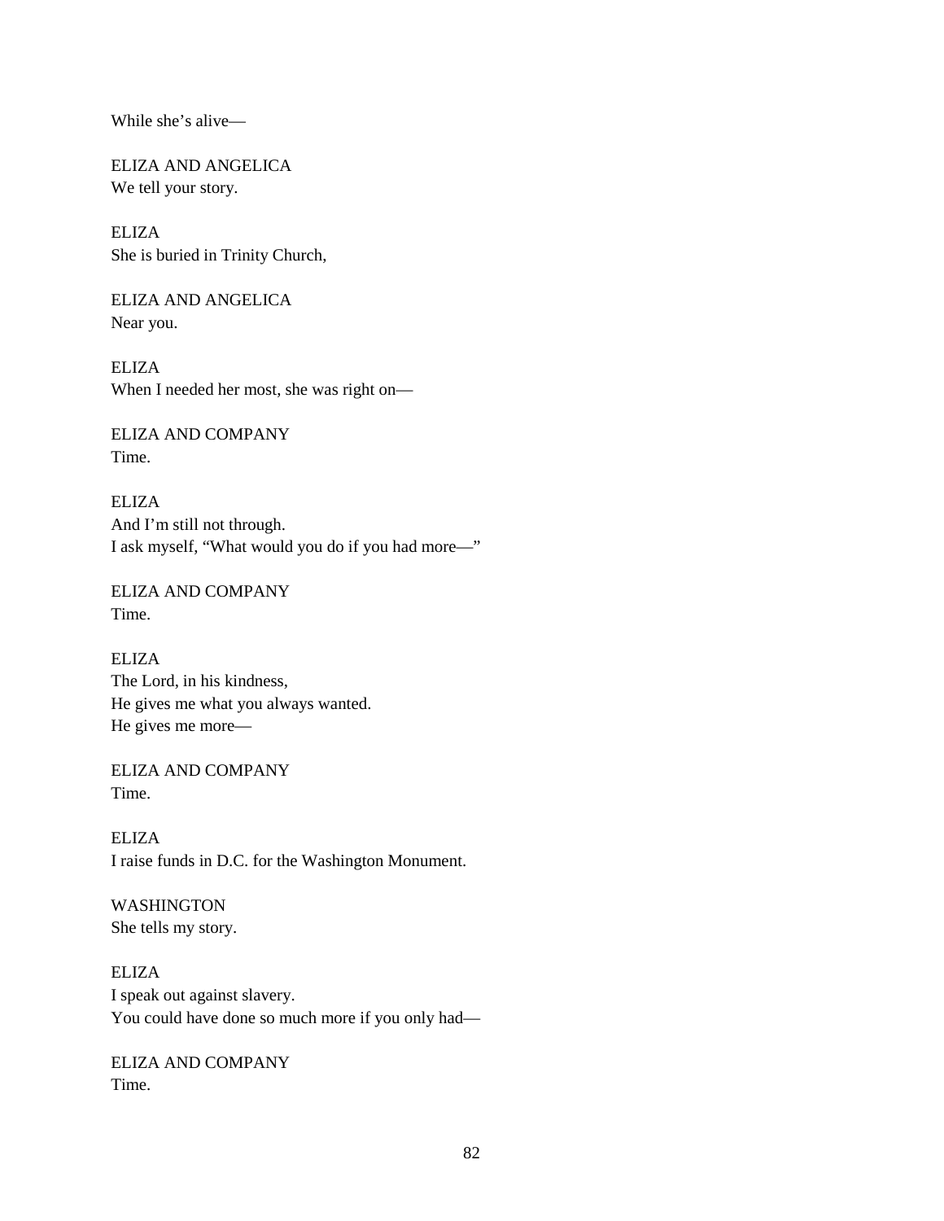While she's alive—

ELIZA AND ANGELICA
We tell your story.

ELIZA
She is buried in Trinity Church,

ELIZA AND ANGELICA
Near you.

ELIZA
When I needed her most, she was right on—

ELIZA AND COMPANY
Time.

ELIZA
And I'm still not through.
I ask myself, "What would you do if you had more—"

ELIZA AND COMPANY
Time.

ELIZA
The Lord, in his kindness,
He gives me what you always wanted.
He gives me more—

ELIZA AND COMPANY
Time.

ELIZA
I raise funds in D.C. for the Washington Monument.

WASHINGTON
She tells my story.

ELIZA
I speak out against slavery.
You could have done so much more if you only had—

ELIZA AND COMPANY
Time.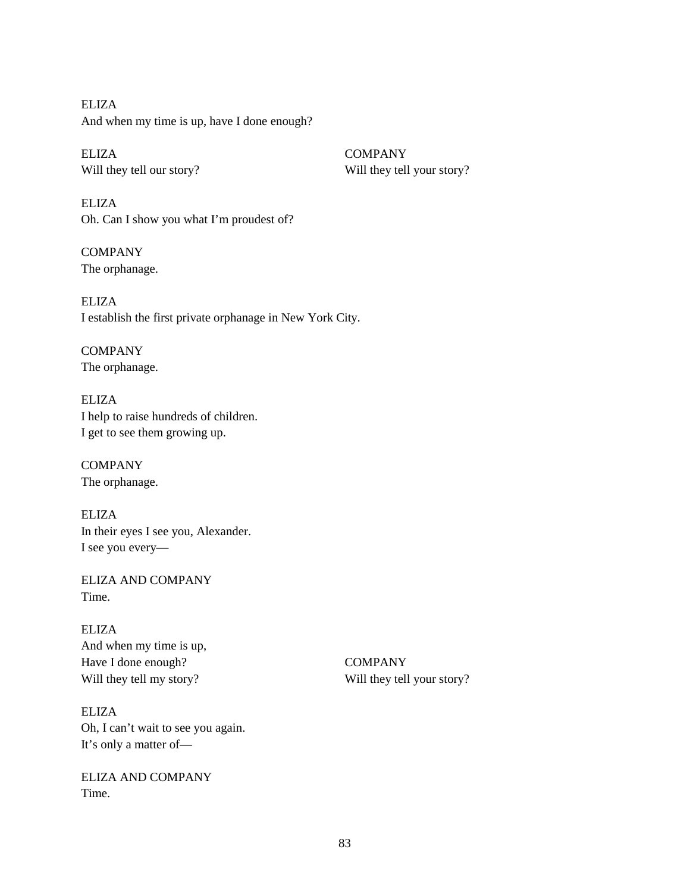ELIZA
And when my time is up, have I done enough?

ELIZA
Will they tell our story?

COMPANY
Will they tell your story?

ELIZA
Oh. Can I show you what I'm proudest of?

COMPANY
The orphanage.

ELIZA
I establish the first private orphanage in New York City.

COMPANY
The orphanage.

ELIZA
I help to raise hundreds of children.
I get to see them growing up.

COMPANY
The orphanage.

ELIZA
In their eyes I see you, Alexander.
I see you every—

ELIZA AND COMPANY
Time.

ELIZA
And when my time is up,
Have I done enough?
Will they tell my story?

COMPANY
Will they tell your story?

ELIZA
Oh, I can't wait to see you again.
It's only a matter of—

ELIZA AND COMPANY
Time.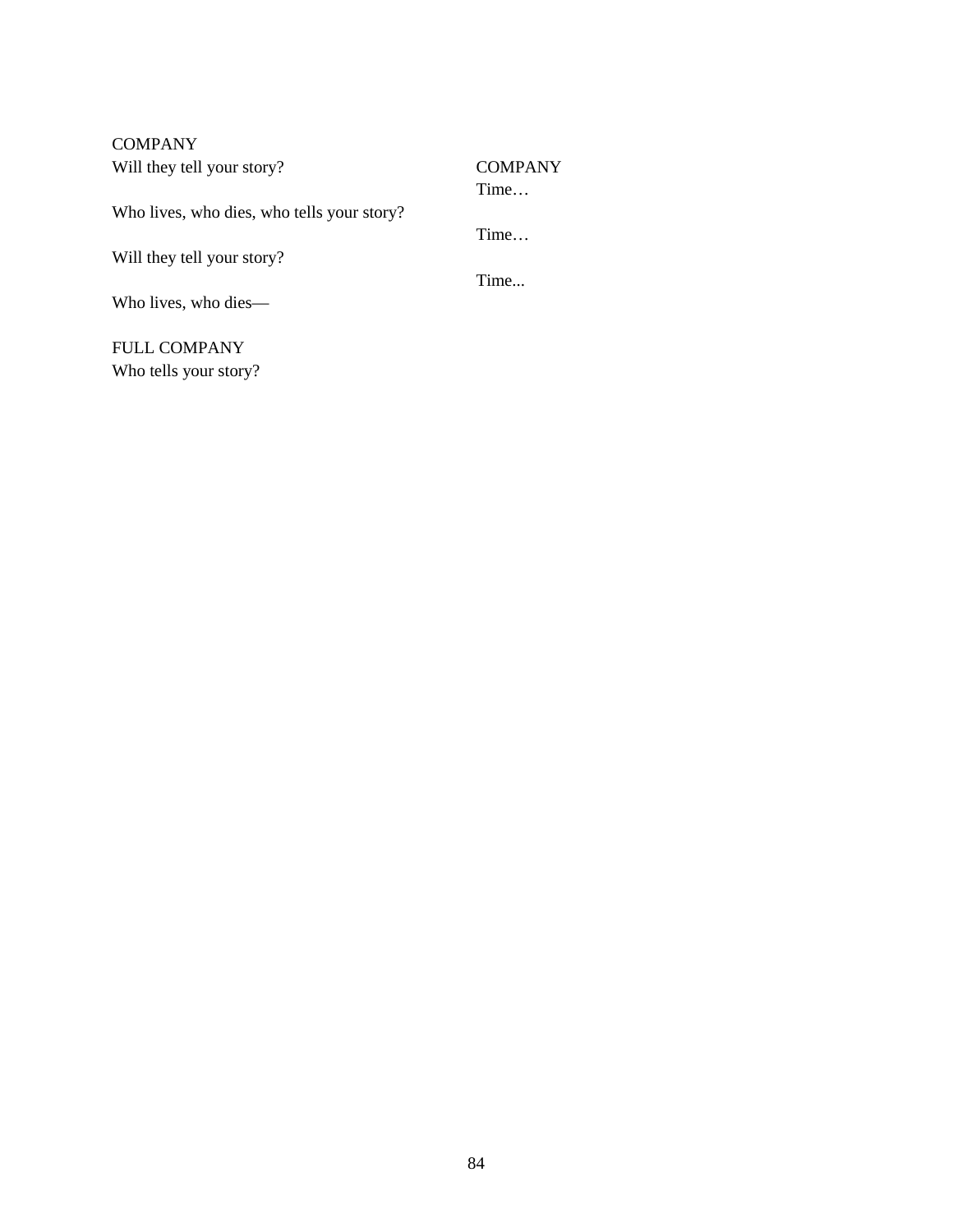COMPANY
Will they tell your story?

Who lives, who dies, who tells your story?

Will they tell your story?

Who lives, who dies—

COMPANY
Time…

Time…

Time...

FULL COMPANY
Who tells your story?